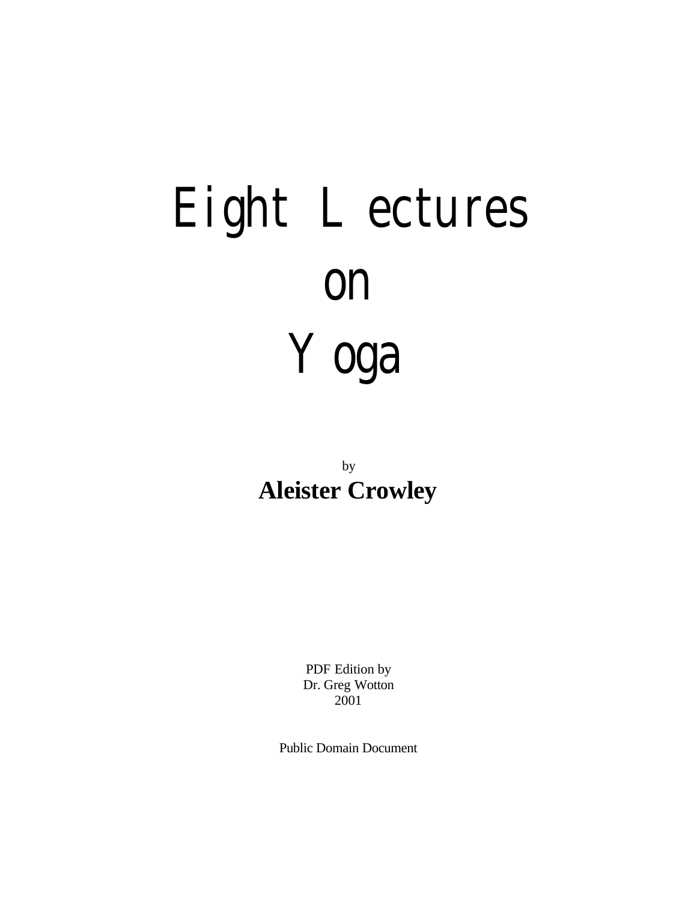# Eight Lectures on Yoga

by

**Aleister Crowley**

PDF Edition by
Dr. Greg Wotton
2001

Public Domain Document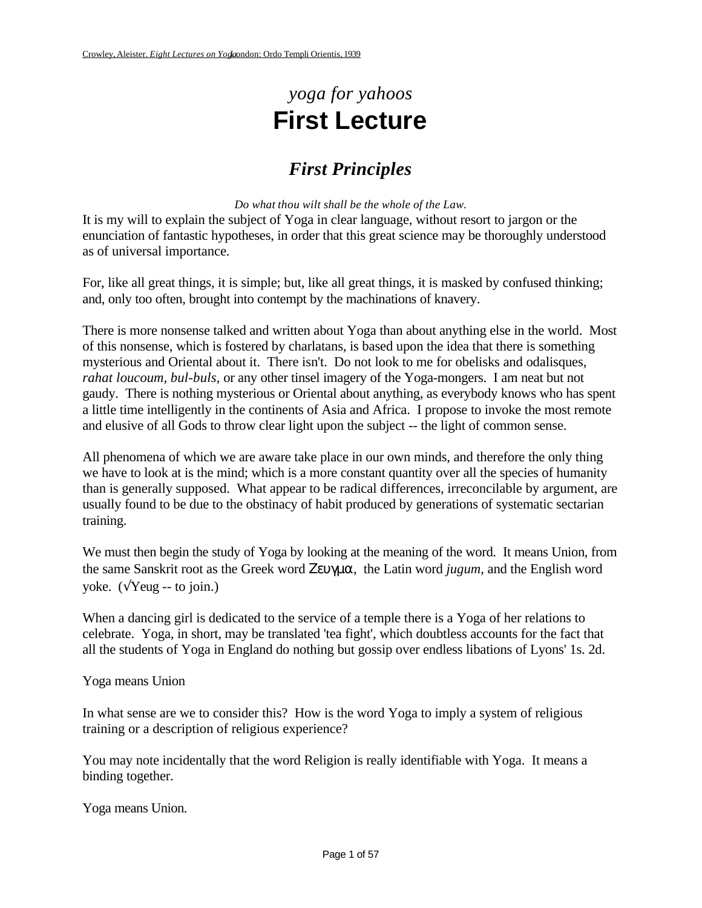*yoga for yahoos*

# First Lecture

## *First Principles*

*Do what thou wilt shall be the whole of the Law.*

It is my will to explain the subject of Yoga in clear language, without resort to jargon or the enunciation of fantastic hypotheses, in order that this great science may be thoroughly understood as of universal importance.

For, like all great things, it is simple; but, like all great things, it is masked by confused thinking; and, only too often, brought into contempt by the machinations of knavery.

There is more nonsense talked and written about Yoga than about anything else in the world. Most of this nonsense, which is fostered by charlatans, is based upon the idea that there is something mysterious and Oriental about it. There isn't. Do not look to me for obelisks and odalisques, *rahat loucoum*, *bul-buls*, or any other tinsel imagery of the Yoga-mongers. I am neat but not gaudy. There is nothing mysterious or Oriental about anything, as everybody knows who has spent a little time intelligently in the continents of Asia and Africa. I propose to invoke the most remote and elusive of all Gods to throw clear light upon the subject -- the light of common sense.

All phenomena of which we are aware take place in our own minds, and therefore the only thing we have to look at is the mind; which is a more constant quantity over all the species of humanity than is generally supposed. What appear to be radical differences, irreconcilable by argument, are usually found to be due to the obstinacy of habit produced by generations of systematic sectarian training.

We must then begin the study of Yoga by looking at the meaning of the word. It means Union, from the same Sanskrit root as the Greek word Ζευγμα, the Latin word *jugum*, and the English word yoke. (√Yeug -- to join.)

When a dancing girl is dedicated to the service of a temple there is a Yoga of her relations to celebrate. Yoga, in short, may be translated 'tea fight', which doubtless accounts for the fact that all the students of Yoga in England do nothing but gossip over endless libations of Lyons' 1s. 2d.

Yoga means Union

In what sense are we to consider this? How is the word Yoga to imply a system of religious training or a description of religious experience?

You may note incidentally that the word Religion is really identifiable with Yoga. It means a binding together.

Yoga means Union.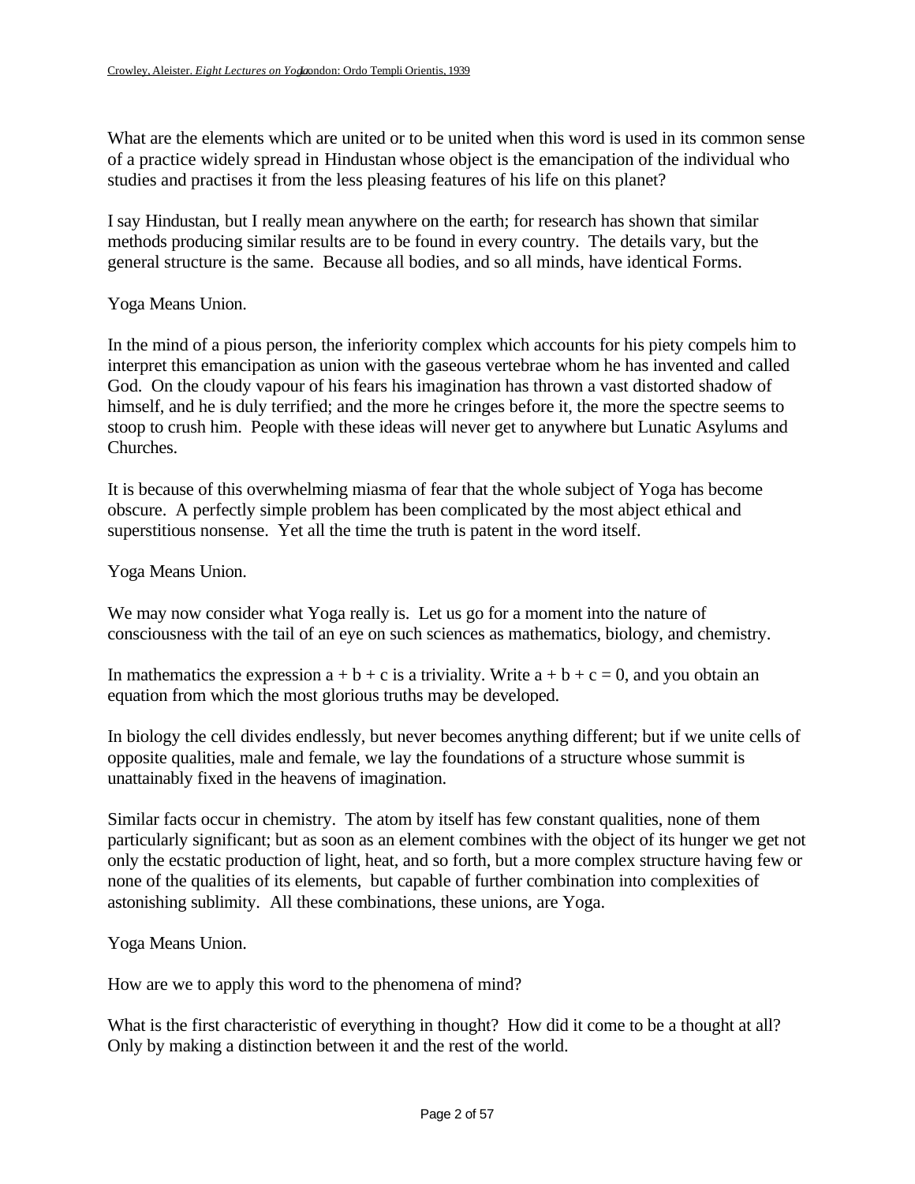What are the elements which are united or to be united when this word is used in its common sense of a practice widely spread in Hindustan whose object is the emancipation of the individual who studies and practises it from the less pleasing features of his life on this planet?

I say Hindustan, but I really mean anywhere on the earth; for research has shown that similar methods producing similar results are to be found in every country. The details vary, but the general structure is the same. Because all bodies, and so all minds, have identical Forms.

Yoga Means Union.

In the mind of a pious person, the inferiority complex which accounts for his piety compels him to interpret this emancipation as union with the gaseous vertebrae whom he has invented and called God. On the cloudy vapour of his fears his imagination has thrown a vast distorted shadow of himself, and he is duly terrified; and the more he cringes before it, the more the spectre seems to stoop to crush him. People with these ideas will never get to anywhere but Lunatic Asylums and Churches.

It is because of this overwhelming miasma of fear that the whole subject of Yoga has become obscure. A perfectly simple problem has been complicated by the most abject ethical and superstitious nonsense. Yet all the time the truth is patent in the word itself.

Yoga Means Union.

We may now consider what Yoga really is. Let us go for a moment into the nature of consciousness with the tail of an eye on such sciences as mathematics, biology, and chemistry.

In mathematics the expression $a + b + c$ is a triviality. Write $a + b + c = 0$, and you obtain an equation from which the most glorious truths may be developed.

In biology the cell divides endlessly, but never becomes anything different; but if we unite cells of opposite qualities, male and female, we lay the foundations of a structure whose summit is unattainably fixed in the heavens of imagination.

Similar facts occur in chemistry. The atom by itself has few constant qualities, none of them particularly significant; but as soon as an element combines with the object of its hunger we get not only the ecstatic production of light, heat, and so forth, but a more complex structure having few or none of the qualities of its elements, but capable of further combination into complexities of astonishing sublimity. All these combinations, these unions, are Yoga.

Yoga Means Union.

How are we to apply this word to the phenomena of mind?

What is the first characteristic of everything in thought? How did it come to be a thought at all? Only by making a distinction between it and the rest of the world.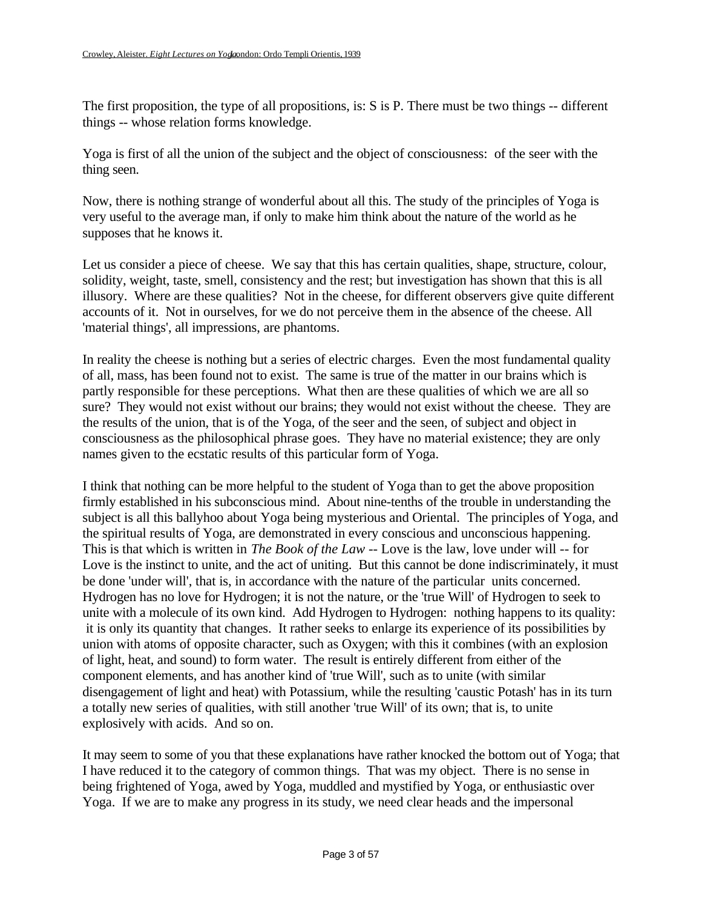The first proposition, the type of all propositions, is: S is P. There must be two things -- different things -- whose relation forms knowledge.

Yoga is first of all the union of the subject and the object of consciousness: of the seer with the thing seen.

Now, there is nothing strange of wonderful about all this. The study of the principles of Yoga is very useful to the average man, if only to make him think about the nature of the world as he supposes that he knows it.

Let us consider a piece of cheese. We say that this has certain qualities, shape, structure, colour, solidity, weight, taste, smell, consistency and the rest; but investigation has shown that this is all illusory. Where are these qualities? Not in the cheese, for different observers give quite different accounts of it. Not in ourselves, for we do not perceive them in the absence of the cheese. All 'material things', all impressions, are phantoms.

In reality the cheese is nothing but a series of electric charges. Even the most fundamental quality of all, mass, has been found not to exist. The same is true of the matter in our brains which is partly responsible for these perceptions. What then are these qualities of which we are all so sure? They would not exist without our brains; they would not exist without the cheese. They are the results of the union, that is of the Yoga, of the seer and the seen, of subject and object in consciousness as the philosophical phrase goes. They have no material existence; they are only names given to the ecstatic results of this particular form of Yoga.

I think that nothing can be more helpful to the student of Yoga than to get the above proposition firmly established in his subconscious mind. About nine-tenths of the trouble in understanding the subject is all this ballyhoo about Yoga being mysterious and Oriental. The principles of Yoga, and the spiritual results of Yoga, are demonstrated in every conscious and unconscious happening. This is that which is written in *The Book of the Law* -- Love is the law, love under will -- for Love is the instinct to unite, and the act of uniting. But this cannot be done indiscriminately, it must be done 'under will', that is, in accordance with the nature of the particular units concerned. Hydrogen has no love for Hydrogen; it is not the nature, or the 'true Will' of Hydrogen to seek to unite with a molecule of its own kind. Add Hydrogen to Hydrogen: nothing happens to its quality: it is only its quantity that changes. It rather seeks to enlarge its experience of its possibilities by union with atoms of opposite character, such as Oxygen; with this it combines (with an explosion of light, heat, and sound) to form water. The result is entirely different from either of the component elements, and has another kind of 'true Will', such as to unite (with similar disengagement of light and heat) with Potassium, while the resulting 'caustic Potash' has in its turn a totally new series of qualities, with still another 'true Will' of its own; that is, to unite explosively with acids. And so on.

It may seem to some of you that these explanations have rather knocked the bottom out of Yoga; that I have reduced it to the category of common things. That was my object. There is no sense in being frightened of Yoga, awed by Yoga, muddled and mystified by Yoga, or enthusiastic over Yoga. If we are to make any progress in its study, we need clear heads and the impersonal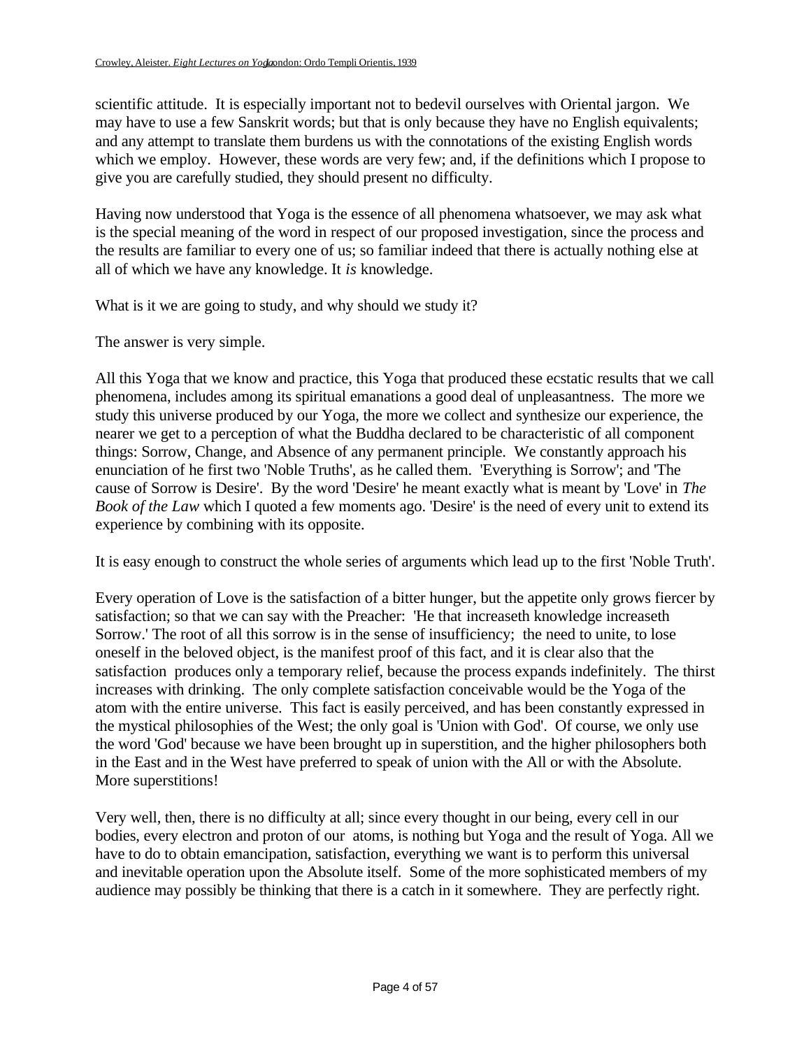scientific attitude. It is especially important not to bedevil ourselves with Oriental jargon. We may have to use a few Sanskrit words; but that is only because they have no English equivalents; and any attempt to translate them burdens us with the connotations of the existing English words which we employ. However, these words are very few; and, if the definitions which I propose to give you are carefully studied, they should present no difficulty.

Having now understood that Yoga is the essence of all phenomena whatsoever, we may ask what is the special meaning of the word in respect of our proposed investigation, since the process and the results are familiar to every one of us; so familiar indeed that there is actually nothing else at all of which we have any knowledge. It *is* knowledge.

What is it we are going to study, and why should we study it?

The answer is very simple.

All this Yoga that we know and practice, this Yoga that produced these ecstatic results that we call phenomena, includes among its spiritual emanations a good deal of unpleasantness. The more we study this universe produced by our Yoga, the more we collect and synthesize our experience, the nearer we get to a perception of what the Buddha declared to be characteristic of all component things: Sorrow, Change, and Absence of any permanent principle. We constantly approach his enunciation of he first two 'Noble Truths', as he called them. 'Everything is Sorrow'; and 'The cause of Sorrow is Desire'. By the word 'Desire' he meant exactly what is meant by 'Love' in *The Book of the Law* which I quoted a few moments ago. 'Desire' is the need of every unit to extend its experience by combining with its opposite.

It is easy enough to construct the whole series of arguments which lead up to the first 'Noble Truth'.

Every operation of Love is the satisfaction of a bitter hunger, but the appetite only grows fiercer by satisfaction; so that we can say with the Preacher: 'He that increaseth knowledge increaseth Sorrow.' The root of all this sorrow is in the sense of insufficiency; the need to unite, to lose oneself in the beloved object, is the manifest proof of this fact, and it is clear also that the satisfaction produces only a temporary relief, because the process expands indefinitely. The thirst increases with drinking. The only complete satisfaction conceivable would be the Yoga of the atom with the entire universe. This fact is easily perceived, and has been constantly expressed in the mystical philosophies of the West; the only goal is 'Union with God'. Of course, we only use the word 'God' because we have been brought up in superstition, and the higher philosophers both in the East and in the West have preferred to speak of union with the All or with the Absolute. More superstitions!

Very well, then, there is no difficulty at all; since every thought in our being, every cell in our bodies, every electron and proton of our atoms, is nothing but Yoga and the result of Yoga. All we have to do to obtain emancipation, satisfaction, everything we want is to perform this universal and inevitable operation upon the Absolute itself. Some of the more sophisticated members of my audience may possibly be thinking that there is a catch in it somewhere. They are perfectly right.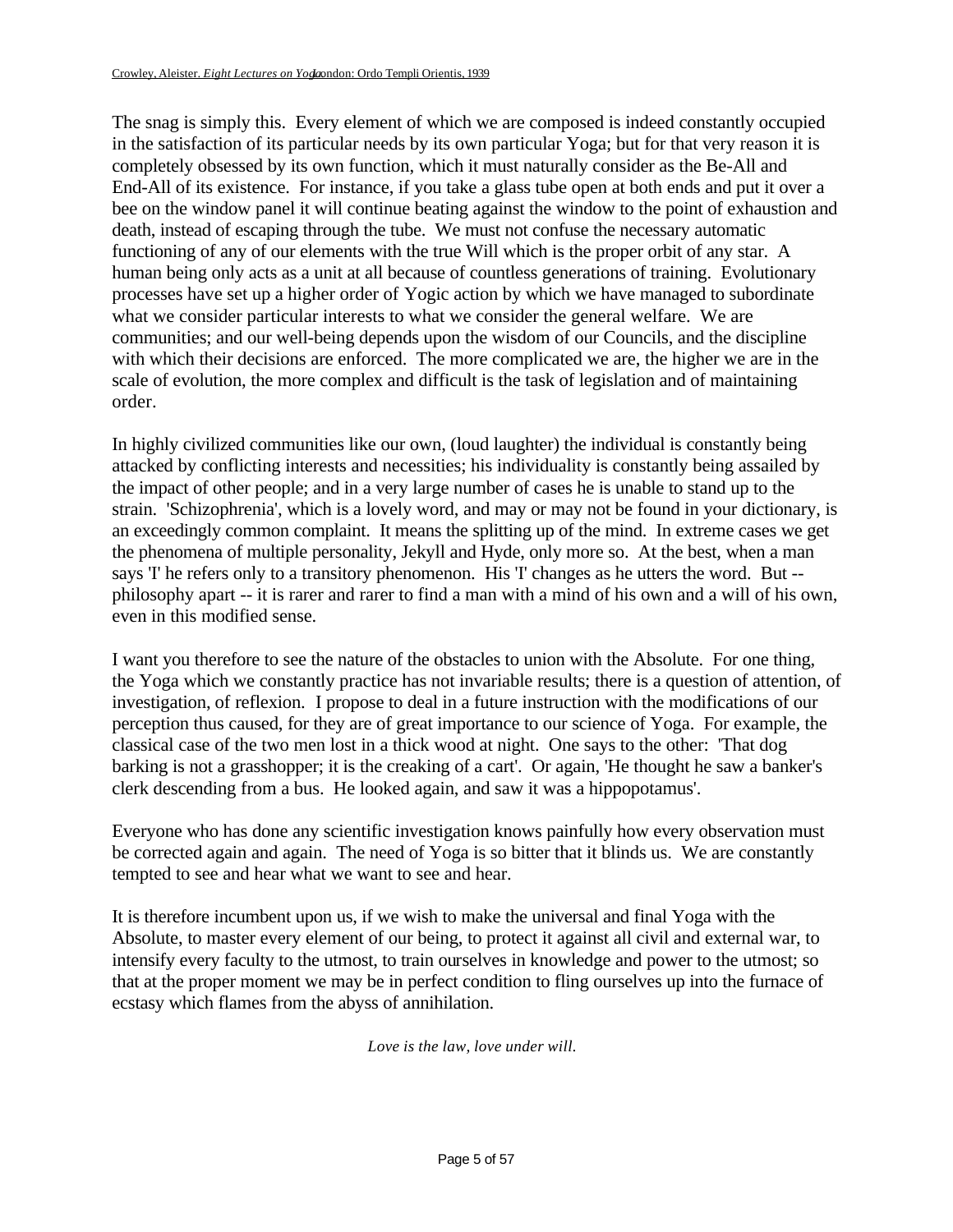The snag is simply this. Every element of which we are composed is indeed constantly occupied in the satisfaction of its particular needs by its own particular Yoga; but for that very reason it is completely obsessed by its own function, which it must naturally consider as the Be-All and End-All of its existence. For instance, if you take a glass tube open at both ends and put it over a bee on the window panel it will continue beating against the window to the point of exhaustion and death, instead of escaping through the tube. We must not confuse the necessary automatic functioning of any of our elements with the true Will which is the proper orbit of any star. A human being only acts as a unit at all because of countless generations of training. Evolutionary processes have set up a higher order of Yogic action by which we have managed to subordinate what we consider particular interests to what we consider the general welfare. We are communities; and our well-being depends upon the wisdom of our Councils, and the discipline with which their decisions are enforced. The more complicated we are, the higher we are in the scale of evolution, the more complex and difficult is the task of legislation and of maintaining order.

In highly civilized communities like our own, (loud laughter) the individual is constantly being attacked by conflicting interests and necessities; his individuality is constantly being assailed by the impact of other people; and in a very large number of cases he is unable to stand up to the strain. 'Schizophrenia', which is a lovely word, and may or may not be found in your dictionary, is an exceedingly common complaint. It means the splitting up of the mind. In extreme cases we get the phenomena of multiple personality, Jekyll and Hyde, only more so. At the best, when a man says 'I' he refers only to a transitory phenomenon. His 'I' changes as he utters the word. But -- philosophy apart -- it is rarer and rarer to find a man with a mind of his own and a will of his own, even in this modified sense.

I want you therefore to see the nature of the obstacles to union with the Absolute. For one thing, the Yoga which we constantly practice has not invariable results; there is a question of attention, of investigation, of reflexion. I propose to deal in a future instruction with the modifications of our perception thus caused, for they are of great importance to our science of Yoga. For example, the classical case of the two men lost in a thick wood at night. One says to the other: 'That dog barking is not a grasshopper; it is the creaking of a cart'. Or again, 'He thought he saw a banker's clerk descending from a bus. He looked again, and saw it was a hippopotamus'.

Everyone who has done any scientific investigation knows painfully how every observation must be corrected again and again. The need of Yoga is so bitter that it blinds us. We are constantly tempted to see and hear what we want to see and hear.

It is therefore incumbent upon us, if we wish to make the universal and final Yoga with the Absolute, to master every element of our being, to protect it against all civil and external war, to intensify every faculty to the utmost, to train ourselves in knowledge and power to the utmost; so that at the proper moment we may be in perfect condition to fling ourselves up into the furnace of ecstasy which flames from the abyss of annihilation.

*Love is the law, love under will.*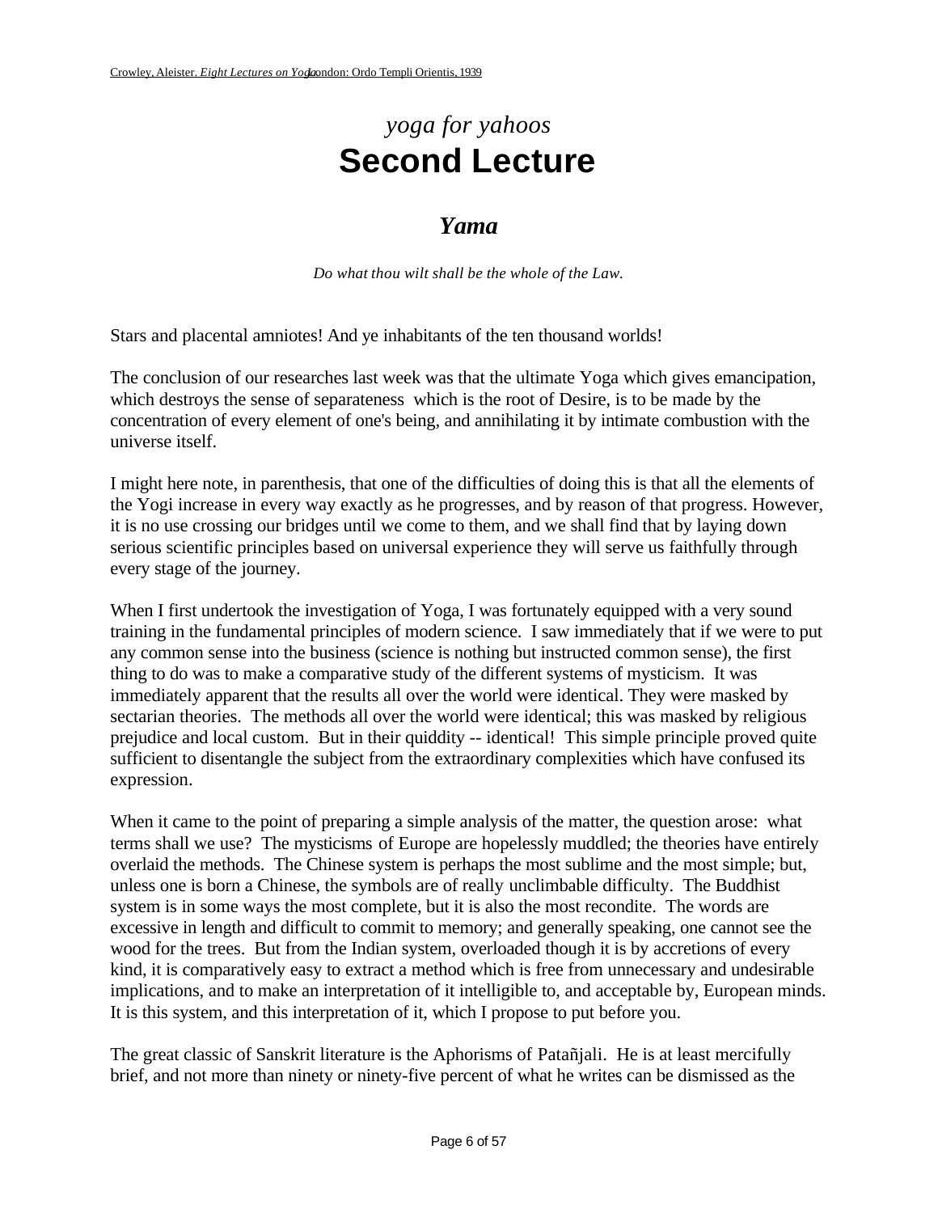*yoga for yahoos*

# Second Lecture

## *Yama*

*Do what thou wilt shall be the whole of the Law.*

Stars and placental amniotes! And ye inhabitants of the ten thousand worlds!

The conclusion of our researches last week was that the ultimate Yoga which gives emancipation, which destroys the sense of separateness which is the root of Desire, is to be made by the concentration of every element of one's being, and annihilating it by intimate combustion with the universe itself.

I might here note, in parenthesis, that one of the difficulties of doing this is that all the elements of the Yogi increase in every way exactly as he progresses, and by reason of that progress. However, it is no use crossing our bridges until we come to them, and we shall find that by laying down serious scientific principles based on universal experience they will serve us faithfully through every stage of the journey.

When I first undertook the investigation of Yoga, I was fortunately equipped with a very sound training in the fundamental principles of modern science. I saw immediately that if we were to put any common sense into the business (science is nothing but instructed common sense), the first thing to do was to make a comparative study of the different systems of mysticism. It was immediately apparent that the results all over the world were identical. They were masked by sectarian theories. The methods all over the world were identical; this was masked by religious prejudice and local custom. But in their quiddity -- identical! This simple principle proved quite sufficient to disentangle the subject from the extraordinary complexities which have confused its expression.

When it came to the point of preparing a simple analysis of the matter, the question arose: what terms shall we use? The mysticisms of Europe are hopelessly muddled; the theories have entirely overlaid the methods. The Chinese system is perhaps the most sublime and the most simple; but, unless one is born a Chinese, the symbols are of really unclimbable difficulty. The Buddhist system is in some ways the most complete, but it is also the most recondite. The words are excessive in length and difficult to commit to memory; and generally speaking, one cannot see the wood for the trees. But from the Indian system, overloaded though it is by accretions of every kind, it is comparatively easy to extract a method which is free from unnecessary and undesirable implications, and to make an interpretation of it intelligible to, and acceptable by, European minds. It is this system, and this interpretation of it, which I propose to put before you.

The great classic of Sanskrit literature is the Aphorisms of Patañjali. He is at least mercifully brief, and not more than ninety or ninety-five percent of what he writes can be dismissed as the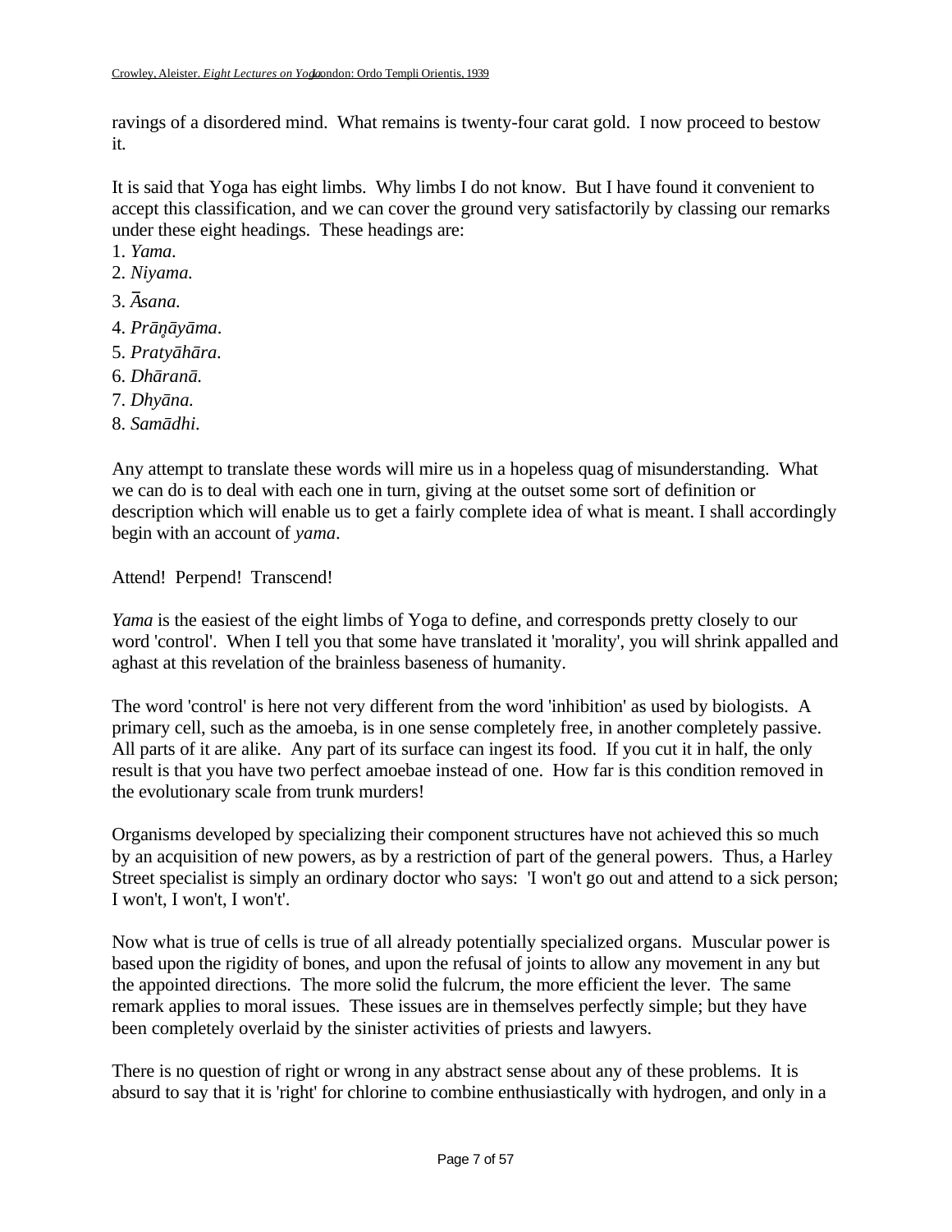ravings of a disordered mind. What remains is twenty-four carat gold. I now proceed to bestow it.

It is said that Yoga has eight limbs. Why limbs I do not know. But I have found it convenient to accept this classification, and we can cover the ground very satisfactorily by classing our remarks under these eight headings. These headings are:

1. *Yama.*
2. *Niyama.*
3. *Āsana.*
4. *Prāṇāyāma.*
5. *Pratyāhāra.*
6. *Dhāranā.*
7. *Dhyāna.*
8. *Samādhi.*

Any attempt to translate these words will mire us in a hopeless quag of misunderstanding. What we can do is to deal with each one in turn, giving at the outset some sort of definition or description which will enable us to get a fairly complete idea of what is meant. I shall accordingly begin with an account of *yama*.

Attend! Perpend! Transcend!

*Yama* is the easiest of the eight limbs of Yoga to define, and corresponds pretty closely to our word 'control'. When I tell you that some have translated it 'morality', you will shrink appalled and aghast at this revelation of the brainless baseness of humanity.

The word 'control' is here not very different from the word 'inhibition' as used by biologists. A primary cell, such as the amoeba, is in one sense completely free, in another completely passive. All parts of it are alike. Any part of its surface can ingest its food. If you cut it in half, the only result is that you have two perfect amoebae instead of one. How far is this condition removed in the evolutionary scale from trunk murders!

Organisms developed by specializing their component structures have not achieved this so much by an acquisition of new powers, as by a restriction of part of the general powers. Thus, a Harley Street specialist is simply an ordinary doctor who says: 'I won't go out and attend to a sick person; I won't, I won't, I won't'.

Now what is true of cells is true of all already potentially specialized organs. Muscular power is based upon the rigidity of bones, and upon the refusal of joints to allow any movement in any but the appointed directions. The more solid the fulcrum, the more efficient the lever. The same remark applies to moral issues. These issues are in themselves perfectly simple; but they have been completely overlaid by the sinister activities of priests and lawyers.

There is no question of right or wrong in any abstract sense about any of these problems. It is absurd to say that it is 'right' for chlorine to combine enthusiastically with hydrogen, and only in a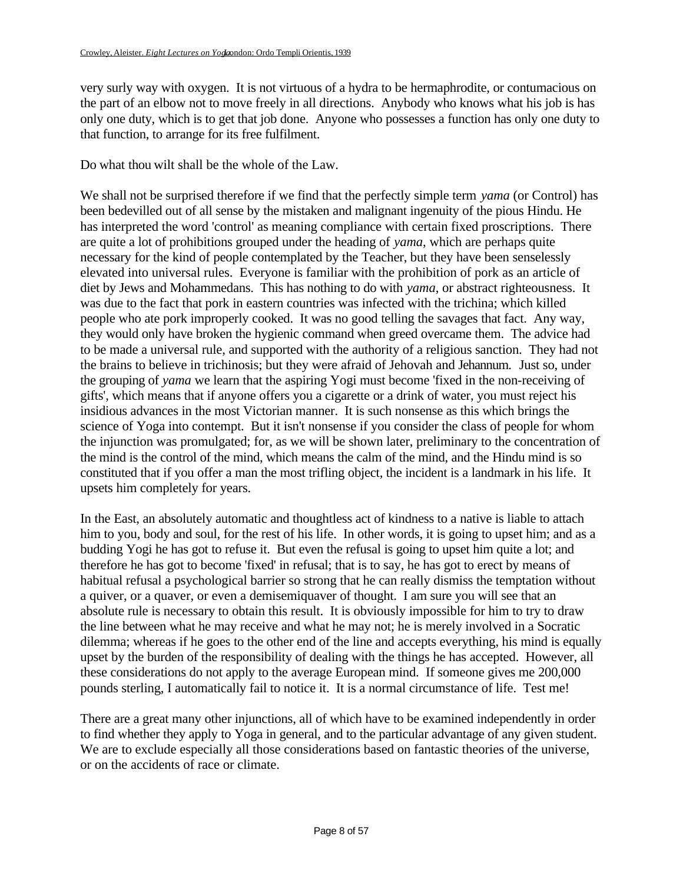very surly way with oxygen. It is not virtuous of a hydra to be hermaphrodite, or contumacious on the part of an elbow not to move freely in all directions. Anybody who knows what his job is has only one duty, which is to get that job done. Anyone who possesses a function has only one duty to that function, to arrange for its free fulfilment.

Do what thou wilt shall be the whole of the Law.

We shall not be surprised therefore if we find that the perfectly simple term *yama* (or Control) has been bedevilled out of all sense by the mistaken and malignant ingenuity of the pious Hindu. He has interpreted the word 'control' as meaning compliance with certain fixed proscriptions. There are quite a lot of prohibitions grouped under the heading of *yama*, which are perhaps quite necessary for the kind of people contemplated by the Teacher, but they have been senselessly elevated into universal rules. Everyone is familiar with the prohibition of pork as an article of diet by Jews and Mohammedans. This has nothing to do with *yama*, or abstract righteousness. It was due to the fact that pork in eastern countries was infected with the trichina; which killed people who ate pork improperly cooked. It was no good telling the savages that fact. Any way, they would only have broken the hygienic command when greed overcame them. The advice had to be made a universal rule, and supported with the authority of a religious sanction. They had not the brains to believe in trichinosis; but they were afraid of Jehovah and Jehannum. Just so, under the grouping of *yama* we learn that the aspiring Yogi must become 'fixed in the non-receiving of gifts', which means that if anyone offers you a cigarette or a drink of water, you must reject his insidious advances in the most Victorian manner. It is such nonsense as this which brings the science of Yoga into contempt. But it isn't nonsense if you consider the class of people for whom the injunction was promulgated; for, as we will be shown later, preliminary to the concentration of the mind is the control of the mind, which means the calm of the mind, and the Hindu mind is so constituted that if you offer a man the most trifling object, the incident is a landmark in his life. It upsets him completely for years.

In the East, an absolutely automatic and thoughtless act of kindness to a native is liable to attach him to you, body and soul, for the rest of his life. In other words, it is going to upset him; and as a budding Yogi he has got to refuse it. But even the refusal is going to upset him quite a lot; and therefore he has got to become 'fixed' in refusal; that is to say, he has got to erect by means of habitual refusal a psychological barrier so strong that he can really dismiss the temptation without a quiver, or a quaver, or even a demisemiquaver of thought. I am sure you will see that an absolute rule is necessary to obtain this result. It is obviously impossible for him to try to draw the line between what he may receive and what he may not; he is merely involved in a Socratic dilemma; whereas if he goes to the other end of the line and accepts everything, his mind is equally upset by the burden of the responsibility of dealing with the things he has accepted. However, all these considerations do not apply to the average European mind. If someone gives me 200,000 pounds sterling, I automatically fail to notice it. It is a normal circumstance of life. Test me!

There are a great many other injunctions, all of which have to be examined independently in order to find whether they apply to Yoga in general, and to the particular advantage of any given student. We are to exclude especially all those considerations based on fantastic theories of the universe, or on the accidents of race or climate.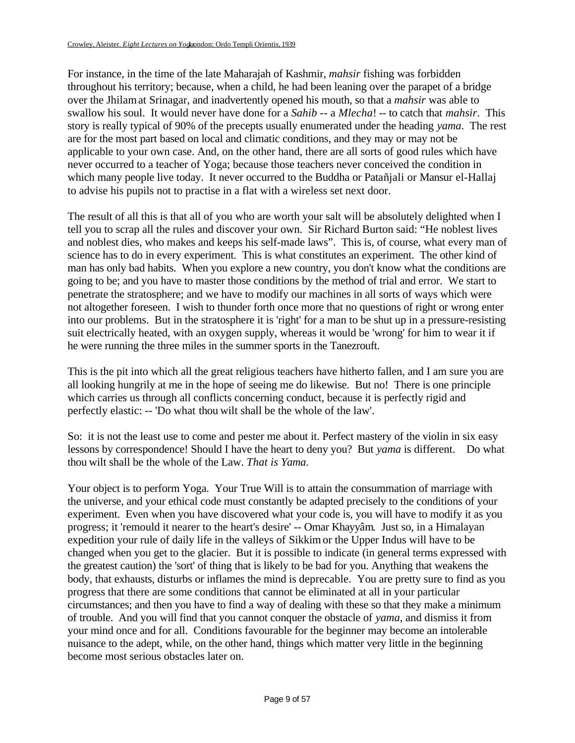For instance, in the time of the late Maharajah of Kashmir, *mahsir* fishing was forbidden throughout his territory; because, when a child, he had been leaning over the parapet of a bridge over the Jhilam at Srinagar, and inadvertently opened his mouth, so that a *mahsir* was able to swallow his soul. It would never have done for a *Sahib* -- a *Mlecha*! -- to catch that *mahsir*. This story is really typical of 90% of the precepts usually enumerated under the heading *yama*. The rest are for the most part based on local and climatic conditions, and they may or may not be applicable to your own case. And, on the other hand, there are all sorts of good rules which have never occurred to a teacher of Yoga; because those teachers never conceived the condition in which many people live today. It never occurred to the Buddha or Patañjali or Mansur el-Hallaj to advise his pupils not to practise in a flat with a wireless set next door.

The result of all this is that all of you who are worth your salt will be absolutely delighted when I tell you to scrap all the rules and discover your own. Sir Richard Burton said: "He noblest lives and noblest dies, who makes and keeps his self-made laws". This is, of course, what every man of science has to do in every experiment. This is what constitutes an experiment. The other kind of man has only bad habits. When you explore a new country, you don't know what the conditions are going to be; and you have to master those conditions by the method of trial and error. We start to penetrate the stratosphere; and we have to modify our machines in all sorts of ways which were not altogether foreseen. I wish to thunder forth once more that no questions of right or wrong enter into our problems. But in the stratosphere it is 'right' for a man to be shut up in a pressure-resisting suit electrically heated, with an oxygen supply, whereas it would be 'wrong' for him to wear it if he were running the three miles in the summer sports in the Tanezrouft.

This is the pit into which all the great religious teachers have hitherto fallen, and I am sure you are all looking hungrily at me in the hope of seeing me do likewise. But no! There is one principle which carries us through all conflicts concerning conduct, because it is perfectly rigid and perfectly elastic: -- 'Do what thou wilt shall be the whole of the law'.

So: it is not the least use to come and pester me about it. Perfect mastery of the violin in six easy lessons by correspondence! Should I have the heart to deny you? But *yama* is different. Do what thou wilt shall be the whole of the Law. *That is Yama.*

Your object is to perform Yoga. Your True Will is to attain the consummation of marriage with the universe, and your ethical code must constantly be adapted precisely to the conditions of your experiment. Even when you have discovered what your code is, you will have to modify it as you progress; it 'remould it nearer to the heart's desire' -- Omar Khayyâm. Just so, in a Himalayan expedition your rule of daily life in the valleys of Sikkim or the Upper Indus will have to be changed when you get to the glacier. But it is possible to indicate (in general terms expressed with the greatest caution) the 'sort' of thing that is likely to be bad for you. Anything that weakens the body, that exhausts, disturbs or inflames the mind is deprecable. You are pretty sure to find as you progress that there are some conditions that cannot be eliminated at all in your particular circumstances; and then you have to find a way of dealing with these so that they make a minimum of trouble. And you will find that you cannot conquer the obstacle of *yama*, and dismiss it from your mind once and for all. Conditions favourable for the beginner may become an intolerable nuisance to the adept, while, on the other hand, things which matter very little in the beginning become most serious obstacles later on.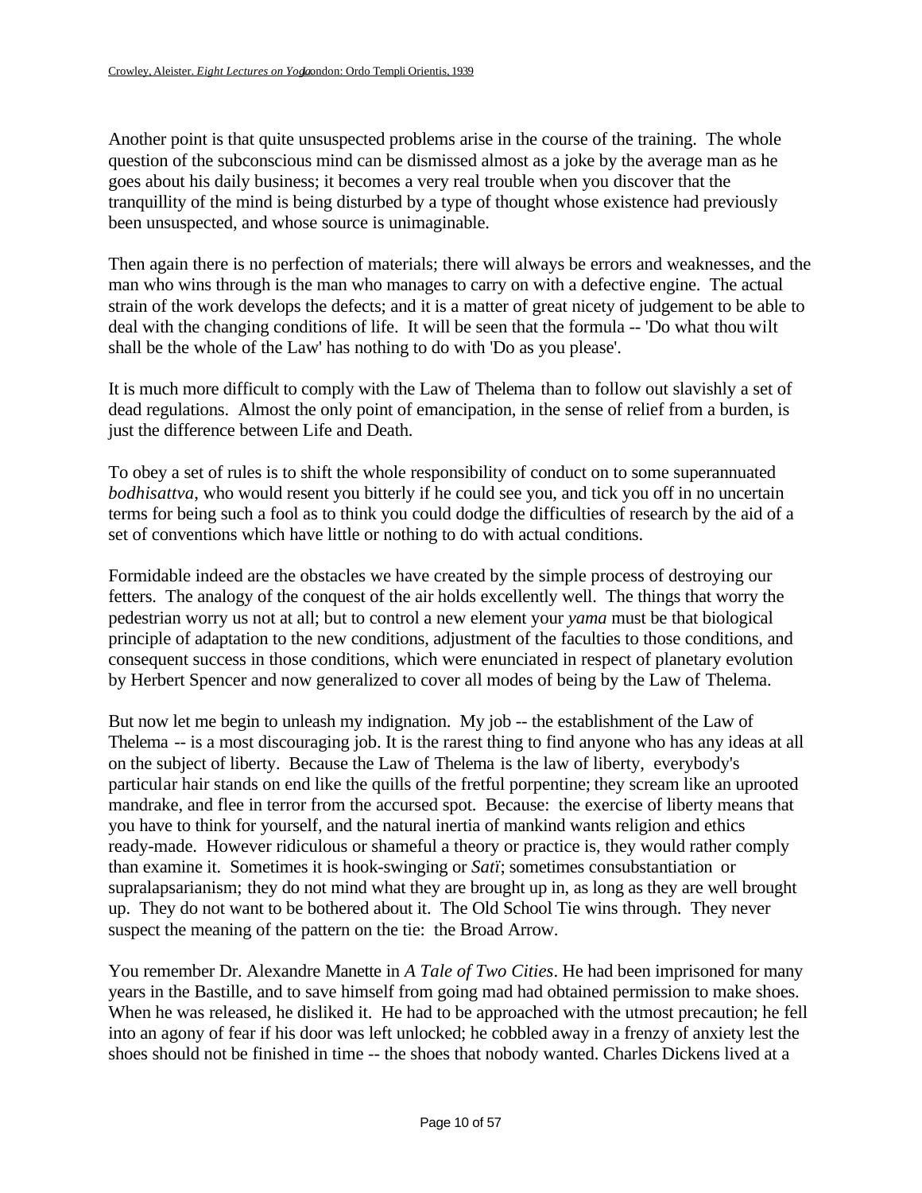Another point is that quite unsuspected problems arise in the course of the training. The whole question of the subconscious mind can be dismissed almost as a joke by the average man as he goes about his daily business; it becomes a very real trouble when you discover that the tranquillity of the mind is being disturbed by a type of thought whose existence had previously been unsuspected, and whose source is unimaginable.

Then again there is no perfection of materials; there will always be errors and weaknesses, and the man who wins through is the man who manages to carry on with a defective engine. The actual strain of the work develops the defects; and it is a matter of great nicety of judgement to be able to deal with the changing conditions of life. It will be seen that the formula -- 'Do what thou wilt shall be the whole of the Law' has nothing to do with 'Do as you please'.

It is much more difficult to comply with the Law of Thelema than to follow out slavishly a set of dead regulations. Almost the only point of emancipation, in the sense of relief from a burden, is just the difference between Life and Death.

To obey a set of rules is to shift the whole responsibility of conduct on to some superannuated *bodhisattva*, who would resent you bitterly if he could see you, and tick you off in no uncertain terms for being such a fool as to think you could dodge the difficulties of research by the aid of a set of conventions which have little or nothing to do with actual conditions.

Formidable indeed are the obstacles we have created by the simple process of destroying our fetters. The analogy of the conquest of the air holds excellently well. The things that worry the pedestrian worry us not at all; but to control a new element your *yama* must be that biological principle of adaptation to the new conditions, adjustment of the faculties to those conditions, and consequent success in those conditions, which were enunciated in respect of planetary evolution by Herbert Spencer and now generalized to cover all modes of being by the Law of Thelema.

But now let me begin to unleash my indignation. My job -- the establishment of the Law of Thelema -- is a most discouraging job. It is the rarest thing to find anyone who has any ideas at all on the subject of liberty. Because the Law of Thelema is the law of liberty, everybody's particular hair stands on end like the quills of the fretful porpentine; they scream like an uprooted mandrake, and flee in terror from the accursed spot. Because: the exercise of liberty means that you have to think for yourself, and the natural inertia of mankind wants religion and ethics ready-made. However ridiculous or shameful a theory or practice is, they would rather comply than examine it. Sometimes it is hook-swinging or *Satï*; sometimes consubstantiation or supralapsarianism; they do not mind what they are brought up in, as long as they are well brought up. They do not want to be bothered about it. The Old School Tie wins through. They never suspect the meaning of the pattern on the tie: the Broad Arrow.

You remember Dr. Alexandre Manette in *A Tale of Two Cities*. He had been imprisoned for many years in the Bastille, and to save himself from going mad had obtained permission to make shoes. When he was released, he disliked it. He had to be approached with the utmost precaution; he fell into an agony of fear if his door was left unlocked; he cobbled away in a frenzy of anxiety lest the shoes should not be finished in time -- the shoes that nobody wanted. Charles Dickens lived at a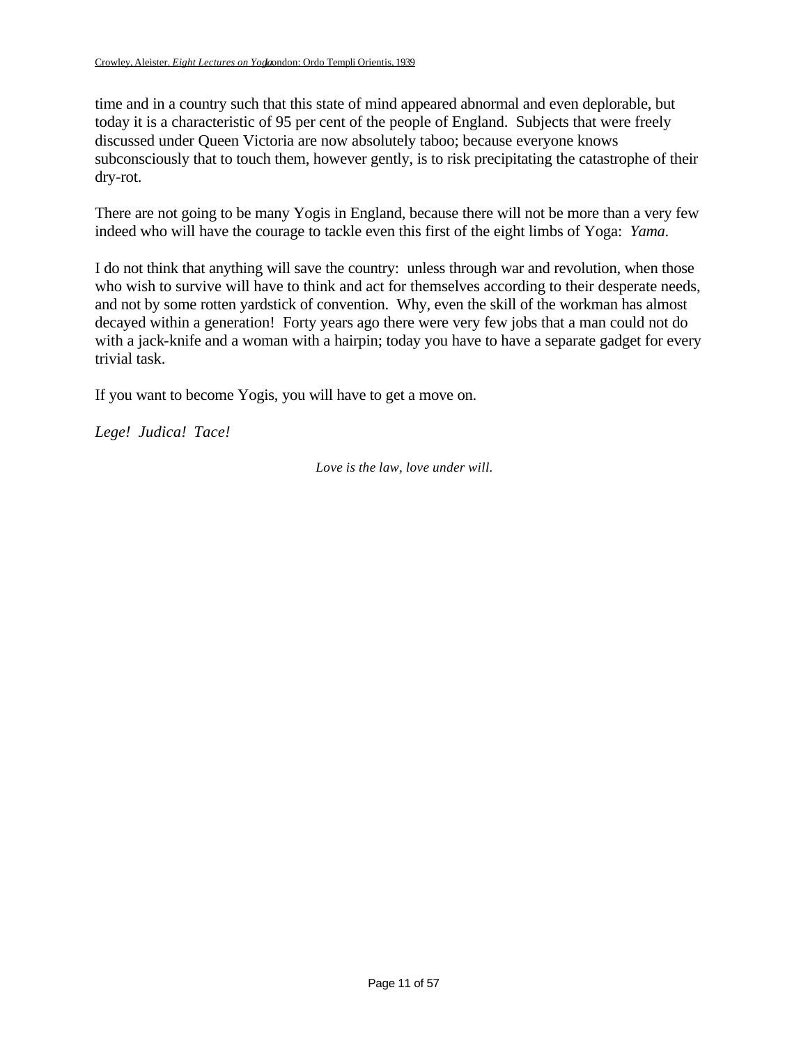time and in a country such that this state of mind appeared abnormal and even deplorable, but today it is a characteristic of 95 per cent of the people of England. Subjects that were freely discussed under Queen Victoria are now absolutely taboo; because everyone knows subconsciously that to touch them, however gently, is to risk precipitating the catastrophe of their dry-rot.

There are not going to be many Yogis in England, because there will not be more than a very few indeed who will have the courage to tackle even this first of the eight limbs of Yoga: *Yama*.

I do not think that anything will save the country: unless through war and revolution, when those who wish to survive will have to think and act for themselves according to their desperate needs, and not by some rotten yardstick of convention. Why, even the skill of the workman has almost decayed within a generation! Forty years ago there were very few jobs that a man could not do with a jack-knife and a woman with a hairpin; today you have to have a separate gadget for every trivial task.

If you want to become Yogis, you will have to get a move on.

*Lege! Judica! Tace!*

*Love is the law, love under will.*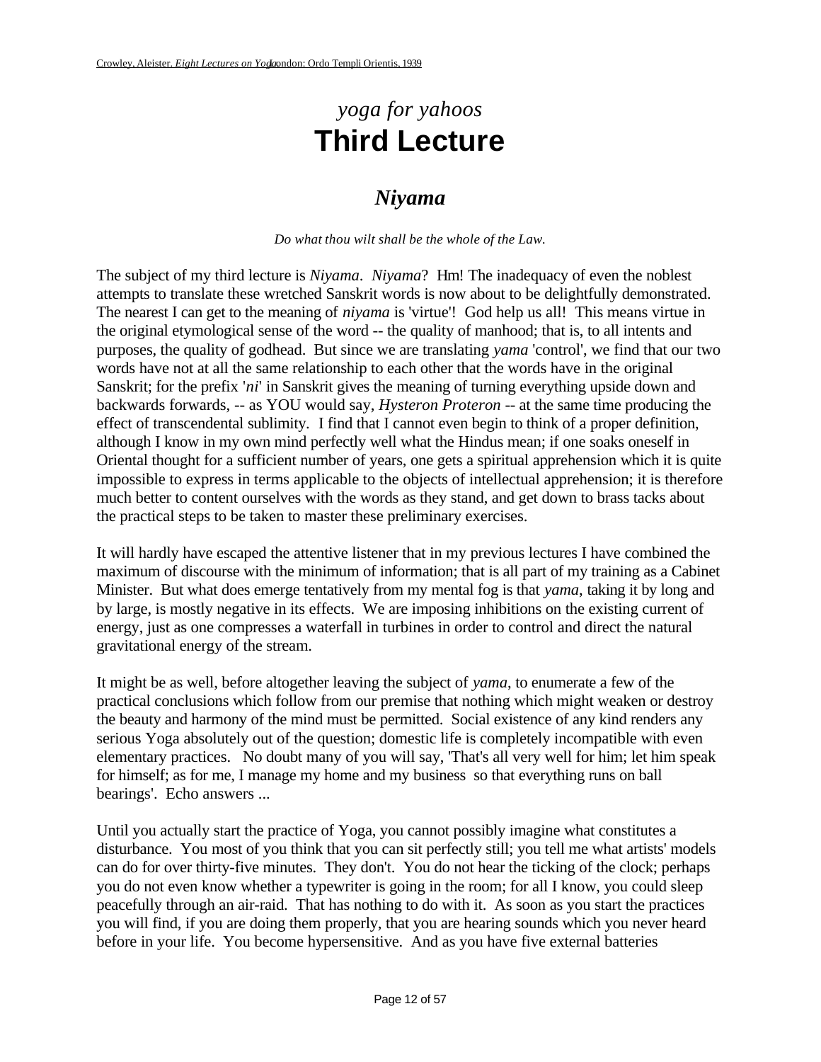# *yoga for yahoos*
# Third Lecture

## *Niyama*

*Do what thou wilt shall be the whole of the Law.*

The subject of my third lecture is *Niyama*. *Niyama*? Hm! The inadequacy of even the noblest attempts to translate these wretched Sanskrit words is now about to be delightfully demonstrated. The nearest I can get to the meaning of *niyama* is 'virtue'! God help us all! This means virtue in the original etymological sense of the word -- the quality of manhood; that is, to all intents and purposes, the quality of godhead. But since we are translating *yama* 'control', we find that our two words have not at all the same relationship to each other that the words have in the original Sanskrit; for the prefix '*ni*' in Sanskrit gives the meaning of turning everything upside down and backwards forwards, -- as YOU would say, *Hysteron Proteron* -- at the same time producing the effect of transcendental sublimity. I find that I cannot even begin to think of a proper definition, although I know in my own mind perfectly well what the Hindus mean; if one soaks oneself in Oriental thought for a sufficient number of years, one gets a spiritual apprehension which it is quite impossible to express in terms applicable to the objects of intellectual apprehension; it is therefore much better to content ourselves with the words as they stand, and get down to brass tacks about the practical steps to be taken to master these preliminary exercises.

It will hardly have escaped the attentive listener that in my previous lectures I have combined the maximum of discourse with the minimum of information; that is all part of my training as a Cabinet Minister. But what does emerge tentatively from my mental fog is that *yama*, taking it by long and by large, is mostly negative in its effects. We are imposing inhibitions on the existing current of energy, just as one compresses a waterfall in turbines in order to control and direct the natural gravitational energy of the stream.

It might be as well, before altogether leaving the subject of *yama*, to enumerate a few of the practical conclusions which follow from our premise that nothing which might weaken or destroy the beauty and harmony of the mind must be permitted. Social existence of any kind renders any serious Yoga absolutely out of the question; domestic life is completely incompatible with even elementary practices. No doubt many of you will say, 'That's all very well for him; let him speak for himself; as for me, I manage my home and my business so that everything runs on ball bearings'. Echo answers ...

Until you actually start the practice of Yoga, you cannot possibly imagine what constitutes a disturbance. You most of you think that you can sit perfectly still; you tell me what artists' models can do for over thirty-five minutes. They don't. You do not hear the ticking of the clock; perhaps you do not even know whether a typewriter is going in the room; for all I know, you could sleep peacefully through an air-raid. That has nothing to do with it. As soon as you start the practices you will find, if you are doing them properly, that you are hearing sounds which you never heard before in your life. You become hypersensitive. And as you have five external batteries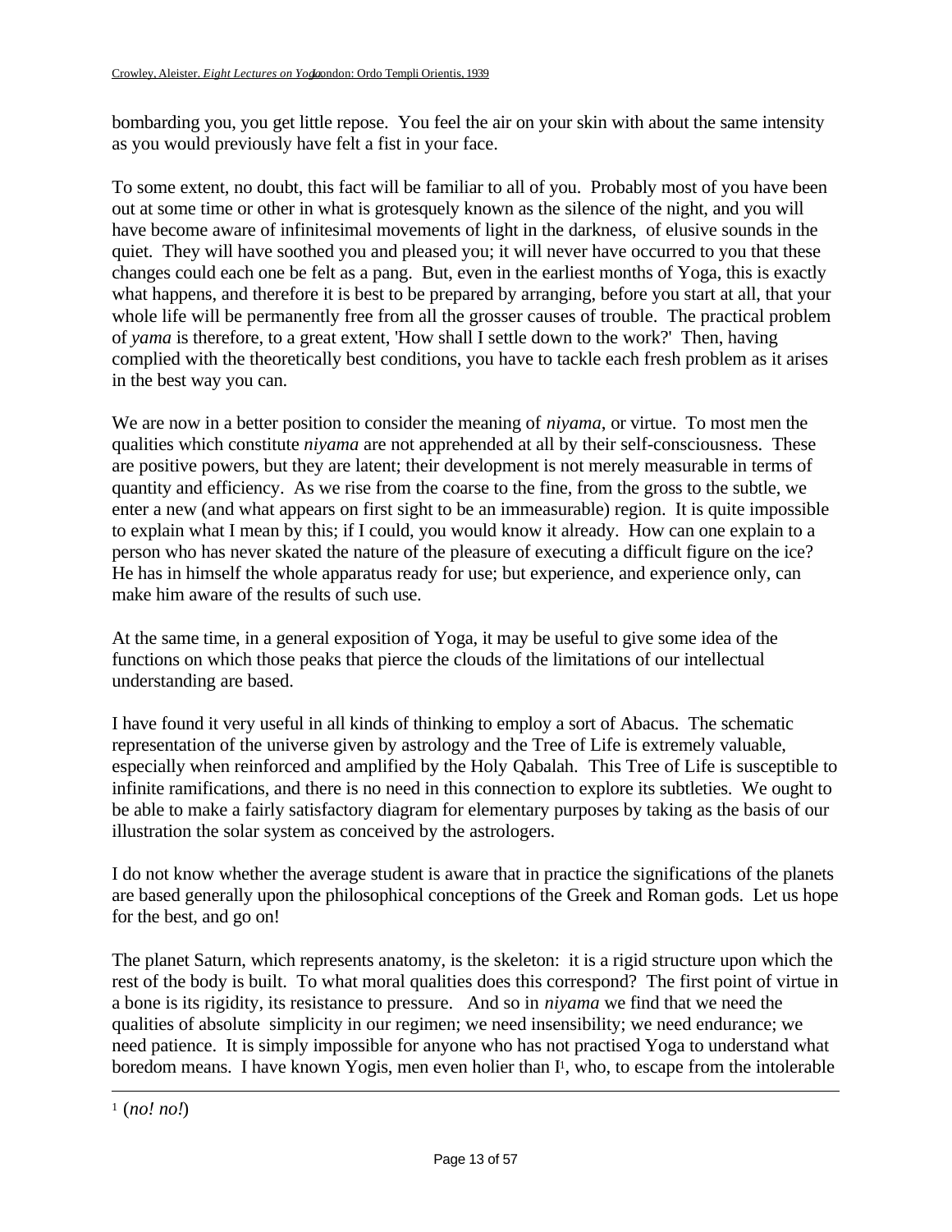bombarding you, you get little repose. You feel the air on your skin with about the same intensity as you would previously have felt a fist in your face.

To some extent, no doubt, this fact will be familiar to all of you. Probably most of you have been out at some time or other in what is grotesquely known as the silence of the night, and you will have become aware of infinitesimal movements of light in the darkness, of elusive sounds in the quiet. They will have soothed you and pleased you; it will never have occurred to you that these changes could each one be felt as a pang. But, even in the earliest months of Yoga, this is exactly what happens, and therefore it is best to be prepared by arranging, before you start at all, that your whole life will be permanently free from all the grosser causes of trouble. The practical problem of *yama* is therefore, to a great extent, 'How shall I settle down to the work?' Then, having complied with the theoretically best conditions, you have to tackle each fresh problem as it arises in the best way you can.

We are now in a better position to consider the meaning of *niyama*, or virtue. To most men the qualities which constitute *niyama* are not apprehended at all by their self-consciousness. These are positive powers, but they are latent; their development is not merely measurable in terms of quantity and efficiency. As we rise from the coarse to the fine, from the gross to the subtle, we enter a new (and what appears on first sight to be an immeasurable) region. It is quite impossible to explain what I mean by this; if I could, you would know it already. How can one explain to a person who has never skated the nature of the pleasure of executing a difficult figure on the ice? He has in himself the whole apparatus ready for use; but experience, and experience only, can make him aware of the results of such use.

At the same time, in a general exposition of Yoga, it may be useful to give some idea of the functions on which those peaks that pierce the clouds of the limitations of our intellectual understanding are based.

I have found it very useful in all kinds of thinking to employ a sort of Abacus. The schematic representation of the universe given by astrology and the Tree of Life is extremely valuable, especially when reinforced and amplified by the Holy Qabalah. This Tree of Life is susceptible to infinite ramifications, and there is no need in this connection to explore its subtleties. We ought to be able to make a fairly satisfactory diagram for elementary purposes by taking as the basis of our illustration the solar system as conceived by the astrologers.

I do not know whether the average student is aware that in practice the significations of the planets are based generally upon the philosophical conceptions of the Greek and Roman gods. Let us hope for the best, and go on!

The planet Saturn, which represents anatomy, is the skeleton: it is a rigid structure upon which the rest of the body is built. To what moral qualities does this correspond? The first point of virtue in a bone is its rigidity, its resistance to pressure. And so in *niyama* we find that we need the qualities of absolute simplicity in our regimen; we need insensibility; we need endurance; we need patience. It is simply impossible for anyone who has not practised Yoga to understand what boredom means. I have known Yogis, men even holier than I[1], who, to escape from the intolerable

[1] (*no! no!*)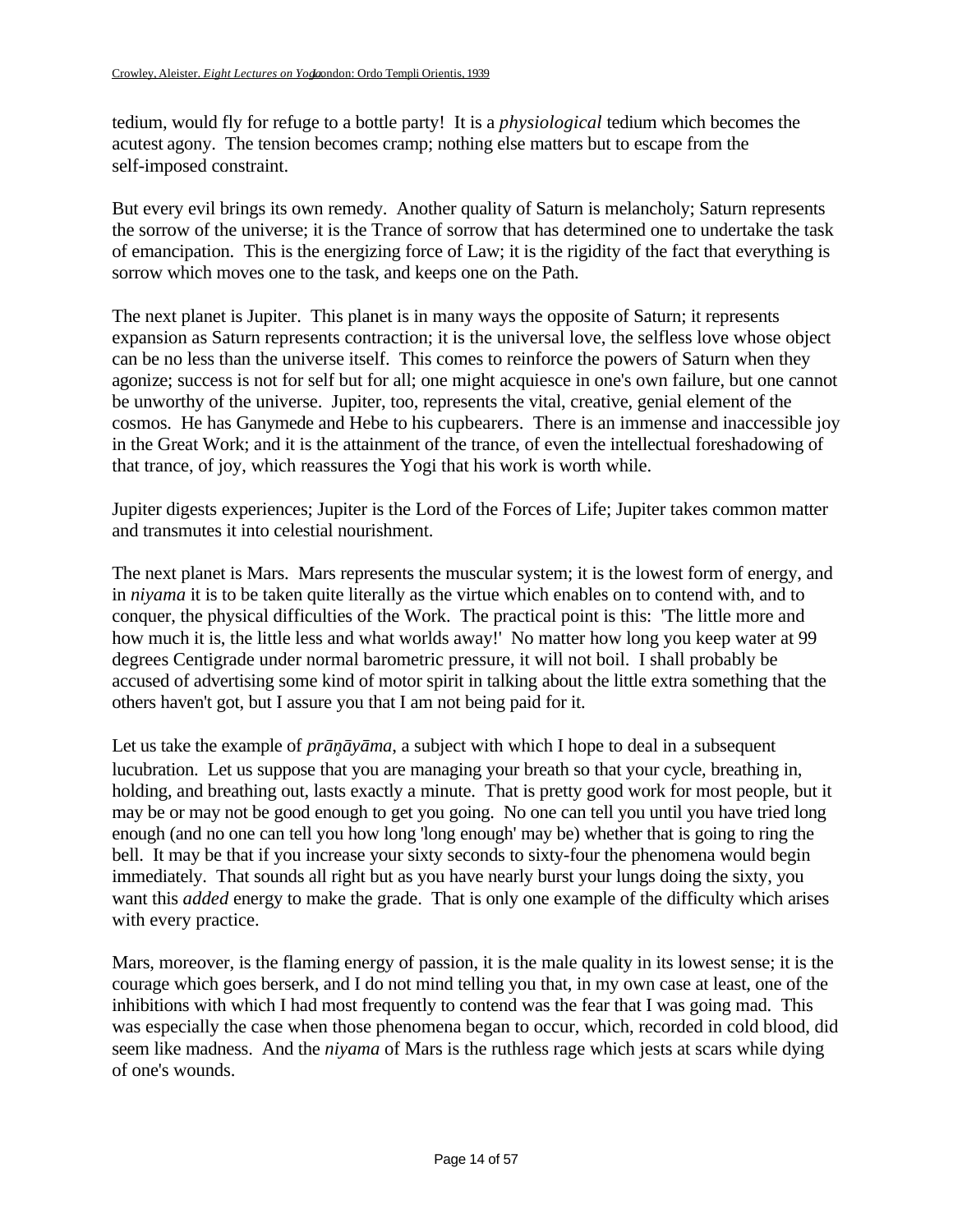tedium, would fly for refuge to a bottle party! It is a *physiological* tedium which becomes the acutest agony. The tension becomes cramp; nothing else matters but to escape from the self-imposed constraint.

But every evil brings its own remedy. Another quality of Saturn is melancholy; Saturn represents the sorrow of the universe; it is the Trance of sorrow that has determined one to undertake the task of emancipation. This is the energizing force of Law; it is the rigidity of the fact that everything is sorrow which moves one to the task, and keeps one on the Path.

The next planet is Jupiter. This planet is in many ways the opposite of Saturn; it represents expansion as Saturn represents contraction; it is the universal love, the selfless love whose object can be no less than the universe itself. This comes to reinforce the powers of Saturn when they agonize; success is not for self but for all; one might acquiesce in one's own failure, but one cannot be unworthy of the universe. Jupiter, too, represents the vital, creative, genial element of the cosmos. He has Ganymede and Hebe to his cupbearers. There is an immense and inaccessible joy in the Great Work; and it is the attainment of the trance, of even the intellectual foreshadowing of that trance, of joy, which reassures the Yogi that his work is worth while.

Jupiter digests experiences; Jupiter is the Lord of the Forces of Life; Jupiter takes common matter and transmutes it into celestial nourishment.

The next planet is Mars. Mars represents the muscular system; it is the lowest form of energy, and in *niyama* it is to be taken quite literally as the virtue which enables on to contend with, and to conquer, the physical difficulties of the Work. The practical point is this: 'The little more and how much it is, the little less and what worlds away!' No matter how long you keep water at 99 degrees Centigrade under normal barometric pressure, it will not boil. I shall probably be accused of advertising some kind of motor spirit in talking about the little extra something that the others haven't got, but I assure you that I am not being paid for it.

Let us take the example of *prāṇ̥āyāma*, a subject with which I hope to deal in a subsequent lucubration. Let us suppose that you are managing your breath so that your cycle, breathing in, holding, and breathing out, lasts exactly a minute. That is pretty good work for most people, but it may be or may not be good enough to get you going. No one can tell you until you have tried long enough (and no one can tell you how long 'long enough' may be) whether that is going to ring the bell. It may be that if you increase your sixty seconds to sixty-four the phenomena would begin immediately. That sounds all right but as you have nearly burst your lungs doing the sixty, you want this *added* energy to make the grade. That is only one example of the difficulty which arises with every practice.

Mars, moreover, is the flaming energy of passion, it is the male quality in its lowest sense; it is the courage which goes berserk, and I do not mind telling you that, in my own case at least, one of the inhibitions with which I had most frequently to contend was the fear that I was going mad. This was especially the case when those phenomena began to occur, which, recorded in cold blood, did seem like madness. And the *niyama* of Mars is the ruthless rage which jests at scars while dying of one's wounds.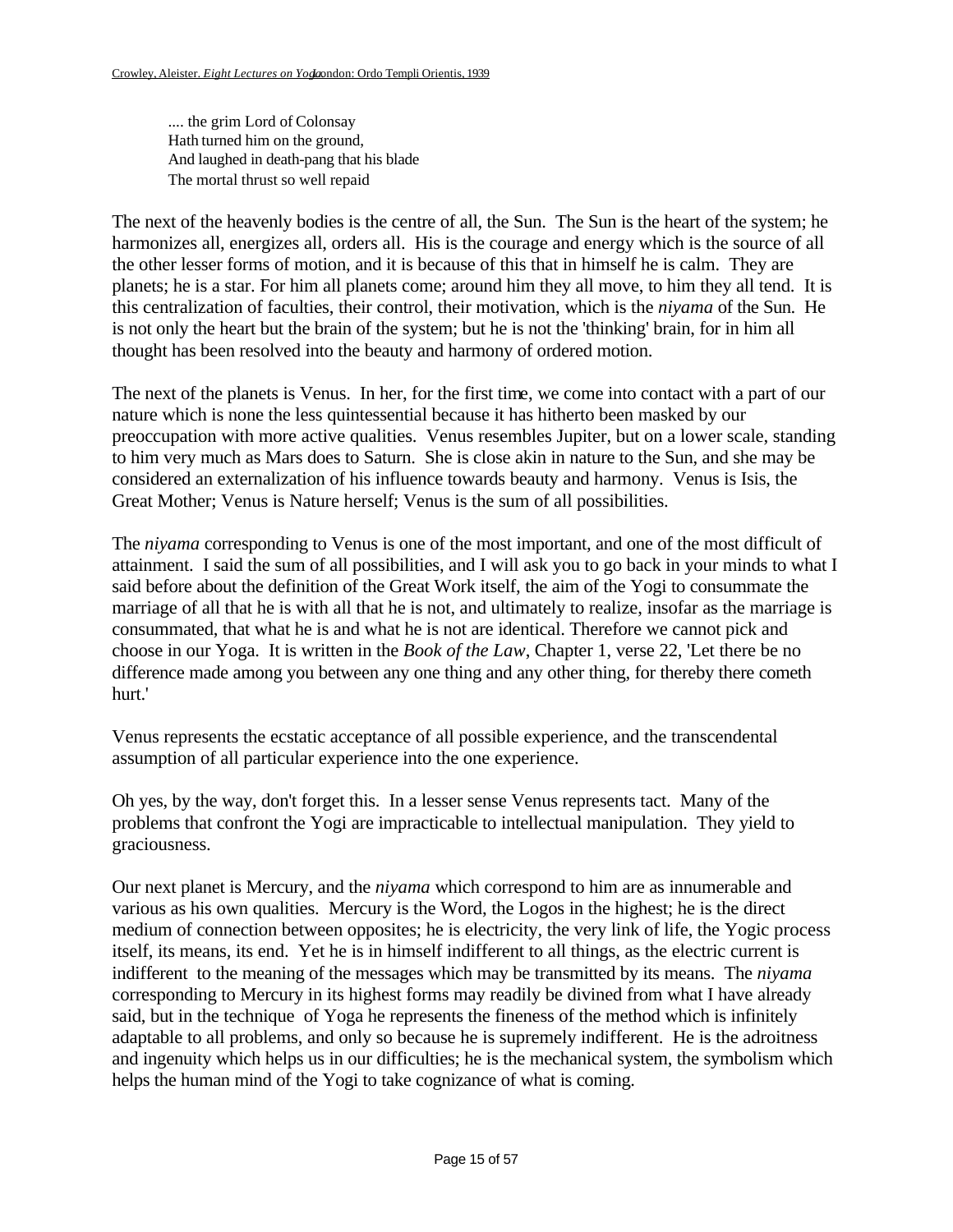.... the grim Lord of Colonsay
Hath turned him on the ground,
And laughed in death-pang that his blade
The mortal thrust so well repaid

The next of the heavenly bodies is the centre of all, the Sun. The Sun is the heart of the system; he harmonizes all, energizes all, orders all. His is the courage and energy which is the source of all the other lesser forms of motion, and it is because of this that in himself he is calm. They are planets; he is a star. For him all planets come; around him they all move, to him they all tend. It is this centralization of faculties, their control, their motivation, which is the *niyama* of the Sun. He is not only the heart but the brain of the system; but he is not the 'thinking' brain, for in him all thought has been resolved into the beauty and harmony of ordered motion.

The next of the planets is Venus. In her, for the first time, we come into contact with a part of our nature which is none the less quintessential because it has hitherto been masked by our preoccupation with more active qualities. Venus resembles Jupiter, but on a lower scale, standing to him very much as Mars does to Saturn. She is close akin in nature to the Sun, and she may be considered an externalization of his influence towards beauty and harmony. Venus is Isis, the Great Mother; Venus is Nature herself; Venus is the sum of all possibilities.

The *niyama* corresponding to Venus is one of the most important, and one of the most difficult of attainment. I said the sum of all possibilities, and I will ask you to go back in your minds to what I said before about the definition of the Great Work itself, the aim of the Yogi to consummate the marriage of all that he is with all that he is not, and ultimately to realize, insofar as the marriage is consummated, that what he is and what he is not are identical. Therefore we cannot pick and choose in our Yoga. It is written in the *Book of the Law*, Chapter 1, verse 22, 'Let there be no difference made among you between any one thing and any other thing, for thereby there cometh hurt.'

Venus represents the ecstatic acceptance of all possible experience, and the transcendental assumption of all particular experience into the one experience.

Oh yes, by the way, don't forget this. In a lesser sense Venus represents tact. Many of the problems that confront the Yogi are impracticable to intellectual manipulation. They yield to graciousness.

Our next planet is Mercury, and the *niyama* which correspond to him are as innumerable and various as his own qualities. Mercury is the Word, the Logos in the highest; he is the direct medium of connection between opposites; he is electricity, the very link of life, the Yogic process itself, its means, its end. Yet he is in himself indifferent to all things, as the electric current is indifferent to the meaning of the messages which may be transmitted by its means. The *niyama* corresponding to Mercury in its highest forms may readily be divined from what I have already said, but in the technique of Yoga he represents the fineness of the method which is infinitely adaptable to all problems, and only so because he is supremely indifferent. He is the adroitness and ingenuity which helps us in our difficulties; he is the mechanical system, the symbolism which helps the human mind of the Yogi to take cognizance of what is coming.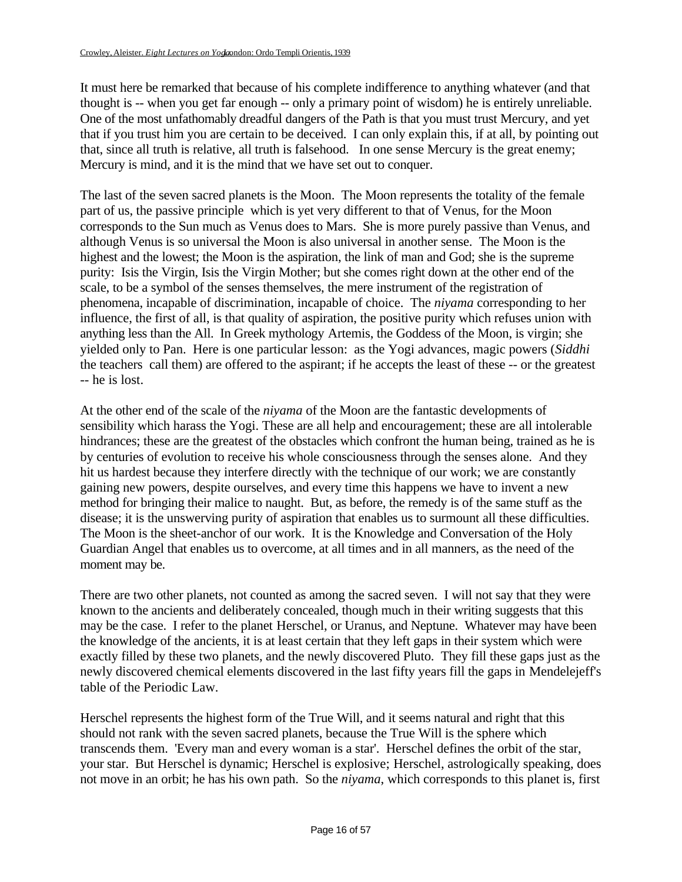It must here be remarked that because of his complete indifference to anything whatever (and that thought is -- when you get far enough -- only a primary point of wisdom) he is entirely unreliable. One of the most unfathomably dreadful dangers of the Path is that you must trust Mercury, and yet that if you trust him you are certain to be deceived. I can only explain this, if at all, by pointing out that, since all truth is relative, all truth is falsehood. In one sense Mercury is the great enemy; Mercury is mind, and it is the mind that we have set out to conquer.

The last of the seven sacred planets is the Moon. The Moon represents the totality of the female part of us, the passive principle which is yet very different to that of Venus, for the Moon corresponds to the Sun much as Venus does to Mars. She is more purely passive than Venus, and although Venus is so universal the Moon is also universal in another sense. The Moon is the highest and the lowest; the Moon is the aspiration, the link of man and God; she is the supreme purity: Isis the Virgin, Isis the Virgin Mother; but she comes right down at the other end of the scale, to be a symbol of the senses themselves, the mere instrument of the registration of phenomena, incapable of discrimination, incapable of choice. The *niyama* corresponding to her influence, the first of all, is that quality of aspiration, the positive purity which refuses union with anything less than the All. In Greek mythology Artemis, the Goddess of the Moon, is virgin; she yielded only to Pan. Here is one particular lesson: as the Yogi advances, magic powers (*Siddhi* the teachers call them) are offered to the aspirant; if he accepts the least of these -- or the greatest -- he is lost.

At the other end of the scale of the *niyama* of the Moon are the fantastic developments of sensibility which harass the Yogi. These are all help and encouragement; these are all intolerable hindrances; these are the greatest of the obstacles which confront the human being, trained as he is by centuries of evolution to receive his whole consciousness through the senses alone. And they hit us hardest because they interfere directly with the technique of our work; we are constantly gaining new powers, despite ourselves, and every time this happens we have to invent a new method for bringing their malice to naught. But, as before, the remedy is of the same stuff as the disease; it is the unswerving purity of aspiration that enables us to surmount all these difficulties. The Moon is the sheet-anchor of our work. It is the Knowledge and Conversation of the Holy Guardian Angel that enables us to overcome, at all times and in all manners, as the need of the moment may be.

There are two other planets, not counted as among the sacred seven. I will not say that they were known to the ancients and deliberately concealed, though much in their writing suggests that this may be the case. I refer to the planet Herschel, or Uranus, and Neptune. Whatever may have been the knowledge of the ancients, it is at least certain that they left gaps in their system which were exactly filled by these two planets, and the newly discovered Pluto. They fill these gaps just as the newly discovered chemical elements discovered in the last fifty years fill the gaps in Mendelejeff's table of the Periodic Law.

Herschel represents the highest form of the True Will, and it seems natural and right that this should not rank with the seven sacred planets, because the True Will is the sphere which transcends them. 'Every man and every woman is a star'. Herschel defines the orbit of the star, your star. But Herschel is dynamic; Herschel is explosive; Herschel, astrologically speaking, does not move in an orbit; he has his own path. So the *niyama*, which corresponds to this planet is, first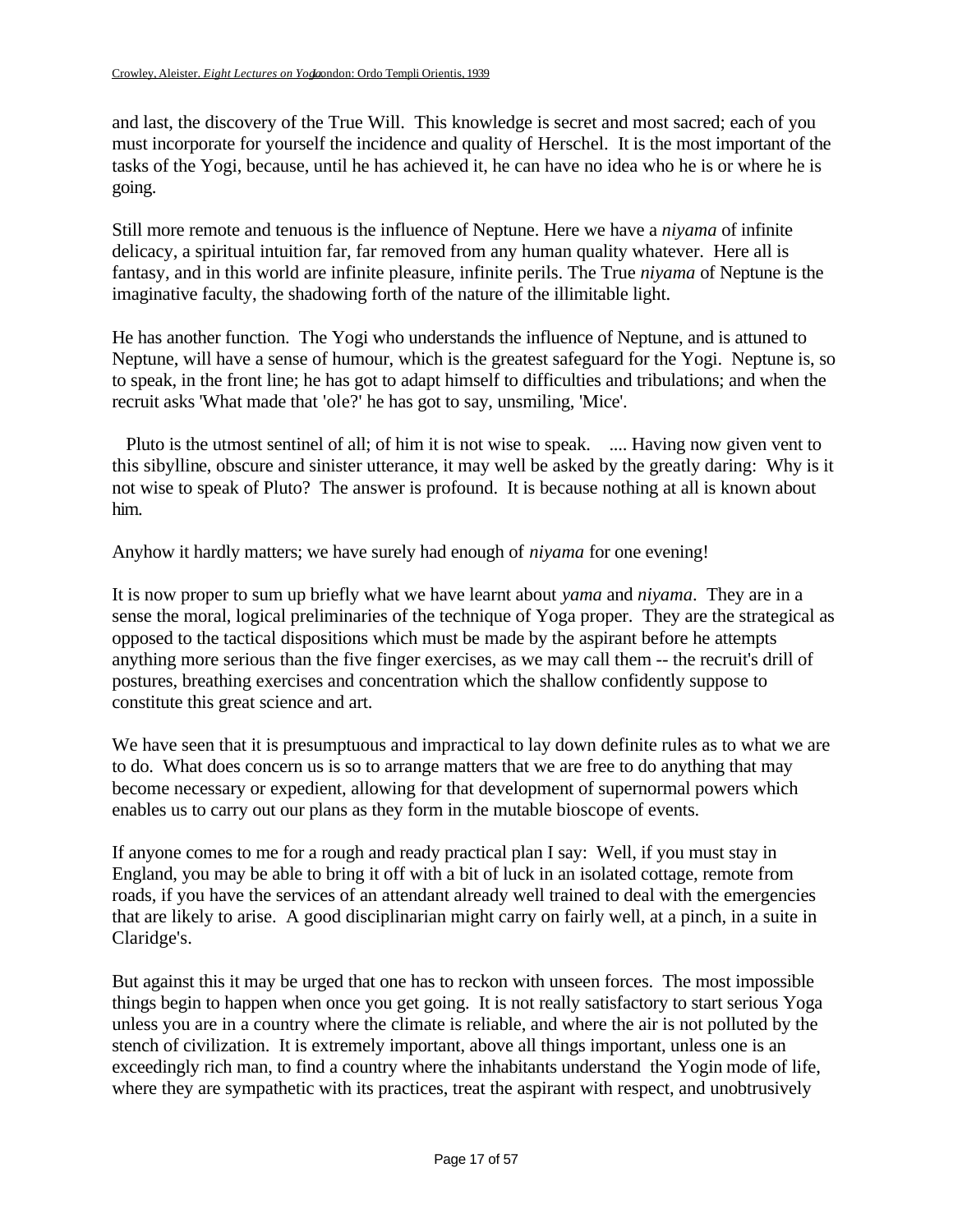and last, the discovery of the True Will. This knowledge is secret and most sacred; each of you must incorporate for yourself the incidence and quality of Herschel. It is the most important of the tasks of the Yogi, because, until he has achieved it, he can have no idea who he is or where he is going.

Still more remote and tenuous is the influence of Neptune. Here we have a *niyama* of infinite delicacy, a spiritual intuition far, far removed from any human quality whatever. Here all is fantasy, and in this world are infinite pleasure, infinite perils. The True *niyama* of Neptune is the imaginative faculty, the shadowing forth of the nature of the illimitable light.

He has another function. The Yogi who understands the influence of Neptune, and is attuned to Neptune, will have a sense of humour, which is the greatest safeguard for the Yogi. Neptune is, so to speak, in the front line; he has got to adapt himself to difficulties and tribulations; and when the recruit asks 'What made that 'ole?' he has got to say, unsmiling, 'Mice'.

Pluto is the utmost sentinel of all; of him it is not wise to speak. .... Having now given vent to this sibylline, obscure and sinister utterance, it may well be asked by the greatly daring: Why is it not wise to speak of Pluto? The answer is profound. It is because nothing at all is known about him.

Anyhow it hardly matters; we have surely had enough of *niyama* for one evening!

It is now proper to sum up briefly what we have learnt about *yama* and *niyama*. They are in a sense the moral, logical preliminaries of the technique of Yoga proper. They are the strategical as opposed to the tactical dispositions which must be made by the aspirant before he attempts anything more serious than the five finger exercises, as we may call them -- the recruit's drill of postures, breathing exercises and concentration which the shallow confidently suppose to constitute this great science and art.

We have seen that it is presumptuous and impractical to lay down definite rules as to what we are to do. What does concern us is so to arrange matters that we are free to do anything that may become necessary or expedient, allowing for that development of supernormal powers which enables us to carry out our plans as they form in the mutable bioscope of events.

If anyone comes to me for a rough and ready practical plan I say: Well, if you must stay in England, you may be able to bring it off with a bit of luck in an isolated cottage, remote from roads, if you have the services of an attendant already well trained to deal with the emergencies that are likely to arise. A good disciplinarian might carry on fairly well, at a pinch, in a suite in Claridge's.

But against this it may be urged that one has to reckon with unseen forces. The most impossible things begin to happen when once you get going. It is not really satisfactory to start serious Yoga unless you are in a country where the climate is reliable, and where the air is not polluted by the stench of civilization. It is extremely important, above all things important, unless one is an exceedingly rich man, to find a country where the inhabitants understand the Yogin mode of life, where they are sympathetic with its practices, treat the aspirant with respect, and unobtrusively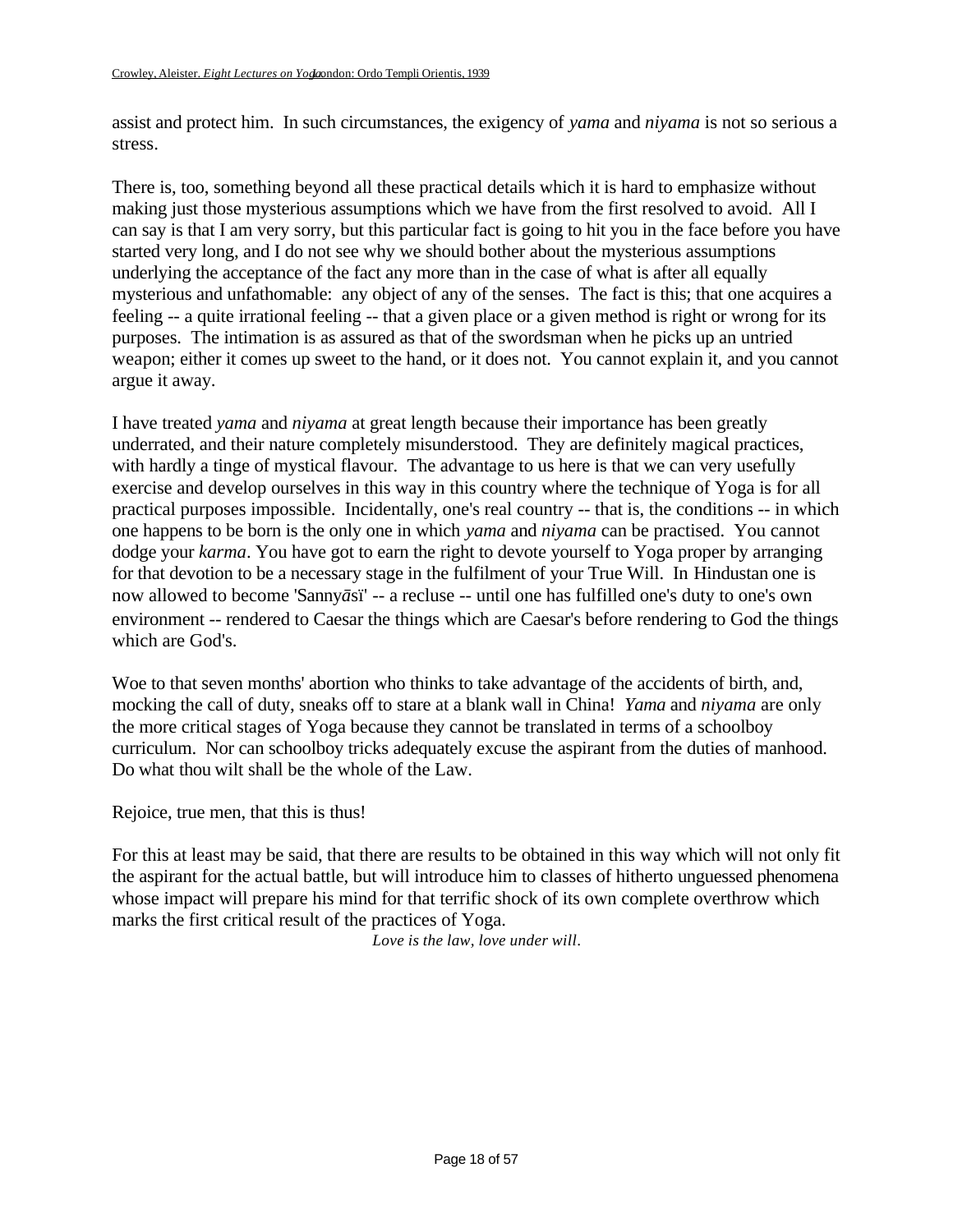assist and protect him. In such circumstances, the exigency of *yama* and *niyama* is not so serious a stress.

There is, too, something beyond all these practical details which it is hard to emphasize without making just those mysterious assumptions which we have from the first resolved to avoid. All I can say is that I am very sorry, but this particular fact is going to hit you in the face before you have started very long, and I do not see why we should bother about the mysterious assumptions underlying the acceptance of the fact any more than in the case of what is after all equally mysterious and unfathomable: any object of any of the senses. The fact is this; that one acquires a feeling -- a quite irrational feeling -- that a given place or a given method is right or wrong for its purposes. The intimation is as assured as that of the swordsman when he picks up an untried weapon; either it comes up sweet to the hand, or it does not. You cannot explain it, and you cannot argue it away.

I have treated *yama* and *niyama* at great length because their importance has been greatly underrated, and their nature completely misunderstood. They are definitely magical practices, with hardly a tinge of mystical flavour. The advantage to us here is that we can very usefully exercise and develop ourselves in this way in this country where the technique of Yoga is for all practical purposes impossible. Incidentally, one's real country -- that is, the conditions -- in which one happens to be born is the only one in which *yama* and *niyama* can be practised. You cannot dodge your *karma*. You have got to earn the right to devote yourself to Yoga proper by arranging for that devotion to be a necessary stage in the fulfilment of your True Will. In Hindustan one is now allowed to become 'Sannyāsï' -- a recluse -- until one has fulfilled one's duty to one's own environment -- rendered to Caesar the things which are Caesar's before rendering to God the things which are God's.

Woe to that seven months' abortion who thinks to take advantage of the accidents of birth, and, mocking the call of duty, sneaks off to stare at a blank wall in China! *Yama* and *niyama* are only the more critical stages of Yoga because they cannot be translated in terms of a schoolboy curriculum. Nor can schoolboy tricks adequately excuse the aspirant from the duties of manhood. Do what thou wilt shall be the whole of the Law.

Rejoice, true men, that this is thus!

For this at least may be said, that there are results to be obtained in this way which will not only fit the aspirant for the actual battle, but will introduce him to classes of hitherto unguessed phenomena whose impact will prepare his mind for that terrific shock of its own complete overthrow which marks the first critical result of the practices of Yoga.

*Love is the law, love under will.*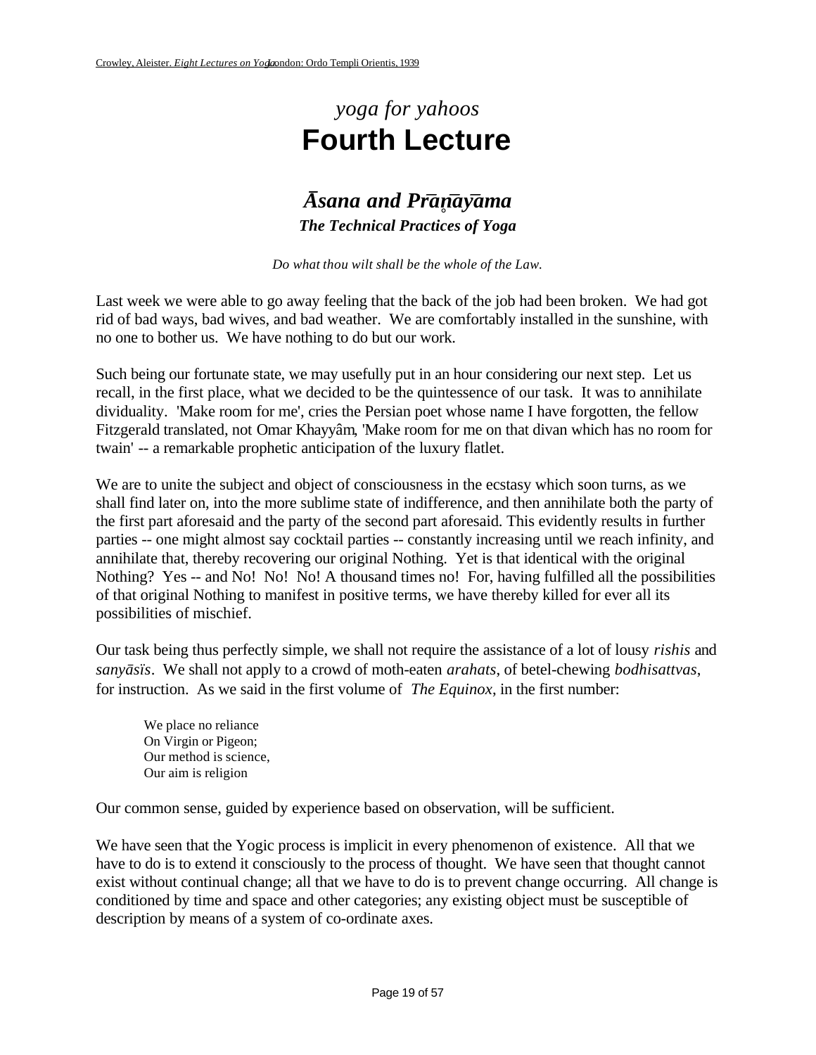*yoga for yahoos*

# Fourth Lecture

## *Āsana and Prāṇāyāma*

### *The Technical Practices of Yoga*

*Do what thou wilt shall be the whole of the Law.*

Last week we were able to go away feeling that the back of the job had been broken. We had got rid of bad ways, bad wives, and bad weather. We are comfortably installed in the sunshine, with no one to bother us. We have nothing to do but our work.

Such being our fortunate state, we may usefully put in an hour considering our next step. Let us recall, in the first place, what we decided to be the quintessence of our task. It was to annihilate dividuality. 'Make room for me', cries the Persian poet whose name I have forgotten, the fellow Fitzgerald translated, not Omar Khayyâm, 'Make room for me on that divan which has no room for twain' -- a remarkable prophetic anticipation of the luxury flatlet.

We are to unite the subject and object of consciousness in the ecstasy which soon turns, as we shall find later on, into the more sublime state of indifference, and then annihilate both the party of the first part aforesaid and the party of the second part aforesaid. This evidently results in further parties -- one might almost say cocktail parties -- constantly increasing until we reach infinity, and annihilate that, thereby recovering our original Nothing. Yet is that identical with the original Nothing? Yes -- and No! No! No! A thousand times no! For, having fulfilled all the possibilities of that original Nothing to manifest in positive terms, we have thereby killed for ever all its possibilities of mischief.

Our task being thus perfectly simple, we shall not require the assistance of a lot of lousy *rishis* and *sanyāsïs*. We shall not apply to a crowd of moth-eaten *arahats*, of betel-chewing *bodhisattvas*, for instruction. As we said in the first volume of *The Equinox*, in the first number:

> We place no reliance
> On Virgin or Pigeon;
> Our method is science,
> Our aim is religion

Our common sense, guided by experience based on observation, will be sufficient.

We have seen that the Yogic process is implicit in every phenomenon of existence. All that we have to do is to extend it consciously to the process of thought. We have seen that thought cannot exist without continual change; all that we have to do is to prevent change occurring. All change is conditioned by time and space and other categories; any existing object must be susceptible of description by means of a system of co-ordinate axes.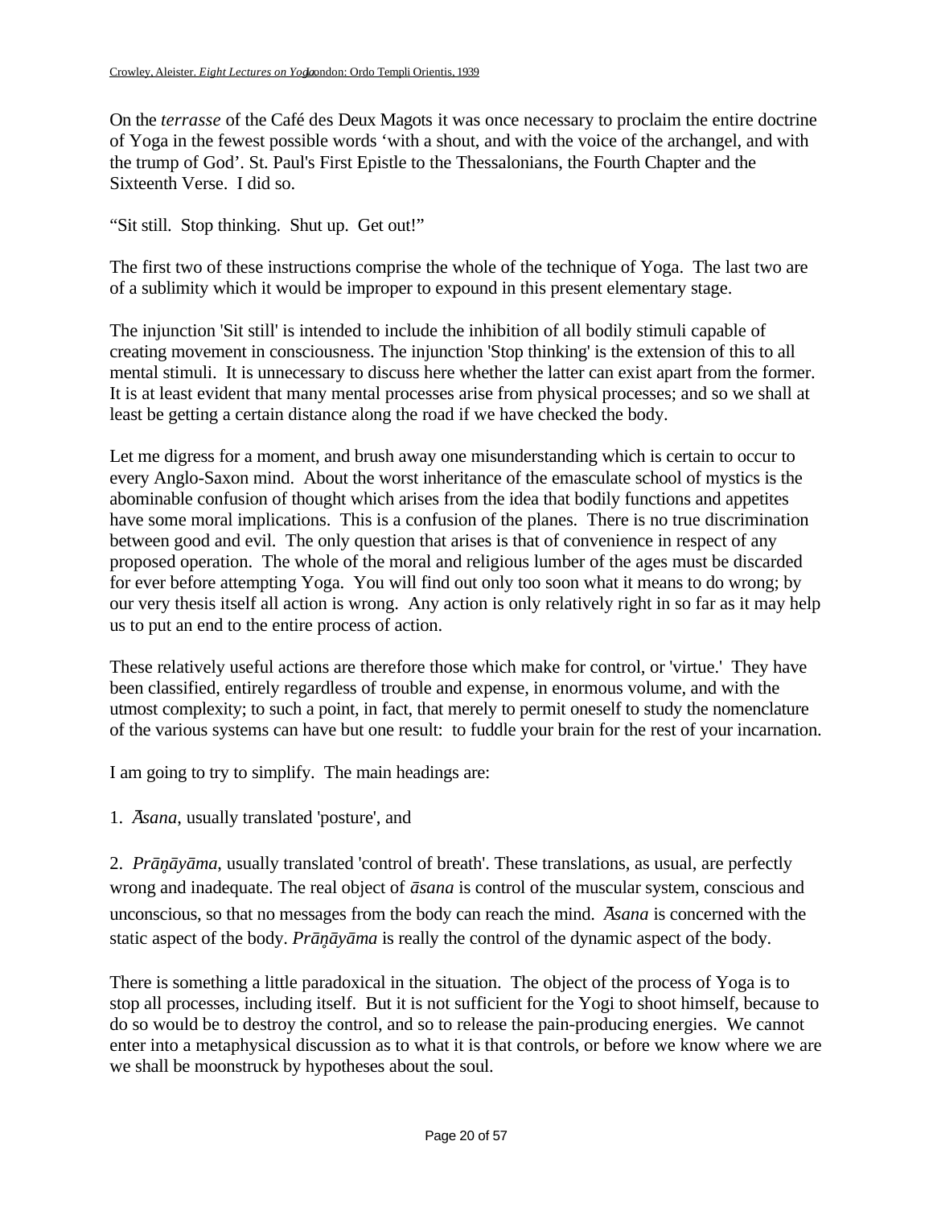On the *terrasse* of the Café des Deux Magots it was once necessary to proclaim the entire doctrine of Yoga in the fewest possible words 'with a shout, and with the voice of the archangel, and with the trump of God'. St. Paul's First Epistle to the Thessalonians, the Fourth Chapter and the Sixteenth Verse. I did so.

"Sit still. Stop thinking. Shut up. Get out!"

The first two of these instructions comprise the whole of the technique of Yoga. The last two are of a sublimity which it would be improper to expound in this present elementary stage.

The injunction 'Sit still' is intended to include the inhibition of all bodily stimuli capable of creating movement in consciousness. The injunction 'Stop thinking' is the extension of this to all mental stimuli. It is unnecessary to discuss here whether the latter can exist apart from the former. It is at least evident that many mental processes arise from physical processes; and so we shall at least be getting a certain distance along the road if we have checked the body.

Let me digress for a moment, and brush away one misunderstanding which is certain to occur to every Anglo-Saxon mind. About the worst inheritance of the emasculate school of mystics is the abominable confusion of thought which arises from the idea that bodily functions and appetites have some moral implications. This is a confusion of the planes. There is no true discrimination between good and evil. The only question that arises is that of convenience in respect of any proposed operation. The whole of the moral and religious lumber of the ages must be discarded for ever before attempting Yoga. You will find out only too soon what it means to do wrong; by our very thesis itself all action is wrong. Any action is only relatively right in so far as it may help us to put an end to the entire process of action.

These relatively useful actions are therefore those which make for control, or 'virtue.' They have been classified, entirely regardless of trouble and expense, in enormous volume, and with the utmost complexity; to such a point, in fact, that merely to permit oneself to study the nomenclature of the various systems can have but one result: to fuddle your brain for the rest of your incarnation.

I am going to try to simplify. The main headings are:

1. *Āsana*, usually translated 'posture', and

2. *Prāṇāyāma*, usually translated 'control of breath'. These translations, as usual, are perfectly wrong and inadequate. The real object of *āsana* is control of the muscular system, conscious and unconscious, so that no messages from the body can reach the mind. *Āsana* is concerned with the static aspect of the body. *Prāṇāyāma* is really the control of the dynamic aspect of the body.

There is something a little paradoxical in the situation. The object of the process of Yoga is to stop all processes, including itself. But it is not sufficient for the Yogi to shoot himself, because to do so would be to destroy the control, and so to release the pain-producing energies. We cannot enter into a metaphysical discussion as to what it is that controls, or before we know where we are we shall be moonstruck by hypotheses about the soul.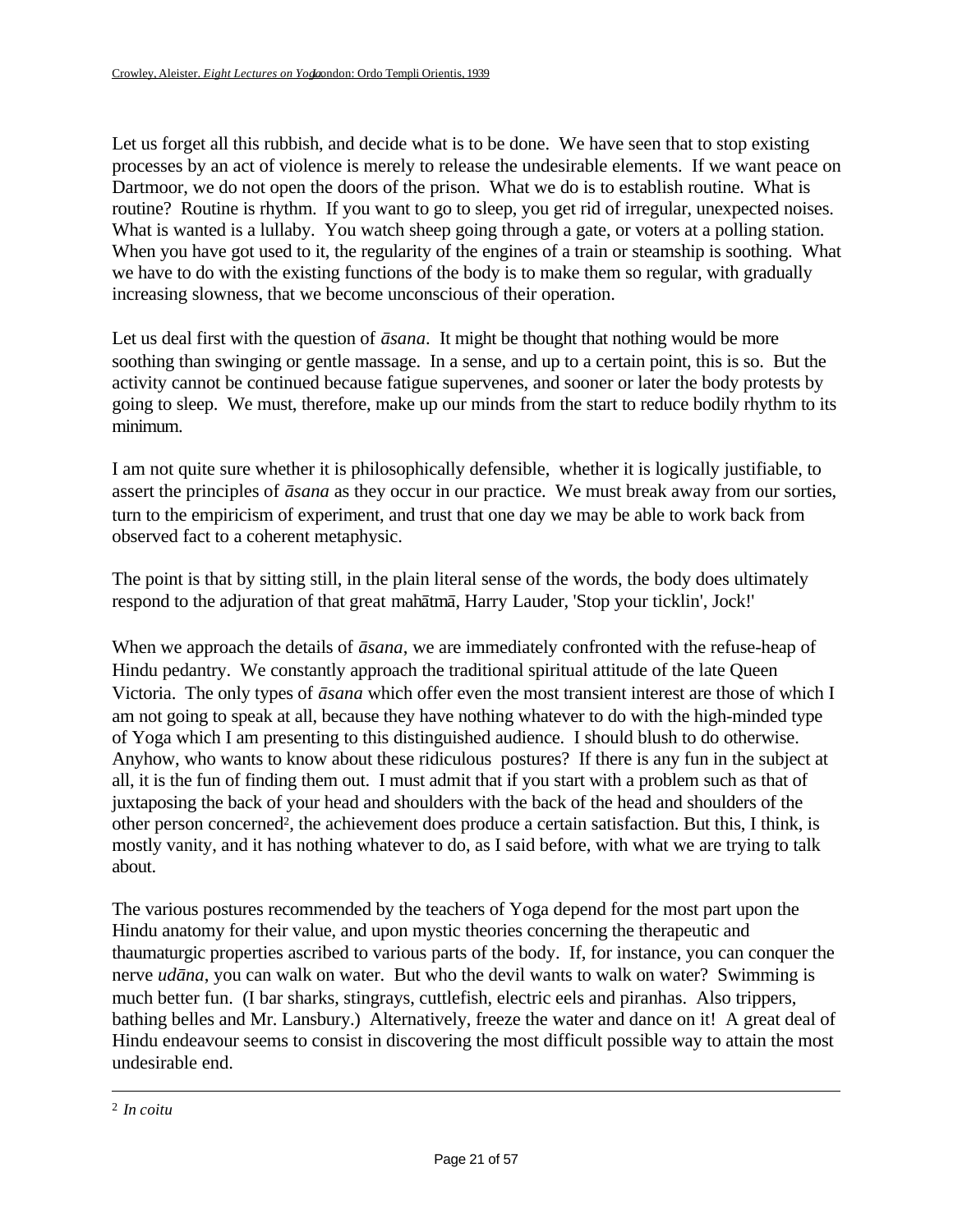Let us forget all this rubbish, and decide what is to be done. We have seen that to stop existing processes by an act of violence is merely to release the undesirable elements. If we want peace on Dartmoor, we do not open the doors of the prison. What we do is to establish routine. What is routine? Routine is rhythm. If you want to go to sleep, you get rid of irregular, unexpected noises. What is wanted is a lullaby. You watch sheep going through a gate, or voters at a polling station. When you have got used to it, the regularity of the engines of a train or steamship is soothing. What we have to do with the existing functions of the body is to make them so regular, with gradually increasing slowness, that we become unconscious of their operation.

Let us deal first with the question of *āsana*. It might be thought that nothing would be more soothing than swinging or gentle massage. In a sense, and up to a certain point, this is so. But the activity cannot be continued because fatigue supervenes, and sooner or later the body protests by going to sleep. We must, therefore, make up our minds from the start to reduce bodily rhythm to its minimum.

I am not quite sure whether it is philosophically defensible, whether it is logically justifiable, to assert the principles of *āsana* as they occur in our practice. We must break away from our sorties, turn to the empiricism of experiment, and trust that one day we may be able to work back from observed fact to a coherent metaphysic.

The point is that by sitting still, in the plain literal sense of the words, the body does ultimately respond to the adjuration of that great mahātmā, Harry Lauder, 'Stop your ticklin', Jock!'

When we approach the details of *āsana*, we are immediately confronted with the refuse-heap of Hindu pedantry. We constantly approach the traditional spiritual attitude of the late Queen Victoria. The only types of *āsana* which offer even the most transient interest are those of which I am not going to speak at all, because they have nothing whatever to do with the high-minded type of Yoga which I am presenting to this distinguished audience. I should blush to do otherwise. Anyhow, who wants to know about these ridiculous postures? If there is any fun in the subject at all, it is the fun of finding them out. I must admit that if you start with a problem such as that of juxtaposing the back of your head and shoulders with the back of the head and shoulders of the other person concerned[2], the achievement does produce a certain satisfaction. But this, I think, is mostly vanity, and it has nothing whatever to do, as I said before, with what we are trying to talk about.

The various postures recommended by the teachers of Yoga depend for the most part upon the Hindu anatomy for their value, and upon mystic theories concerning the therapeutic and thaumaturgic properties ascribed to various parts of the body. If, for instance, you can conquer the nerve *udāna*, you can walk on water. But who the devil wants to walk on water? Swimming is much better fun. (I bar sharks, stingrays, cuttlefish, electric eels and piranhas. Also trippers, bathing belles and Mr. Lansbury.) Alternatively, freeze the water and dance on it! A great deal of Hindu endeavour seems to consist in discovering the most difficult possible way to attain the most undesirable end.

---

[2] *In coitu*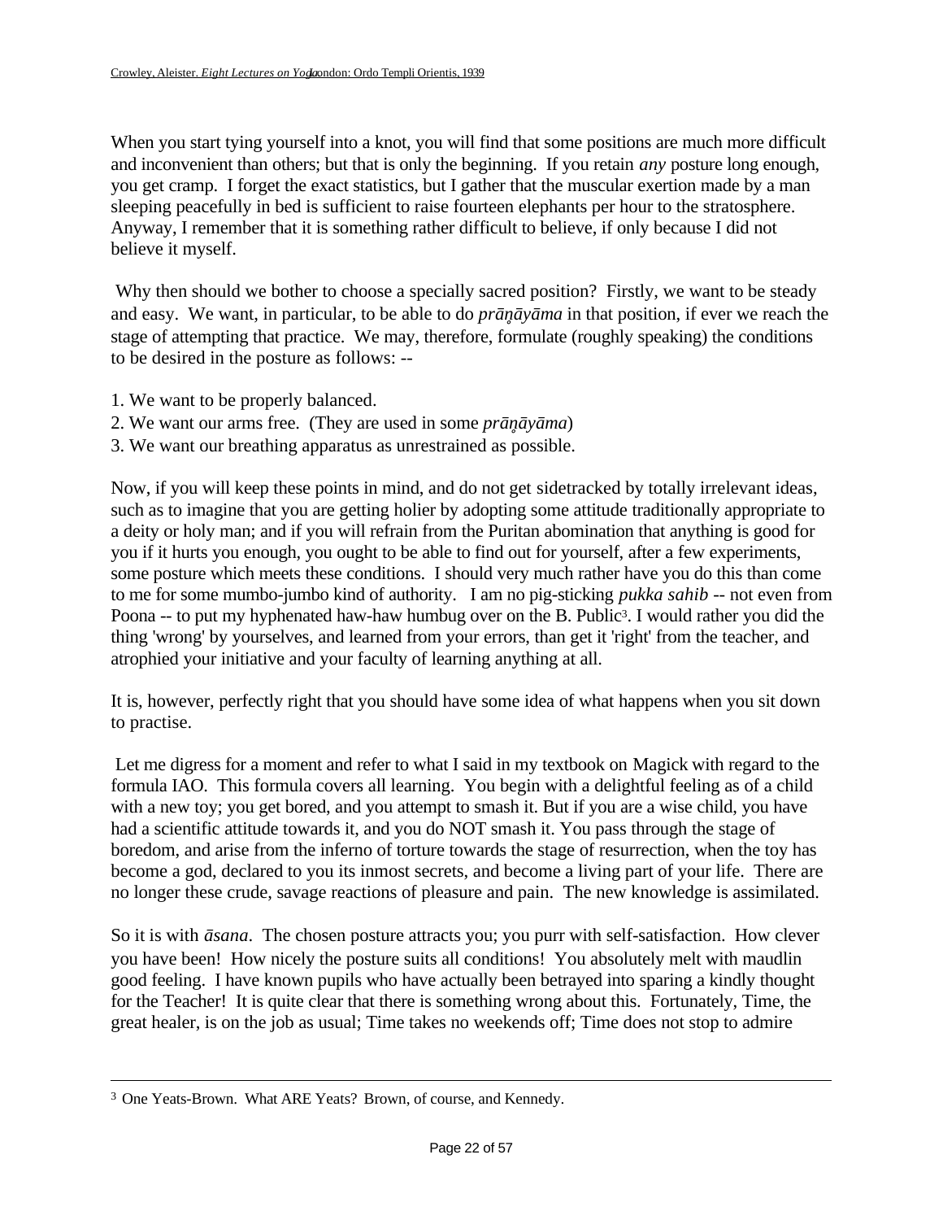When you start tying yourself into a knot, you will find that some positions are much more difficult and inconvenient than others; but that is only the beginning. If you retain *any* posture long enough, you get cramp. I forget the exact statistics, but I gather that the muscular exertion made by a man sleeping peacefully in bed is sufficient to raise fourteen elephants per hour to the stratosphere. Anyway, I remember that it is something rather difficult to believe, if only because I did not believe it myself.

Why then should we bother to choose a specially sacred position? Firstly, we want to be steady and easy. We want, in particular, to be able to do *prāṇāyāma* in that position, if ever we reach the stage of attempting that practice. We may, therefore, formulate (roughly speaking) the conditions to be desired in the posture as follows: --

1. We want to be properly balanced.
2. We want our arms free. (They are used in some *prāṇāyāma*)
3. We want our breathing apparatus as unrestrained as possible.

Now, if you will keep these points in mind, and do not get sidetracked by totally irrelevant ideas, such as to imagine that you are getting holier by adopting some attitude traditionally appropriate to a deity or holy man; and if you will refrain from the Puritan abomination that anything is good for you if it hurts you enough, you ought to be able to find out for yourself, after a few experiments, some posture which meets these conditions. I should very much rather have you do this than come to me for some mumbo-jumbo kind of authority. I am no pig-sticking *pukka sahib* -- not even from Poona -- to put my hyphenated haw-haw humbug over on the B. Public[3]. I would rather you did the thing 'wrong' by yourselves, and learned from your errors, than get it 'right' from the teacher, and atrophied your initiative and your faculty of learning anything at all.

It is, however, perfectly right that you should have some idea of what happens when you sit down to practise.

Let me digress for a moment and refer to what I said in my textbook on Magick with regard to the formula IAO. This formula covers all learning. You begin with a delightful feeling as of a child with a new toy; you get bored, and you attempt to smash it. But if you are a wise child, you have had a scientific attitude towards it, and you do NOT smash it. You pass through the stage of boredom, and arise from the inferno of torture towards the stage of resurrection, when the toy has become a god, declared to you its inmost secrets, and become a living part of your life. There are no longer these crude, savage reactions of pleasure and pain. The new knowledge is assimilated.

So it is with *āsana*. The chosen posture attracts you; you purr with self-satisfaction. How clever you have been! How nicely the posture suits all conditions! You absolutely melt with maudlin good feeling. I have known pupils who have actually been betrayed into sparing a kindly thought for the Teacher! It is quite clear that there is something wrong about this. Fortunately, Time, the great healer, is on the job as usual; Time takes no weekends off; Time does not stop to admire

[3] One Yeats-Brown. What ARE Yeats? Brown, of course, and Kennedy.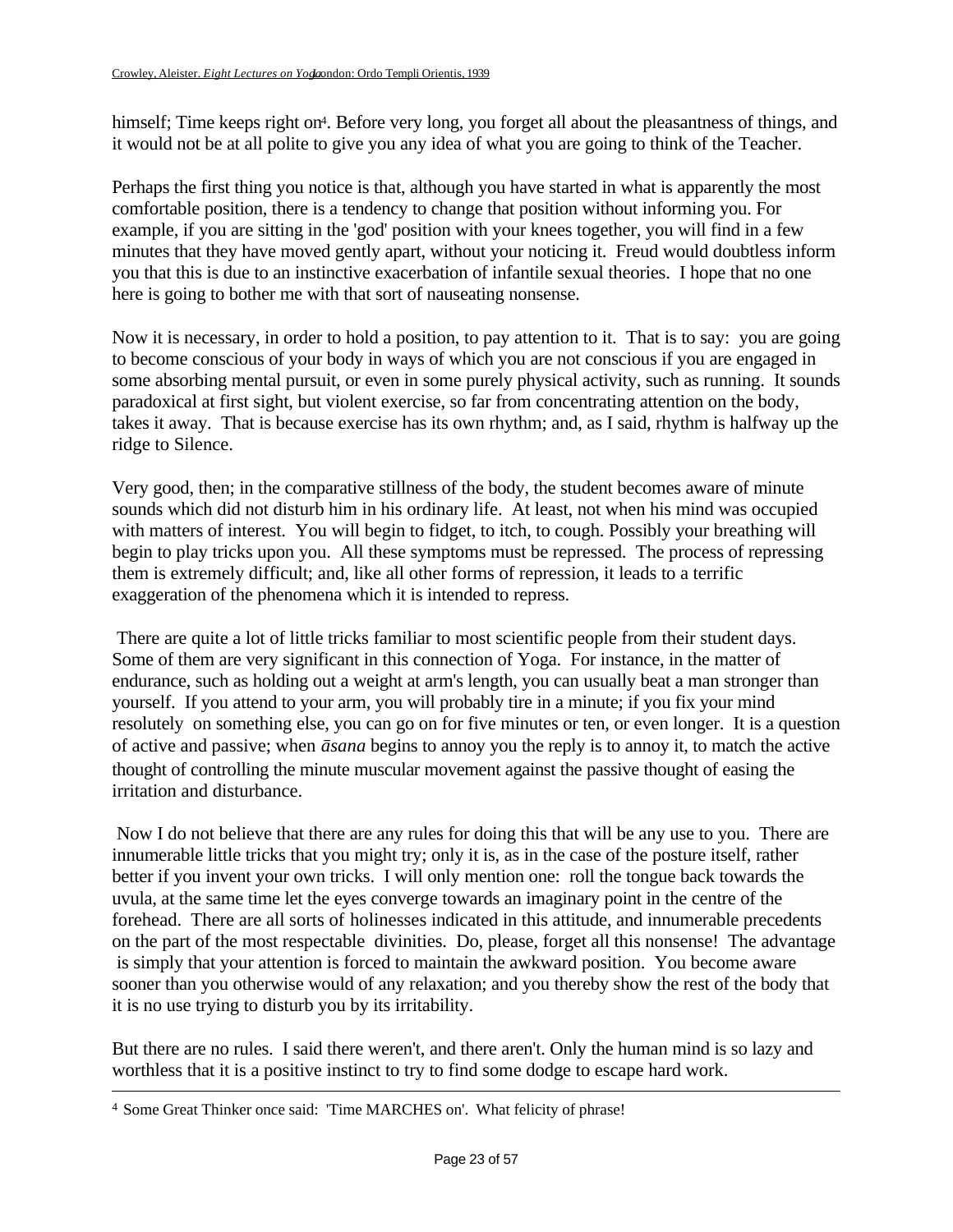himself; Time keeps right on[4]. Before very long, you forget all about the pleasantness of things, and it would not be at all polite to give you any idea of what you are going to think of the Teacher.

Perhaps the first thing you notice is that, although you have started in what is apparently the most comfortable position, there is a tendency to change that position without informing you. For example, if you are sitting in the 'god' position with your knees together, you will find in a few minutes that they have moved gently apart, without your noticing it. Freud would doubtless inform you that this is due to an instinctive exacerbation of infantile sexual theories. I hope that no one here is going to bother me with that sort of nauseating nonsense.

Now it is necessary, in order to hold a position, to pay attention to it. That is to say: you are going to become conscious of your body in ways of which you are not conscious if you are engaged in some absorbing mental pursuit, or even in some purely physical activity, such as running. It sounds paradoxical at first sight, but violent exercise, so far from concentrating attention on the body, takes it away. That is because exercise has its own rhythm; and, as I said, rhythm is halfway up the ridge to Silence.

Very good, then; in the comparative stillness of the body, the student becomes aware of minute sounds which did not disturb him in his ordinary life. At least, not when his mind was occupied with matters of interest. You will begin to fidget, to itch, to cough. Possibly your breathing will begin to play tricks upon you. All these symptoms must be repressed. The process of repressing them is extremely difficult; and, like all other forms of repression, it leads to a terrific exaggeration of the phenomena which it is intended to repress.

There are quite a lot of little tricks familiar to most scientific people from their student days. Some of them are very significant in this connection of Yoga. For instance, in the matter of endurance, such as holding out a weight at arm's length, you can usually beat a man stronger than yourself. If you attend to your arm, you will probably tire in a minute; if you fix your mind resolutely on something else, you can go on for five minutes or ten, or even longer. It is a question of active and passive; when *āsana* begins to annoy you the reply is to annoy it, to match the active thought of controlling the minute muscular movement against the passive thought of easing the irritation and disturbance.

Now I do not believe that there are any rules for doing this that will be any use to you. There are innumerable little tricks that you might try; only it is, as in the case of the posture itself, rather better if you invent your own tricks. I will only mention one: roll the tongue back towards the uvula, at the same time let the eyes converge towards an imaginary point in the centre of the forehead. There are all sorts of holinesses indicated in this attitude, and innumerable precedents on the part of the most respectable divinities. Do, please, forget all this nonsense! The advantage is simply that your attention is forced to maintain the awkward position. You become aware sooner than you otherwise would of any relaxation; and you thereby show the rest of the body that it is no use trying to disturb you by its irritability.

But there are no rules. I said there weren't, and there aren't. Only the human mind is so lazy and worthless that it is a positive instinct to try to find some dodge to escape hard work.

---

[4] Some Great Thinker once said: 'Time MARCHES on'. What felicity of phrase!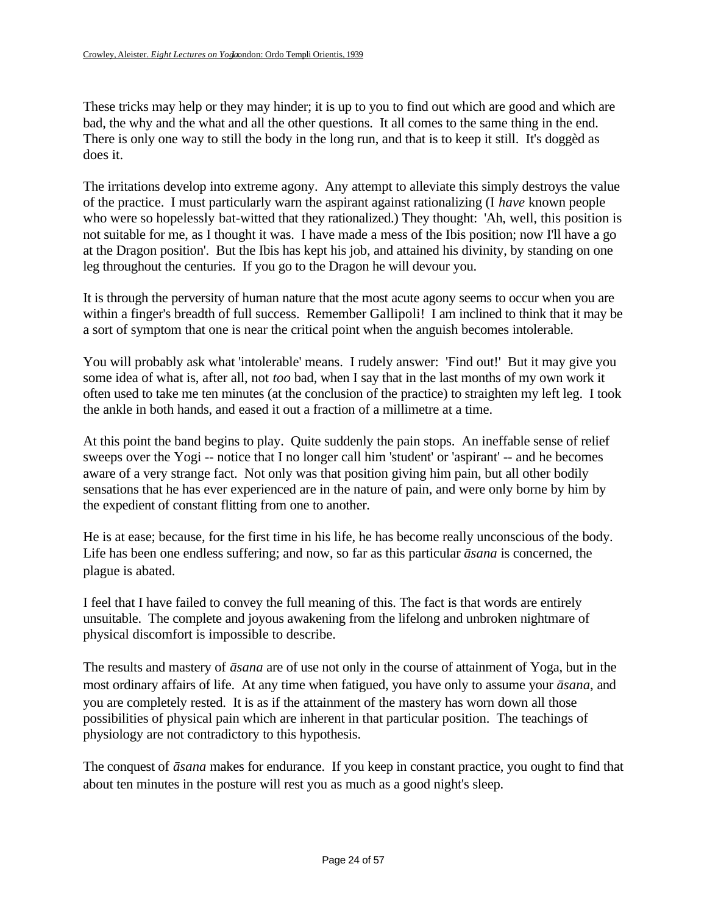These tricks may help or they may hinder; it is up to you to find out which are good and which are bad, the why and the what and all the other questions. It all comes to the same thing in the end. There is only one way to still the body in the long run, and that is to keep it still. It's doggèd as does it.

The irritations develop into extreme agony. Any attempt to alleviate this simply destroys the value of the practice. I must particularly warn the aspirant against rationalizing (I *have* known people who were so hopelessly bat-witted that they rationalized.) They thought: 'Ah, well, this position is not suitable for me, as I thought it was. I have made a mess of the Ibis position; now I'll have a go at the Dragon position'. But the Ibis has kept his job, and attained his divinity, by standing on one leg throughout the centuries. If you go to the Dragon he will devour you.

It is through the perversity of human nature that the most acute agony seems to occur when you are within a finger's breadth of full success. Remember Gallipoli! I am inclined to think that it may be a sort of symptom that one is near the critical point when the anguish becomes intolerable.

You will probably ask what 'intolerable' means. I rudely answer: 'Find out!' But it may give you some idea of what is, after all, not *too* bad, when I say that in the last months of my own work it often used to take me ten minutes (at the conclusion of the practice) to straighten my left leg. I took the ankle in both hands, and eased it out a fraction of a millimetre at a time.

At this point the band begins to play. Quite suddenly the pain stops. An ineffable sense of relief sweeps over the Yogi -- notice that I no longer call him 'student' or 'aspirant' -- and he becomes aware of a very strange fact. Not only was that position giving him pain, but all other bodily sensations that he has ever experienced are in the nature of pain, and were only borne by him by the expedient of constant flitting from one to another.

He is at ease; because, for the first time in his life, he has become really unconscious of the body. Life has been one endless suffering; and now, so far as this particular *āsana* is concerned, the plague is abated.

I feel that I have failed to convey the full meaning of this. The fact is that words are entirely unsuitable. The complete and joyous awakening from the lifelong and unbroken nightmare of physical discomfort is impossible to describe.

The results and mastery of *āsana* are of use not only in the course of attainment of Yoga, but in the most ordinary affairs of life. At any time when fatigued, you have only to assume your *āsana*, and you are completely rested. It is as if the attainment of the mastery has worn down all those possibilities of physical pain which are inherent in that particular position. The teachings of physiology are not contradictory to this hypothesis.

The conquest of *āsana* makes for endurance. If you keep in constant practice, you ought to find that about ten minutes in the posture will rest you as much as a good night's sleep.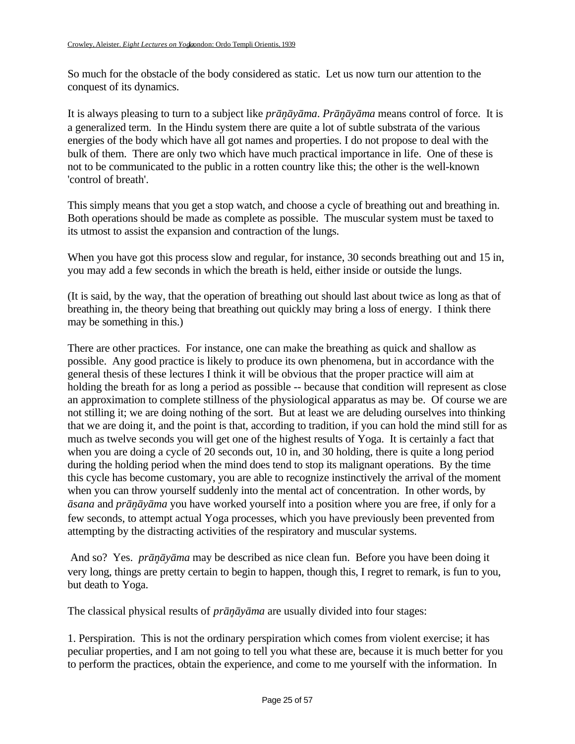So much for the obstacle of the body considered as static. Let us now turn our attention to the conquest of its dynamics.

It is always pleasing to turn to a subject like *prāṇāyāma*. *Prāṇāyāma* means control of force. It is a generalized term. In the Hindu system there are quite a lot of subtle substrata of the various energies of the body which have all got names and properties. I do not propose to deal with the bulk of them. There are only two which have much practical importance in life. One of these is not to be communicated to the public in a rotten country like this; the other is the well-known 'control of breath'.

This simply means that you get a stop watch, and choose a cycle of breathing out and breathing in. Both operations should be made as complete as possible. The muscular system must be taxed to its utmost to assist the expansion and contraction of the lungs.

When you have got this process slow and regular, for instance, 30 seconds breathing out and 15 in, you may add a few seconds in which the breath is held, either inside or outside the lungs.

(It is said, by the way, that the operation of breathing out should last about twice as long as that of breathing in, the theory being that breathing out quickly may bring a loss of energy. I think there may be something in this.)

There are other practices. For instance, one can make the breathing as quick and shallow as possible. Any good practice is likely to produce its own phenomena, but in accordance with the general thesis of these lectures I think it will be obvious that the proper practice will aim at holding the breath for as long a period as possible -- because that condition will represent as close an approximation to complete stillness of the physiological apparatus as may be. Of course we are not stilling it; we are doing nothing of the sort. But at least we are deluding ourselves into thinking that we are doing it, and the point is that, according to tradition, if you can hold the mind still for as much as twelve seconds you will get one of the highest results of Yoga. It is certainly a fact that when you are doing a cycle of 20 seconds out, 10 in, and 30 holding, there is quite a long period during the holding period when the mind does tend to stop its malignant operations. By the time this cycle has become customary, you are able to recognize instinctively the arrival of the moment when you can throw yourself suddenly into the mental act of concentration. In other words, by *āsana* and *prāṇāyāma* you have worked yourself into a position where you are free, if only for a few seconds, to attempt actual Yoga processes, which you have previously been prevented from attempting by the distracting activities of the respiratory and muscular systems.

And so? Yes. *prāṇāyāma* may be described as nice clean fun. Before you have been doing it very long, things are pretty certain to begin to happen, though this, I regret to remark, is fun to you, but death to Yoga.

The classical physical results of *prāṇāyāma* are usually divided into four stages:

1. Perspiration. This is not the ordinary perspiration which comes from violent exercise; it has peculiar properties, and I am not going to tell you what these are, because it is much better for you to perform the practices, obtain the experience, and come to me yourself with the information. In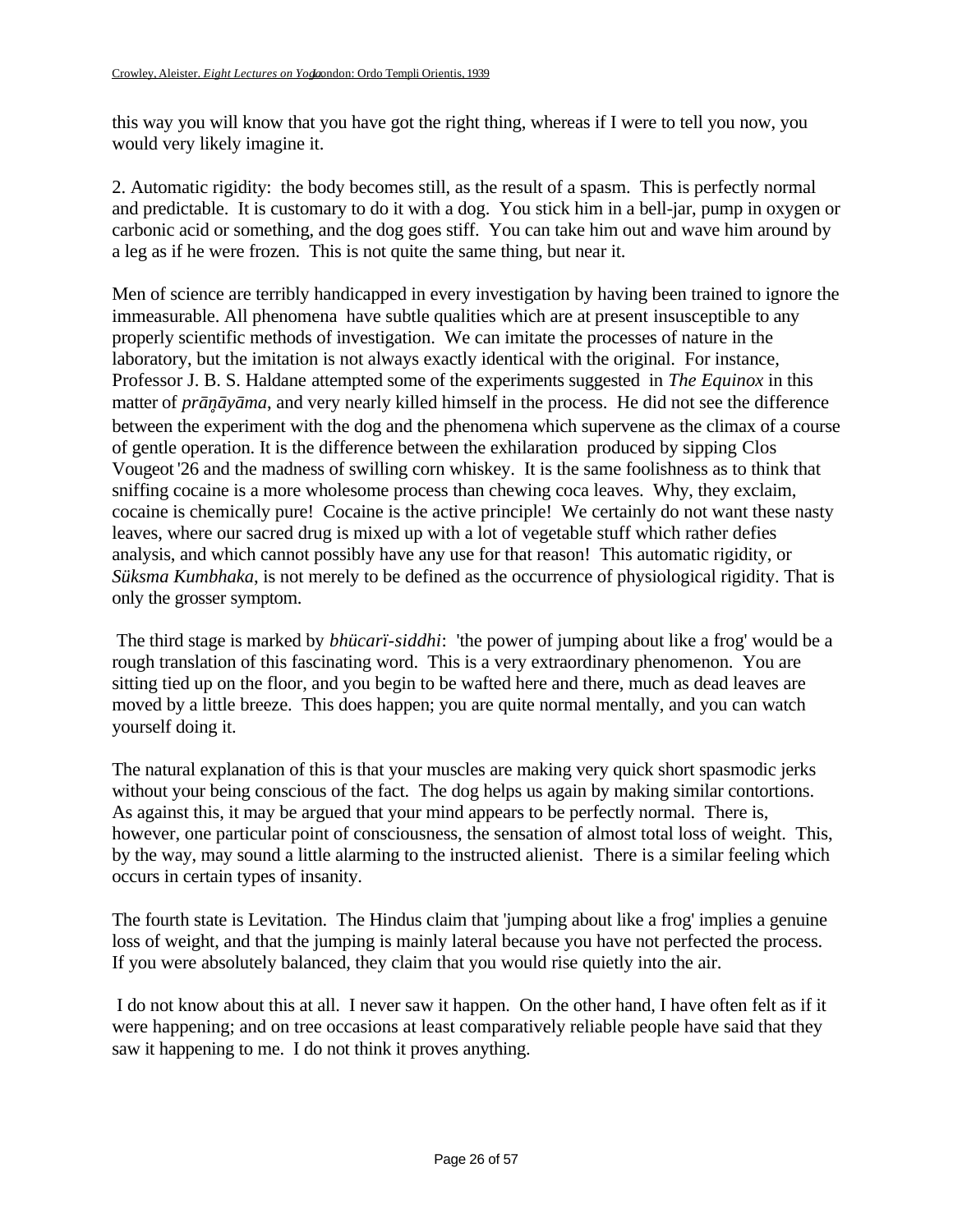this way you will know that you have got the right thing, whereas if I were to tell you now, you would very likely imagine it.

2. Automatic rigidity: the body becomes still, as the result of a spasm. This is perfectly normal and predictable. It is customary to do it with a dog. You stick him in a bell-jar, pump in oxygen or carbonic acid or something, and the dog goes stiff. You can take him out and wave him around by a leg as if he were frozen. This is not quite the same thing, but near it.

Men of science are terribly handicapped in every investigation by having been trained to ignore the immeasurable. All phenomena have subtle qualities which are at present insusceptible to any properly scientific methods of investigation. We can imitate the processes of nature in the laboratory, but the imitation is not always exactly identical with the original. For instance, Professor J. B. S. Haldane attempted some of the experiments suggested in *The Equinox* in this matter of *prāṇ̥āyāma*, and very nearly killed himself in the process. He did not see the difference between the experiment with the dog and the phenomena which supervene as the climax of a course of gentle operation. It is the difference between the exhilaration produced by sipping Clos Vougeot '26 and the madness of swilling corn whiskey. It is the same foolishness as to think that sniffing cocaine is a more wholesome process than chewing coca leaves. Why, they exclaim, cocaine is chemically pure! Cocaine is the active principle! We certainly do not want these nasty leaves, where our sacred drug is mixed up with a lot of vegetable stuff which rather defies analysis, and which cannot possibly have any use for that reason! This automatic rigidity, or *Süksma Kumbhaka*, is not merely to be defined as the occurrence of physiological rigidity. That is only the grosser symptom.

The third stage is marked by *bhücarï-siddhi*: 'the power of jumping about like a frog' would be a rough translation of this fascinating word. This is a very extraordinary phenomenon. You are sitting tied up on the floor, and you begin to be wafted here and there, much as dead leaves are moved by a little breeze. This does happen; you are quite normal mentally, and you can watch yourself doing it.

The natural explanation of this is that your muscles are making very quick short spasmodic jerks without your being conscious of the fact. The dog helps us again by making similar contortions. As against this, it may be argued that your mind appears to be perfectly normal. There is, however, one particular point of consciousness, the sensation of almost total loss of weight. This, by the way, may sound a little alarming to the instructed alienist. There is a similar feeling which occurs in certain types of insanity.

The fourth state is Levitation. The Hindus claim that 'jumping about like a frog' implies a genuine loss of weight, and that the jumping is mainly lateral because you have not perfected the process. If you were absolutely balanced, they claim that you would rise quietly into the air.

I do not know about this at all. I never saw it happen. On the other hand, I have often felt as if it were happening; and on tree occasions at least comparatively reliable people have said that they saw it happening to me. I do not think it proves anything.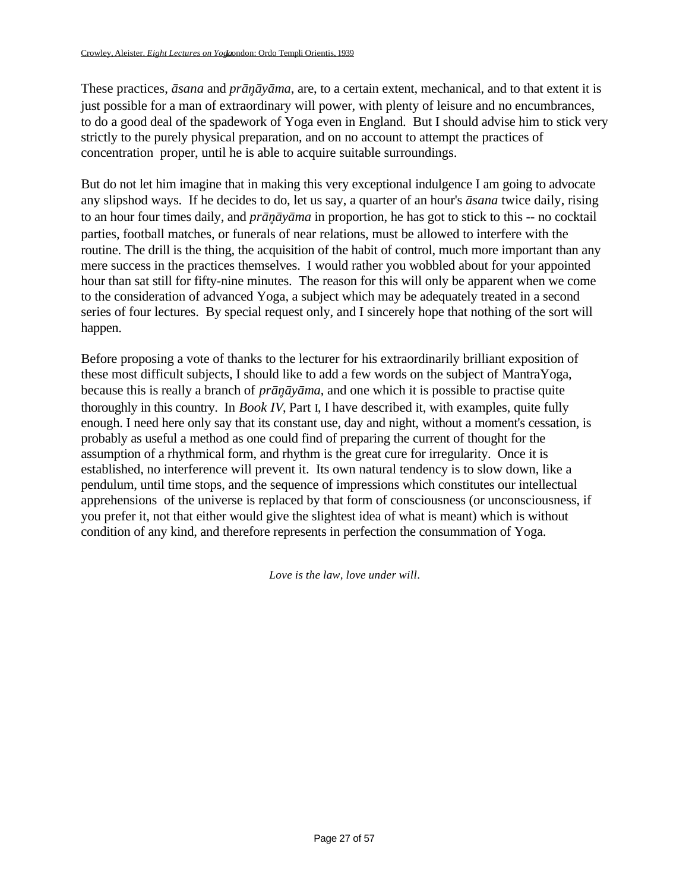These practices, *āsana* and *prāņāyāma*, are, to a certain extent, mechanical, and to that extent it is just possible for a man of extraordinary will power, with plenty of leisure and no encumbrances, to do a good deal of the spadework of Yoga even in England. But I should advise him to stick very strictly to the purely physical preparation, and on no account to attempt the practices of concentration proper, until he is able to acquire suitable surroundings.

But do not let him imagine that in making this very exceptional indulgence I am going to advocate any slipshod ways. If he decides to do, let us say, a quarter of an hour's *āsana* twice daily, rising to an hour four times daily, and *prāņāyāma* in proportion, he has got to stick to this -- no cocktail parties, football matches, or funerals of near relations, must be allowed to interfere with the routine. The drill is the thing, the acquisition of the habit of control, much more important than any mere success in the practices themselves. I would rather you wobbled about for your appointed hour than sat still for fifty-nine minutes. The reason for this will only be apparent when we come to the consideration of advanced Yoga, a subject which may be adequately treated in a second series of four lectures. By special request only, and I sincerely hope that nothing of the sort will happen.

Before proposing a vote of thanks to the lecturer for his extraordinarily brilliant exposition of these most difficult subjects, I should like to add a few words on the subject of MantraYoga, because this is really a branch of *prāņāyāma*, and one which it is possible to practise quite thoroughly in this country. In *Book IV*, Part I, I have described it, with examples, quite fully enough. I need here only say that its constant use, day and night, without a moment's cessation, is probably as useful a method as one could find of preparing the current of thought for the assumption of a rhythmical form, and rhythm is the great cure for irregularity. Once it is established, no interference will prevent it. Its own natural tendency is to slow down, like a pendulum, until time stops, and the sequence of impressions which constitutes our intellectual apprehensions of the universe is replaced by that form of consciousness (or unconsciousness, if you prefer it, not that either would give the slightest idea of what is meant) which is without condition of any kind, and therefore represents in perfection the consummation of Yoga.

*Love is the law, love under will.*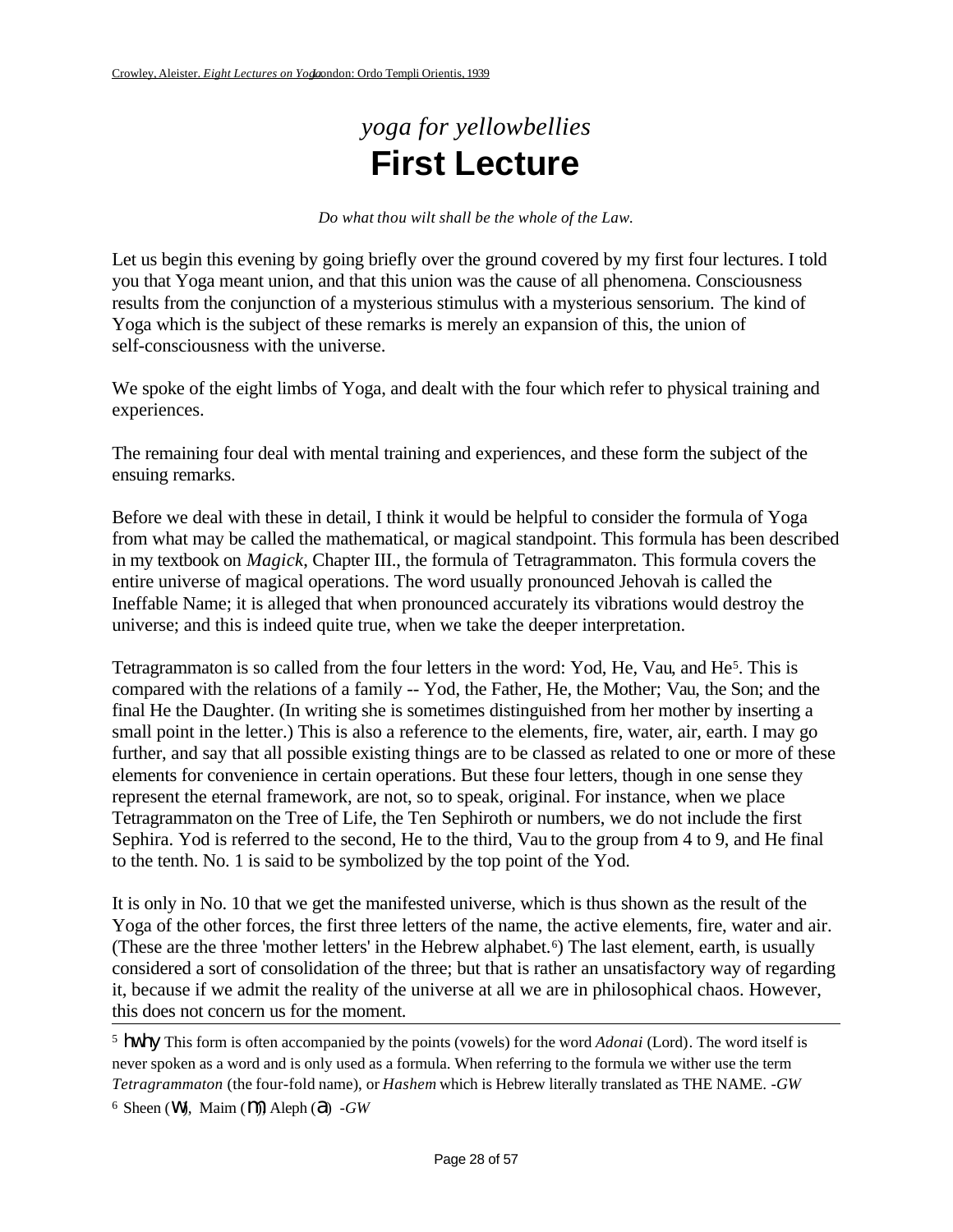*yoga for yellowbellies*

# First Lecture

*Do what thou wilt shall be the whole of the Law.*

Let us begin this evening by going briefly over the ground covered by my first four lectures. I told you that Yoga meant union, and that this union was the cause of all phenomena. Consciousness results from the conjunction of a mysterious stimulus with a mysterious sensorium. The kind of Yoga which is the subject of these remarks is merely an expansion of this, the union of self-consciousness with the universe.

We spoke of the eight limbs of Yoga, and dealt with the four which refer to physical training and experiences.

The remaining four deal with mental training and experiences, and these form the subject of the ensuing remarks.

Before we deal with these in detail, I think it would be helpful to consider the formula of Yoga from what may be called the mathematical, or magical standpoint. This formula has been described in my textbook on *Magick*, Chapter III., the formula of Tetragrammaton. This formula covers the entire universe of magical operations. The word usually pronounced Jehovah is called the Ineffable Name; it is alleged that when pronounced accurately its vibrations would destroy the universe; and this is indeed quite true, when we take the deeper interpretation.

Tetragrammaton is so called from the four letters in the word: Yod, He, Vau, and He[5]. This is compared with the relations of a family -- Yod, the Father, He, the Mother; Vau, the Son; and the final He the Daughter. (In writing she is sometimes distinguished from her mother by inserting a small point in the letter.) This is also a reference to the elements, fire, water, air, earth. I may go further, and say that all possible existing things are to be classed as related to one or more of these elements for convenience in certain operations. But these four letters, though in one sense they represent the eternal framework, are not, so to speak, original. For instance, when we place Tetragrammaton on the Tree of Life, the Ten Sephiroth or numbers, we do not include the first Sephira. Yod is referred to the second, He to the third, Vau to the group from 4 to 9, and He final to the tenth. No. 1 is said to be symbolized by the top point of the Yod.

It is only in No. 10 that we get the manifested universe, which is thus shown as the result of the Yoga of the other forces, the first three letters of the name, the active elements, fire, water and air. (These are the three 'mother letters' in the Hebrew alphabet.[6]) The last element, earth, is usually considered a sort of consolidation of the three; but that is rather an unsatisfactory way of regarding it, because if we admit the reality of the universe at all we are in philosophical chaos. However, this does not concern us for the moment.

---

[5] hwhy This form is often accompanied by the points (vowels) for the word *Adonai* (Lord). The word itself is never spoken as a word and is only used as a formula. When referring to the formula we wither use the term *Tetragrammaton* (the four-fold name), or *Hashem* which is Hebrew literally translated as THE NAME. *-GW*

[6] Sheen (w), Maim (m) Aleph (a) *-GW*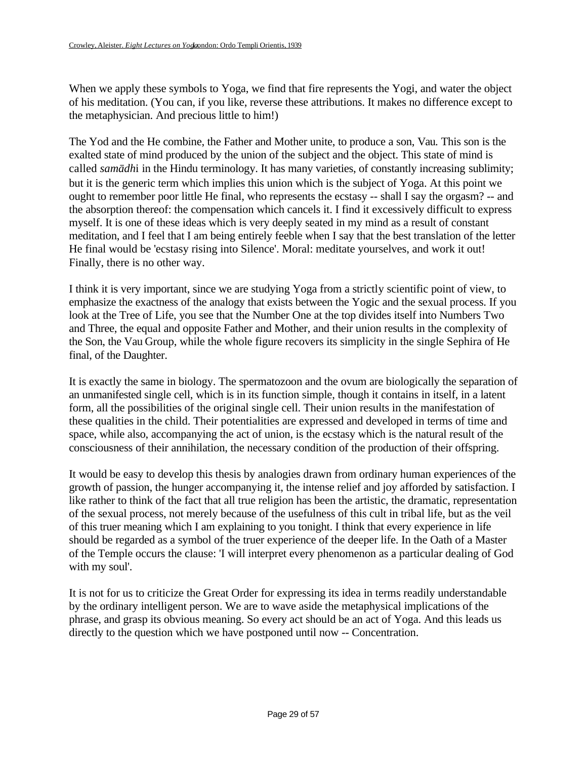When we apply these symbols to Yoga, we find that fire represents the Yogi, and water the object of his meditation. (You can, if you like, reverse these attributions. It makes no difference except to the metaphysician. And precious little to him!)

The Yod and the He combine, the Father and Mother unite, to produce a son, Vau. This son is the exalted state of mind produced by the union of the subject and the object. This state of mind is called *samādhi* in the Hindu terminology. It has many varieties, of constantly increasing sublimity; but it is the generic term which implies this union which is the subject of Yoga. At this point we ought to remember poor little He final, who represents the ecstasy -- shall I say the orgasm? -- and the absorption thereof: the compensation which cancels it. I find it excessively difficult to express myself. It is one of these ideas which is very deeply seated in my mind as a result of constant meditation, and I feel that I am being entirely feeble when I say that the best translation of the letter He final would be 'ecstasy rising into Silence'. Moral: meditate yourselves, and work it out! Finally, there is no other way.

I think it is very important, since we are studying Yoga from a strictly scientific point of view, to emphasize the exactness of the analogy that exists between the Yogic and the sexual process. If you look at the Tree of Life, you see that the Number One at the top divides itself into Numbers Two and Three, the equal and opposite Father and Mother, and their union results in the complexity of the Son, the Vau Group, while the whole figure recovers its simplicity in the single Sephira of He final, of the Daughter.

It is exactly the same in biology. The spermatozoon and the ovum are biologically the separation of an unmanifested single cell, which is in its function simple, though it contains in itself, in a latent form, all the possibilities of the original single cell. Their union results in the manifestation of these qualities in the child. Their potentialities are expressed and developed in terms of time and space, while also, accompanying the act of union, is the ecstasy which is the natural result of the consciousness of their annihilation, the necessary condition of the production of their offspring.

It would be easy to develop this thesis by analogies drawn from ordinary human experiences of the growth of passion, the hunger accompanying it, the intense relief and joy afforded by satisfaction. I like rather to think of the fact that all true religion has been the artistic, the dramatic, representation of the sexual process, not merely because of the usefulness of this cult in tribal life, but as the veil of this truer meaning which I am explaining to you tonight. I think that every experience in life should be regarded as a symbol of the truer experience of the deeper life. In the Oath of a Master of the Temple occurs the clause: 'I will interpret every phenomenon as a particular dealing of God with my soul'.

It is not for us to criticize the Great Order for expressing its idea in terms readily understandable by the ordinary intelligent person. We are to wave aside the metaphysical implications of the phrase, and grasp its obvious meaning. So every act should be an act of Yoga. And this leads us directly to the question which we have postponed until now -- Concentration.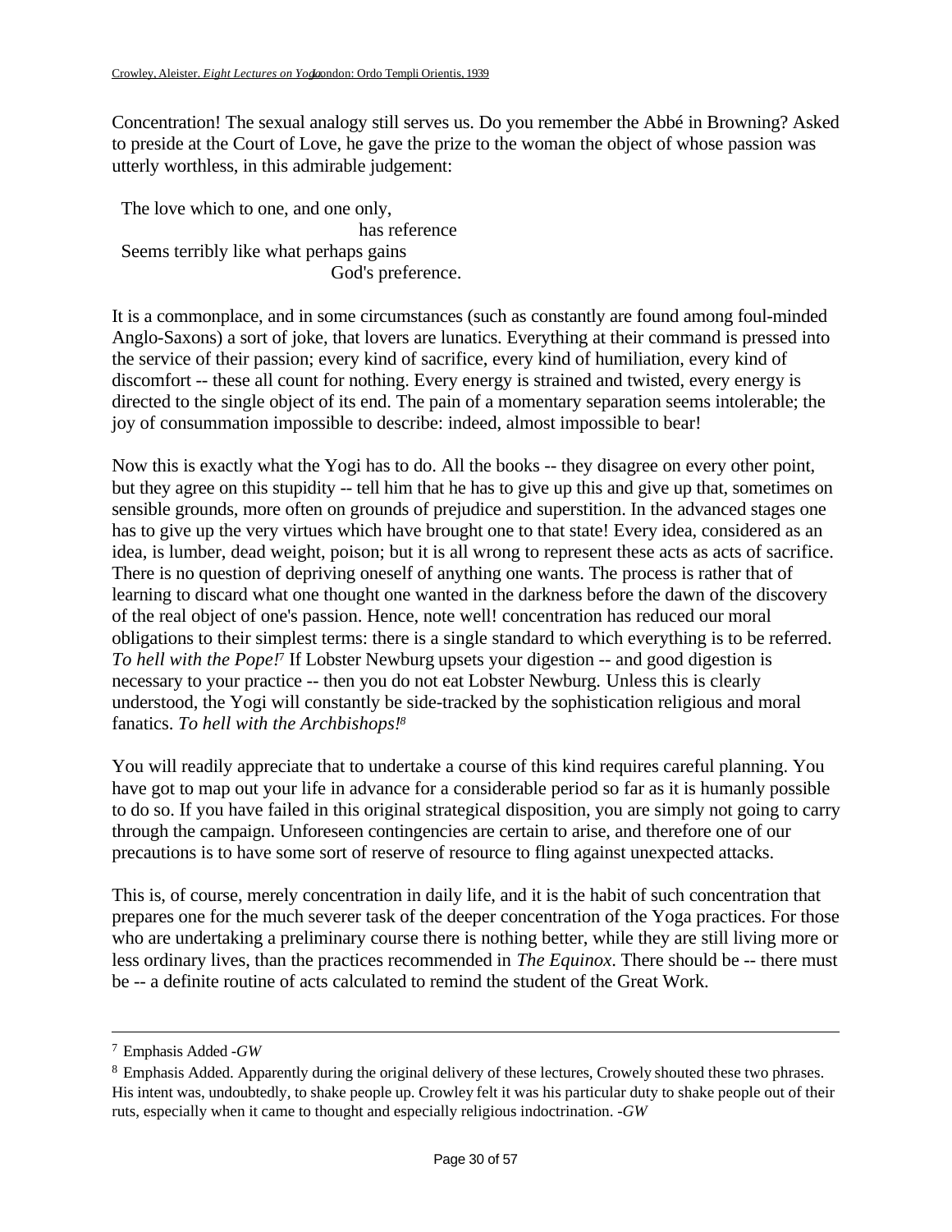Concentration! The sexual analogy still serves us. Do you remember the Abbé in Browning? Asked to preside at the Court of Love, he gave the prize to the woman the object of whose passion was utterly worthless, in this admirable judgement:

> The love which to one, and one only,
>                                                       has reference
> Seems terribly like what perhaps gains
>                                                  God's preference.

It is a commonplace, and in some circumstances (such as constantly are found among foul-minded Anglo-Saxons) a sort of joke, that lovers are lunatics. Everything at their command is pressed into the service of their passion; every kind of sacrifice, every kind of humiliation, every kind of discomfort -- these all count for nothing. Every energy is strained and twisted, every energy is directed to the single object of its end. The pain of a momentary separation seems intolerable; the joy of consummation impossible to describe: indeed, almost impossible to bear!

Now this is exactly what the Yogi has to do. All the books -- they disagree on every other point, but they agree on this stupidity -- tell him that he has to give up this and give up that, sometimes on sensible grounds, more often on grounds of prejudice and superstition. In the advanced stages one has to give up the very virtues which have brought one to that state! Every idea, considered as an idea, is lumber, dead weight, poison; but it is all wrong to represent these acts as acts of sacrifice. There is no question of depriving oneself of anything one wants. The process is rather that of learning to discard what one thought one wanted in the darkness before the dawn of the discovery of the real object of one's passion. Hence, note well! concentration has reduced our moral obligations to their simplest terms: there is a single standard to which everything is to be referred. *To hell with the Pope!*[7] If Lobster Newburg upsets your digestion -- and good digestion is necessary to your practice -- then you do not eat Lobster Newburg. Unless this is clearly understood, the Yogi will constantly be side-tracked by the sophistication religious and moral fanatics. *To hell with the Archbishops!*[8]

You will readily appreciate that to undertake a course of this kind requires careful planning. You have got to map out your life in advance for a considerable period so far as it is humanly possible to do so. If you have failed in this original strategical disposition, you are simply not going to carry through the campaign. Unforeseen contingencies are certain to arise, and therefore one of our precautions is to have some sort of reserve of resource to fling against unexpected attacks.

This is, of course, merely concentration in daily life, and it is the habit of such concentration that prepares one for the much severer task of the deeper concentration of the Yoga practices. For those who are undertaking a preliminary course there is nothing better, while they are still living more or less ordinary lives, than the practices recommended in *The Equinox*. There should be -- there must be -- a definite routine of acts calculated to remind the student of the Great Work.

---

[7] Emphasis Added -*GW*

[8] Emphasis Added. Apparently during the original delivery of these lectures, Crowely shouted these two phrases. His intent was, undoubtedly, to shake people up. Crowley felt it was his particular duty to shake people out of their ruts, especially when it came to thought and especially religious indoctrination. -*GW*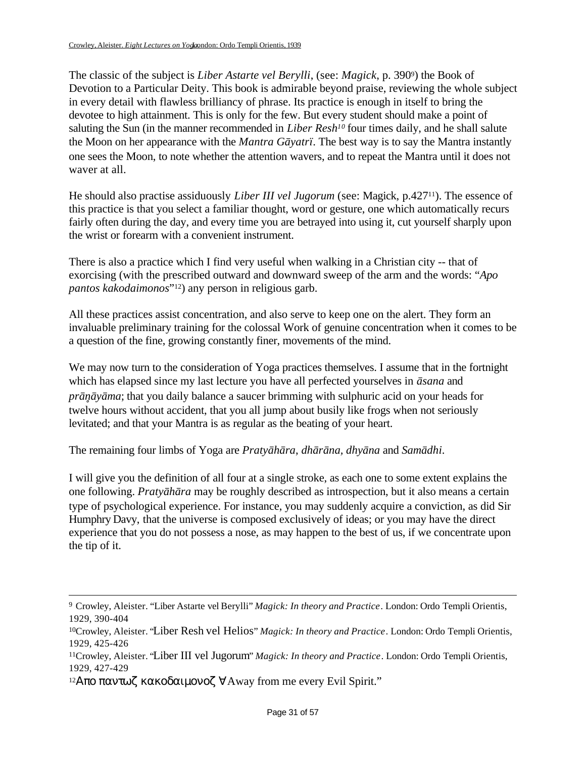The classic of the subject is *Liber Astarte vel Berylli*, (see: *Magick*, p. 390[9]) the Book of Devotion to a Particular Deity. This book is admirable beyond praise, reviewing the whole subject in every detail with flawless brilliancy of phrase. Its practice is enough in itself to bring the devotee to high attainment. This is only for the few. But every student should make a point of saluting the Sun (in the manner recommended in *Liber Resh*[10] four times daily, and he shall salute the Moon on her appearance with the *Mantra Gāyatrï*. The best way is to say the Mantra instantly one sees the Moon, to note whether the attention wavers, and to repeat the Mantra until it does not waver at all.

He should also practise assiduously *Liber III vel Jugorum* (see: Magick, p.427[11]). The essence of this practice is that you select a familiar thought, word or gesture, one which automatically recurs fairly often during the day, and every time you are betrayed into using it, cut yourself sharply upon the wrist or forearm with a convenient instrument.

There is also a practice which I find very useful when walking in a Christian city -- that of exorcising (with the prescribed outward and downward sweep of the arm and the words: "*Apo pantos kakodaimonos*"[12]) any person in religious garb.

All these practices assist concentration, and also serve to keep one on the alert. They form an invaluable preliminary training for the colossal Work of genuine concentration when it comes to be a question of the fine, growing constantly finer, movements of the mind.

We may now turn to the consideration of Yoga practices themselves. I assume that in the fortnight which has elapsed since my last lecture you have all perfected yourselves in *āsana* and *prāṇ̥āyāma*; that you daily balance a saucer brimming with sulphuric acid on your heads for twelve hours without accident, that you all jump about busily like frogs when not seriously levitated; and that your Mantra is as regular as the beating of your heart.

The remaining four limbs of Yoga are *Pratyāhāra*, *dhārāna*, *dhyāna* and *Samādhi*.

I will give you the definition of all four at a single stroke, as each one to some extent explains the one following. *Pratyāhāra* may be roughly described as introspection, but it also means a certain type of psychological experience. For instance, you may suddenly acquire a conviction, as did Sir Humphry Davy, that the universe is composed exclusively of ideas; or you may have the direct experience that you do not possess a nose, as may happen to the best of us, if we concentrate upon the tip of it.

---

[9] Crowley, Aleister. "Liber Astarte vel Berylli" *Magick: In theory and Practice*. London: Ordo Templi Orientis, 1929, 390-404

[10] Crowley, Aleister. "Liber Resh vel Helios" *Magick: In theory and Practice*. London: Ordo Templi Orientis, 1929, 425-426

[11] Crowley, Aleister. "Liber III vel Jugorum" *Magick: In theory and Practice*. London: Ordo Templi Orientis, 1929, 427-429

[12] Απο παντωζ κακοδαιμονοζ ∀Away from me every Evil Spirit."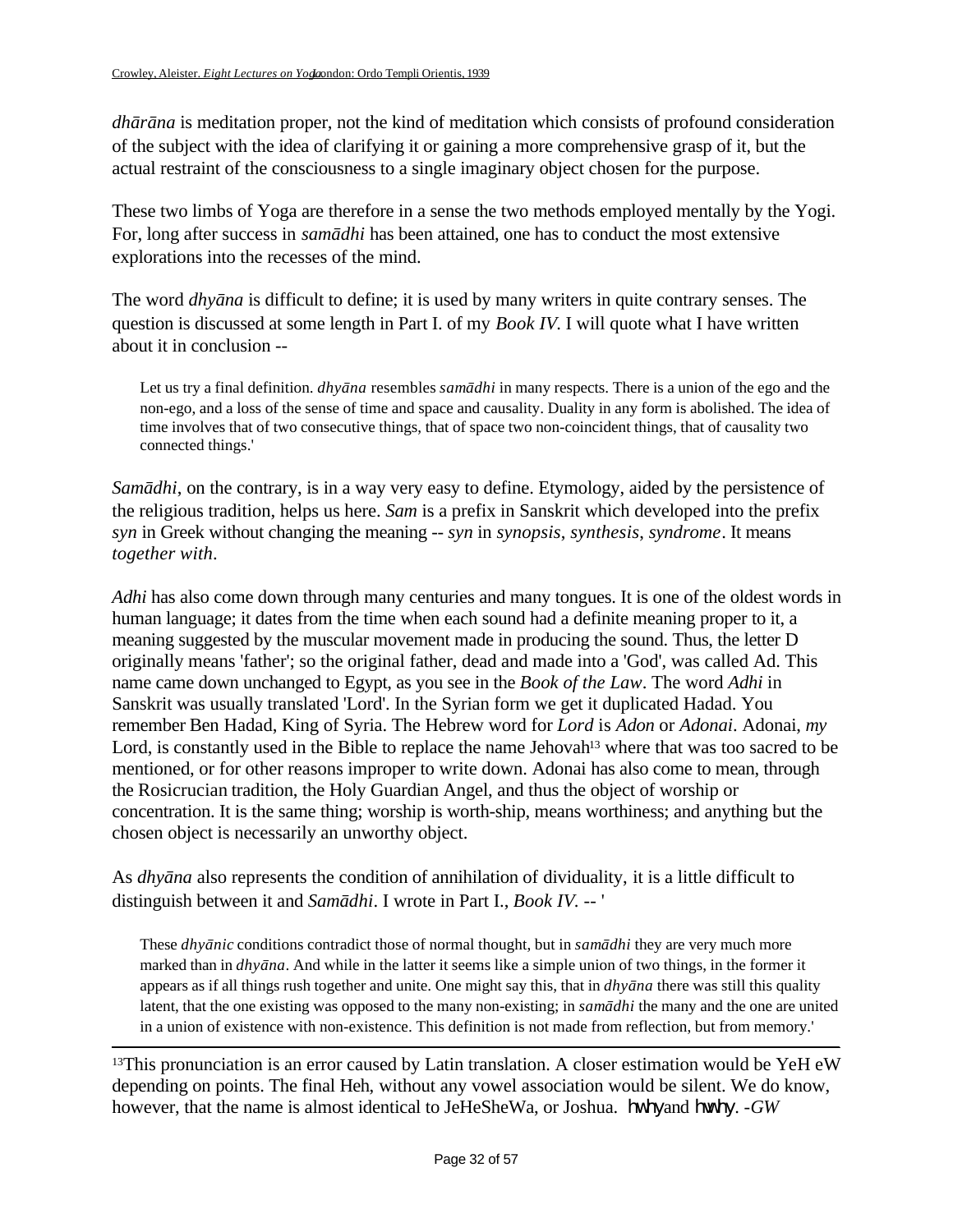*dhārāna* is meditation proper, not the kind of meditation which consists of profound consideration of the subject with the idea of clarifying it or gaining a more comprehensive grasp of it, but the actual restraint of the consciousness to a single imaginary object chosen for the purpose.

These two limbs of Yoga are therefore in a sense the two methods employed mentally by the Yogi. For, long after success in *samādhi* has been attained, one has to conduct the most extensive explorations into the recesses of the mind.

The word *dhyāna* is difficult to define; it is used by many writers in quite contrary senses. The question is discussed at some length in Part I. of my *Book IV*. I will quote what I have written about it in conclusion --

> Let us try a final definition. *dhyāna* resembles *samādhi* in many respects. There is a union of the ego and the non-ego, and a loss of the sense of time and space and causality. Duality in any form is abolished. The idea of time involves that of two consecutive things, that of space two non-coincident things, that of causality two connected things.'

*Samādhi*, on the contrary, is in a way very easy to define. Etymology, aided by the persistence of the religious tradition, helps us here. *Sam* is a prefix in Sanskrit which developed into the prefix *syn* in Greek without changing the meaning -- *syn* in *synopsis*, *synthesis*, *syndrome*. It means *together with*.

*Adhi* has also come down through many centuries and many tongues. It is one of the oldest words in human language; it dates from the time when each sound had a definite meaning proper to it, a meaning suggested by the muscular movement made in producing the sound. Thus, the letter D originally means 'father'; so the original father, dead and made into a 'God', was called Ad. This name came down unchanged to Egypt, as you see in the *Book of the Law*. The word *Adhi* in Sanskrit was usually translated 'Lord'. In the Syrian form we get it duplicated Hadad. You remember Ben Hadad, King of Syria. The Hebrew word for *Lord* is *Adon* or *Adonai*. Adonai, *my* Lord, is constantly used in the Bible to replace the name Jehovah[13] where that was too sacred to be mentioned, or for other reasons improper to write down. Adonai has also come to mean, through the Rosicrucian tradition, the Holy Guardian Angel, and thus the object of worship or concentration. It is the same thing; worship is worth-ship, means worthiness; and anything but the chosen object is necessarily an unworthy object.

As *dhyāna* also represents the condition of annihilation of dividuality, it is a little difficult to distinguish between it and *Samādhi*. I wrote in Part I., *Book IV*. -- '

> These *dhyānic* conditions contradict those of normal thought, but in *samādhi* they are very much more marked than in *dhyāna*. And while in the latter it seems like a simple union of two things, in the former it appears as if all things rush together and unite. One might say this, that in *dhyāna* there was still this quality latent, that the one existing was opposed to the many non-existing; in *samādhi* the many and the one are united in a union of existence with non-existence. This definition is not made from reflection, but from memory.'

---

[13]This pronunciation is an error caused by Latin translation. A closer estimation would be YeH eW depending on points. The final Heh, without any vowel association would be silent. We do know, however, that the name is almost identical to JeHeSheWa, or Joshua. hwhy and hwshy. *-GW*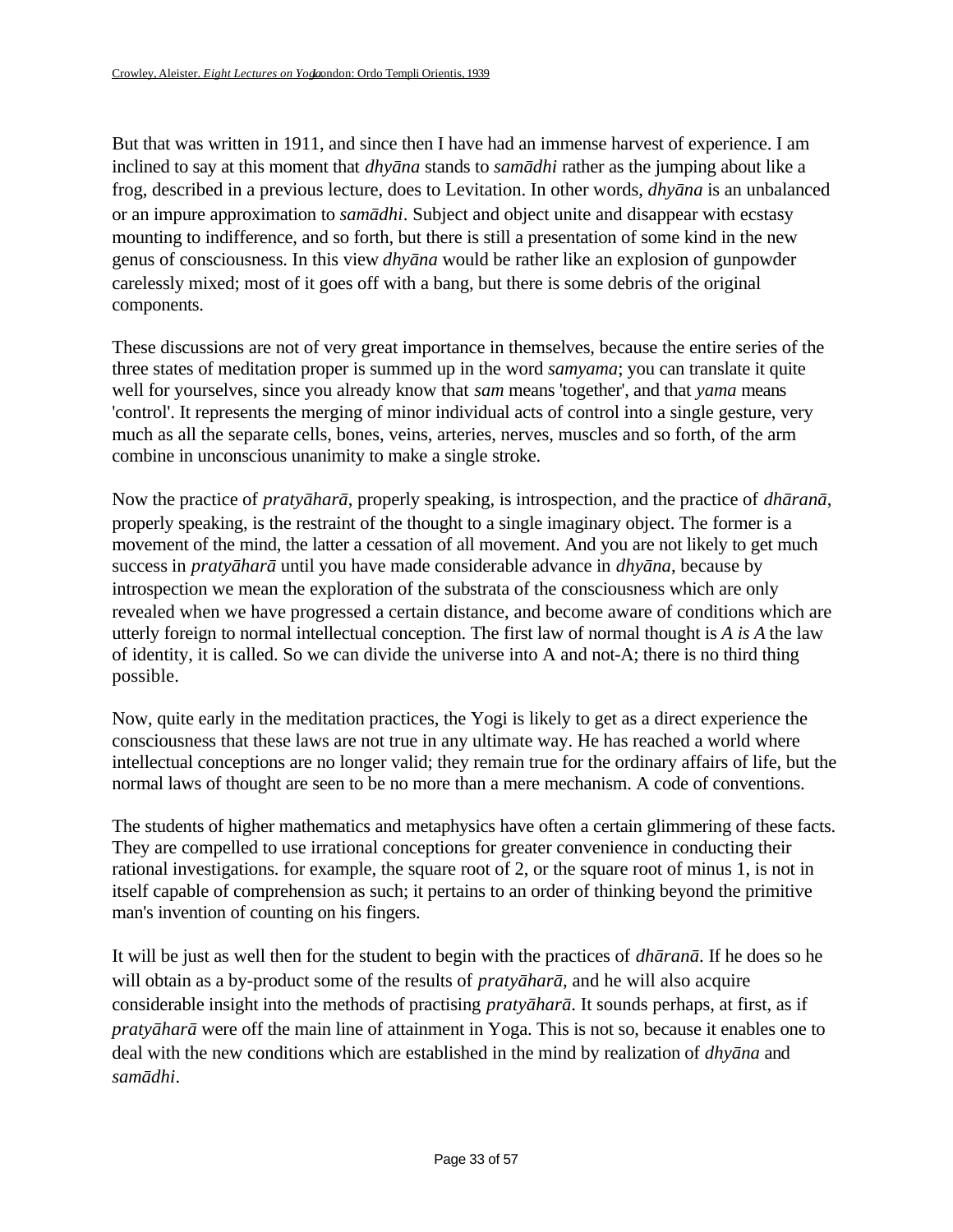But that was written in 1911, and since then I have had an immense harvest of experience. I am inclined to say at this moment that *dhyāna* stands to *samādhi* rather as the jumping about like a frog, described in a previous lecture, does to Levitation. In other words, *dhyāna* is an unbalanced or an impure approximation to *samādhi*. Subject and object unite and disappear with ecstasy mounting to indifference, and so forth, but there is still a presentation of some kind in the new genus of consciousness. In this view *dhyāna* would be rather like an explosion of gunpowder carelessly mixed; most of it goes off with a bang, but there is some debris of the original components.

These discussions are not of very great importance in themselves, because the entire series of the three states of meditation proper is summed up in the word *samyama*; you can translate it quite well for yourselves, since you already know that *sam* means 'together', and that *yama* means 'control'. It represents the merging of minor individual acts of control into a single gesture, very much as all the separate cells, bones, veins, arteries, nerves, muscles and so forth, of the arm combine in unconscious unanimity to make a single stroke.

Now the practice of *pratyāharā*, properly speaking, is introspection, and the practice of *dhāranā*, properly speaking, is the restraint of the thought to a single imaginary object. The former is a movement of the mind, the latter a cessation of all movement. And you are not likely to get much success in *pratyāharā* until you have made considerable advance in *dhyāna*, because by introspection we mean the exploration of the substrata of the consciousness which are only revealed when we have progressed a certain distance, and become aware of conditions which are utterly foreign to normal intellectual conception. The first law of normal thought is *A is A* the law of identity, it is called. So we can divide the universe into A and not-A; there is no third thing possible.

Now, quite early in the meditation practices, the Yogi is likely to get as a direct experience the consciousness that these laws are not true in any ultimate way. He has reached a world where intellectual conceptions are no longer valid; they remain true for the ordinary affairs of life, but the normal laws of thought are seen to be no more than a mere mechanism. A code of conventions.

The students of higher mathematics and metaphysics have often a certain glimmering of these facts. They are compelled to use irrational conceptions for greater convenience in conducting their rational investigations. for example, the square root of 2, or the square root of minus 1, is not in itself capable of comprehension as such; it pertains to an order of thinking beyond the primitive man's invention of counting on his fingers.

It will be just as well then for the student to begin with the practices of *dhāranā*. If he does so he will obtain as a by-product some of the results of *pratyāharā*, and he will also acquire considerable insight into the methods of practising *pratyāharā*. It sounds perhaps, at first, as if *pratyāharā* were off the main line of attainment in Yoga. This is not so, because it enables one to deal with the new conditions which are established in the mind by realization of *dhyāna* and *samādhi*.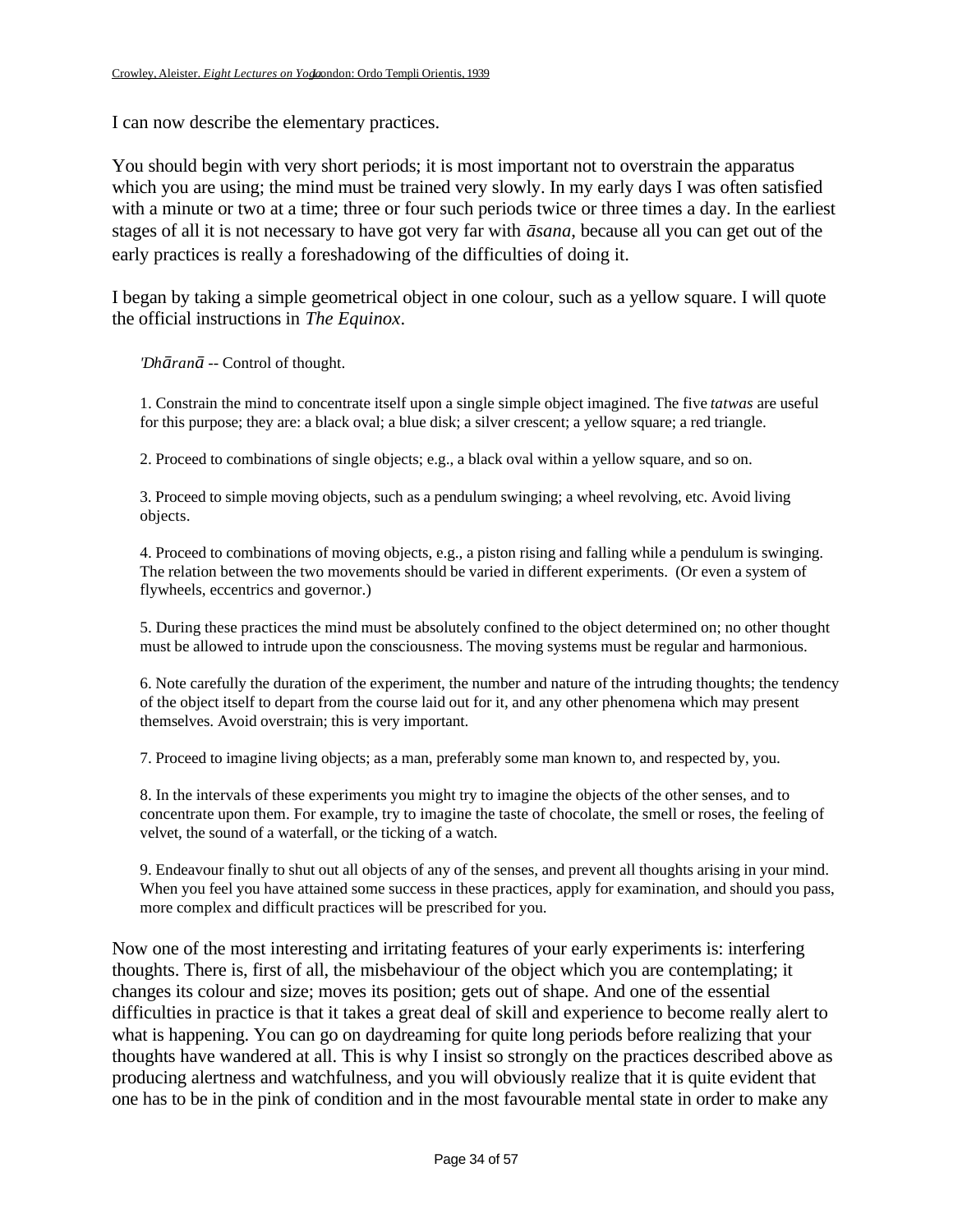I can now describe the elementary practices.

You should begin with very short periods; it is most important not to overstrain the apparatus which you are using; the mind must be trained very slowly. In my early days I was often satisfied with a minute or two at a time; three or four such periods twice or three times a day. In the earliest stages of all it is not necessary to have got very far with *āsana*, because all you can get out of the early practices is really a foreshadowing of the difficulties of doing it.

I began by taking a simple geometrical object in one colour, such as a yellow square. I will quote the official instructions in *The Equinox*.

> '*Dhāranā* -- Control of thought.
>
> 1. Constrain the mind to concentrate itself upon a single simple object imagined. The five *tatwas* are useful for this purpose; they are: a black oval; a blue disk; a silver crescent; a yellow square; a red triangle.
>
> 2. Proceed to combinations of single objects; e.g., a black oval within a yellow square, and so on.
>
> 3. Proceed to simple moving objects, such as a pendulum swinging; a wheel revolving, etc. Avoid living objects.
>
> 4. Proceed to combinations of moving objects, e.g., a piston rising and falling while a pendulum is swinging. The relation between the two movements should be varied in different experiments. (Or even a system of flywheels, eccentrics and governor.)
>
> 5. During these practices the mind must be absolutely confined to the object determined on; no other thought must be allowed to intrude upon the consciousness. The moving systems must be regular and harmonious.
>
> 6. Note carefully the duration of the experiment, the number and nature of the intruding thoughts; the tendency of the object itself to depart from the course laid out for it, and any other phenomena which may present themselves. Avoid overstrain; this is very important.
>
> 7. Proceed to imagine living objects; as a man, preferably some man known to, and respected by, you.
>
> 8. In the intervals of these experiments you might try to imagine the objects of the other senses, and to concentrate upon them. For example, try to imagine the taste of chocolate, the smell or roses, the feeling of velvet, the sound of a waterfall, or the ticking of a watch.
>
> 9. Endeavour finally to shut out all objects of any of the senses, and prevent all thoughts arising in your mind. When you feel you have attained some success in these practices, apply for examination, and should you pass, more complex and difficult practices will be prescribed for you.

Now one of the most interesting and irritating features of your early experiments is: interfering thoughts. There is, first of all, the misbehaviour of the object which you are contemplating; it changes its colour and size; moves its position; gets out of shape. And one of the essential difficulties in practice is that it takes a great deal of skill and experience to become really alert to what is happening. You can go on daydreaming for quite long periods before realizing that your thoughts have wandered at all. This is why I insist so strongly on the practices described above as producing alertness and watchfulness, and you will obviously realize that it is quite evident that one has to be in the pink of condition and in the most favourable mental state in order to make any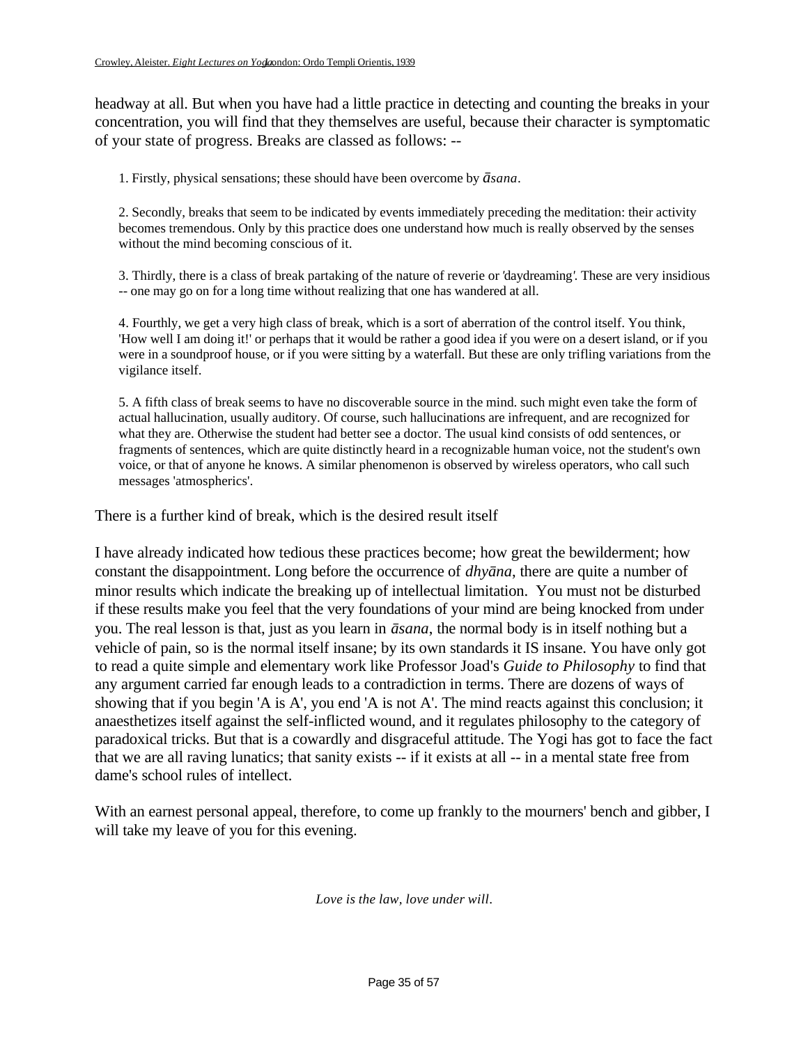headway at all. But when you have had a little practice in detecting and counting the breaks in your concentration, you will find that they themselves are useful, because their character is symptomatic of your state of progress. Breaks are classed as follows: --

1. Firstly, physical sensations; these should have been overcome by *āsana*.

2. Secondly, breaks that seem to be indicated by events immediately preceding the meditation: their activity becomes tremendous. Only by this practice does one understand how much is really observed by the senses without the mind becoming conscious of it.

3. Thirdly, there is a class of break partaking of the nature of reverie or 'daydreaming'. These are very insidious -- one may go on for a long time without realizing that one has wandered at all.

4. Fourthly, we get a very high class of break, which is a sort of aberration of the control itself. You think, 'How well I am doing it!' or perhaps that it would be rather a good idea if you were on a desert island, or if you were in a soundproof house, or if you were sitting by a waterfall. But these are only trifling variations from the vigilance itself.

5. A fifth class of break seems to have no discoverable source in the mind. such might even take the form of actual hallucination, usually auditory. Of course, such hallucinations are infrequent, and are recognized for what they are. Otherwise the student had better see a doctor. The usual kind consists of odd sentences, or fragments of sentences, which are quite distinctly heard in a recognizable human voice, not the student's own voice, or that of anyone he knows. A similar phenomenon is observed by wireless operators, who call such messages 'atmospherics'.

There is a further kind of break, which is the desired result itself

I have already indicated how tedious these practices become; how great the bewilderment; how constant the disappointment. Long before the occurrence of *dhyāna*, there are quite a number of minor results which indicate the breaking up of intellectual limitation. You must not be disturbed if these results make you feel that the very foundations of your mind are being knocked from under you. The real lesson is that, just as you learn in *āsana*, the normal body is in itself nothing but a vehicle of pain, so is the normal itself insane; by its own standards it IS insane. You have only got to read a quite simple and elementary work like Professor Joad's *Guide to Philosophy* to find that any argument carried far enough leads to a contradiction in terms. There are dozens of ways of showing that if you begin 'A is A', you end 'A is not A'. The mind reacts against this conclusion; it anaesthetizes itself against the self-inflicted wound, and it regulates philosophy to the category of paradoxical tricks. But that is a cowardly and disgraceful attitude. The Yogi has got to face the fact that we are all raving lunatics; that sanity exists -- if it exists at all -- in a mental state free from dame's school rules of intellect.

With an earnest personal appeal, therefore, to come up frankly to the mourners' bench and gibber, I will take my leave of you for this evening.

*Love is the law, love under will.*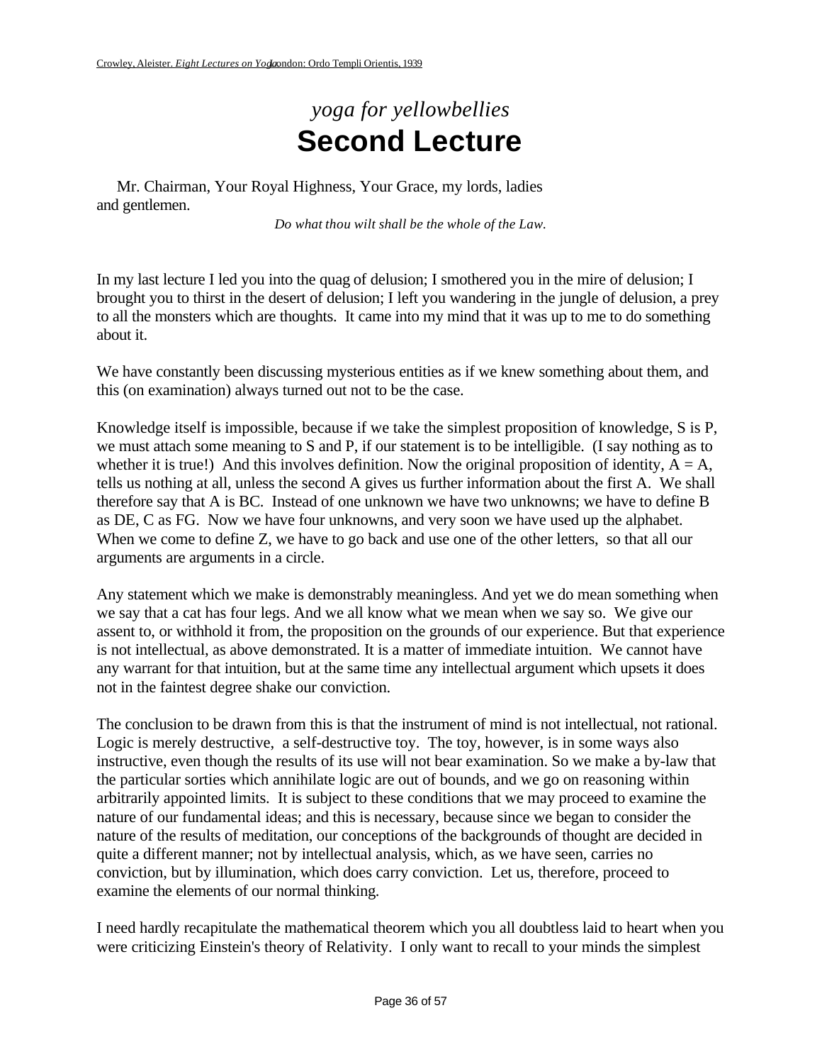*yoga for yellowbellies*

# Second Lecture

Mr. Chairman, Your Royal Highness, Your Grace, my lords, ladies and gentlemen.

*Do what thou wilt shall be the whole of the Law.*

In my last lecture I led you into the quag of delusion; I smothered you in the mire of delusion; I brought you to thirst in the desert of delusion; I left you wandering in the jungle of delusion, a prey to all the monsters which are thoughts. It came into my mind that it was up to me to do something about it.

We have constantly been discussing mysterious entities as if we knew something about them, and this (on examination) always turned out not to be the case.

Knowledge itself is impossible, because if we take the simplest proposition of knowledge, S is P, we must attach some meaning to S and P, if our statement is to be intelligible. (I say nothing as to whether it is true!) And this involves definition. Now the original proposition of identity, A = A, tells us nothing at all, unless the second A gives us further information about the first A. We shall therefore say that A is BC. Instead of one unknown we have two unknowns; we have to define B as DE, C as FG. Now we have four unknowns, and very soon we have used up the alphabet. When we come to define Z, we have to go back and use one of the other letters, so that all our arguments are arguments in a circle.

Any statement which we make is demonstrably meaningless. And yet we do mean something when we say that a cat has four legs. And we all know what we mean when we say so. We give our assent to, or withhold it from, the proposition on the grounds of our experience. But that experience is not intellectual, as above demonstrated. It is a matter of immediate intuition. We cannot have any warrant for that intuition, but at the same time any intellectual argument which upsets it does not in the faintest degree shake our conviction.

The conclusion to be drawn from this is that the instrument of mind is not intellectual, not rational. Logic is merely destructive, a self-destructive toy. The toy, however, is in some ways also instructive, even though the results of its use will not bear examination. So we make a by-law that the particular sorties which annihilate logic are out of bounds, and we go on reasoning within arbitrarily appointed limits. It is subject to these conditions that we may proceed to examine the nature of our fundamental ideas; and this is necessary, because since we began to consider the nature of the results of meditation, our conceptions of the backgrounds of thought are decided in quite a different manner; not by intellectual analysis, which, as we have seen, carries no conviction, but by illumination, which does carry conviction. Let us, therefore, proceed to examine the elements of our normal thinking.

I need hardly recapitulate the mathematical theorem which you all doubtless laid to heart when you were criticizing Einstein's theory of Relativity. I only want to recall to your minds the simplest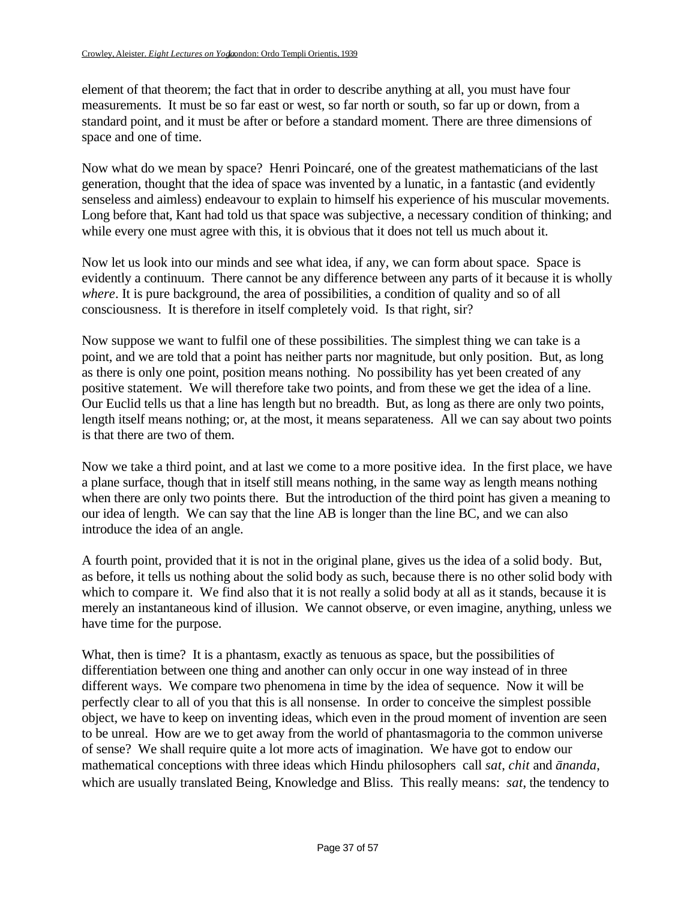element of that theorem; the fact that in order to describe anything at all, you must have four measurements. It must be so far east or west, so far north or south, so far up or down, from a standard point, and it must be after or before a standard moment. There are three dimensions of space and one of time.

Now what do we mean by space? Henri Poincaré, one of the greatest mathematicians of the last generation, thought that the idea of space was invented by a lunatic, in a fantastic (and evidently senseless and aimless) endeavour to explain to himself his experience of his muscular movements. Long before that, Kant had told us that space was subjective, a necessary condition of thinking; and while every one must agree with this, it is obvious that it does not tell us much about it.

Now let us look into our minds and see what idea, if any, we can form about space. Space is evidently a continuum. There cannot be any difference between any parts of it because it is wholly *where*. It is pure background, the area of possibilities, a condition of quality and so of all consciousness. It is therefore in itself completely void. Is that right, sir?

Now suppose we want to fulfil one of these possibilities. The simplest thing we can take is a point, and we are told that a point has neither parts nor magnitude, but only position. But, as long as there is only one point, position means nothing. No possibility has yet been created of any positive statement. We will therefore take two points, and from these we get the idea of a line. Our Euclid tells us that a line has length but no breadth. But, as long as there are only two points, length itself means nothing; or, at the most, it means separateness. All we can say about two points is that there are two of them.

Now we take a third point, and at last we come to a more positive idea. In the first place, we have a plane surface, though that in itself still means nothing, in the same way as length means nothing when there are only two points there. But the introduction of the third point has given a meaning to our idea of length. We can say that the line AB is longer than the line BC, and we can also introduce the idea of an angle.

A fourth point, provided that it is not in the original plane, gives us the idea of a solid body. But, as before, it tells us nothing about the solid body as such, because there is no other solid body with which to compare it. We find also that it is not really a solid body at all as it stands, because it is merely an instantaneous kind of illusion. We cannot observe, or even imagine, anything, unless we have time for the purpose.

What, then is time? It is a phantasm, exactly as tenuous as space, but the possibilities of differentiation between one thing and another can only occur in one way instead of in three different ways. We compare two phenomena in time by the idea of sequence. Now it will be perfectly clear to all of you that this is all nonsense. In order to conceive the simplest possible object, we have to keep on inventing ideas, which even in the proud moment of invention are seen to be unreal. How are we to get away from the world of phantasmagoria to the common universe of sense? We shall require quite a lot more acts of imagination. We have got to endow our mathematical conceptions with three ideas which Hindu philosophers call *sat*, *chit* and *ānanda*, which are usually translated Being, Knowledge and Bliss. This really means: *sat*, the tendency to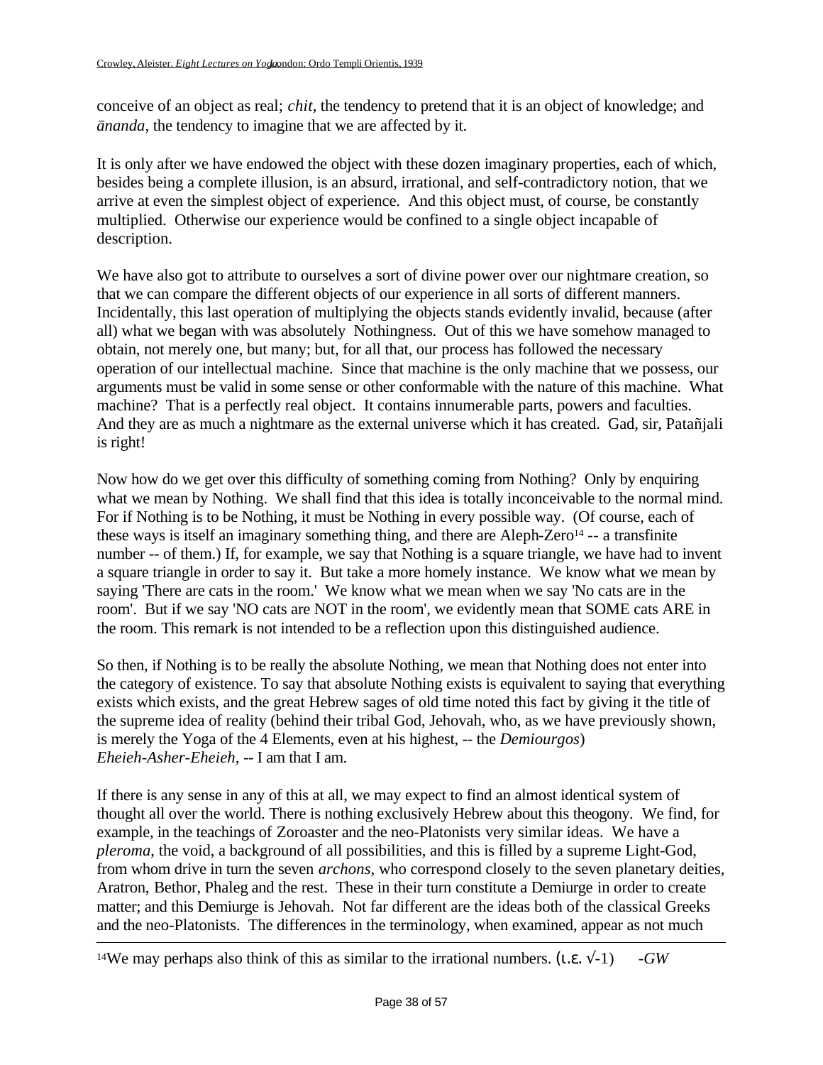conceive of an object as real; *chit*, the tendency to pretend that it is an object of knowledge; and *ānanda*, the tendency to imagine that we are affected by it.

It is only after we have endowed the object with these dozen imaginary properties, each of which, besides being a complete illusion, is an absurd, irrational, and self-contradictory notion, that we arrive at even the simplest object of experience. And this object must, of course, be constantly multiplied. Otherwise our experience would be confined to a single object incapable of description.

We have also got to attribute to ourselves a sort of divine power over our nightmare creation, so that we can compare the different objects of our experience in all sorts of different manners. Incidentally, this last operation of multiplying the objects stands evidently invalid, because (after all) what we began with was absolutely Nothingness. Out of this we have somehow managed to obtain, not merely one, but many; but, for all that, our process has followed the necessary operation of our intellectual machine. Since that machine is the only machine that we possess, our arguments must be valid in some sense or other conformable with the nature of this machine. What machine? That is a perfectly real object. It contains innumerable parts, powers and faculties. And they are as much a nightmare as the external universe which it has created. Gad, sir, Patañjali is right!

Now how do we get over this difficulty of something coming from Nothing? Only by enquiring what we mean by Nothing. We shall find that this idea is totally inconceivable to the normal mind. For if Nothing is to be Nothing, it must be Nothing in every possible way. (Of course, each of these ways is itself an imaginary something thing, and there are Aleph-Zero[14] -- a transfinite number -- of them.) If, for example, we say that Nothing is a square triangle, we have had to invent a square triangle in order to say it. But take a more homely instance. We know what we mean by saying 'There are cats in the room.' We know what we mean when we say 'No cats are in the room'. But if we say 'NO cats are NOT in the room', we evidently mean that SOME cats ARE in the room. This remark is not intended to be a reflection upon this distinguished audience.

So then, if Nothing is to be really the absolute Nothing, we mean that Nothing does not enter into the category of existence. To say that absolute Nothing exists is equivalent to saying that everything exists which exists, and the great Hebrew sages of old time noted this fact by giving it the title of the supreme idea of reality (behind their tribal God, Jehovah, who, as we have previously shown, is merely the Yoga of the 4 Elements, even at his highest, -- the *Demiourgos*) *Eheieh-Asher-Eheieh*, -- I am that I am.

If there is any sense in any of this at all, we may expect to find an almost identical system of thought all over the world. There is nothing exclusively Hebrew about this theogony. We find, for example, in the teachings of Zoroaster and the neo-Platonists very similar ideas. We have a *pleroma*, the void, a background of all possibilities, and this is filled by a supreme Light-God, from whom drive in turn the seven *archons*, who correspond closely to the seven planetary deities, Aratron, Bethor, Phaleg and the rest. These in their turn constitute a Demiurge in order to create matter; and this Demiurge is Jehovah. Not far different are the ideas both of the classical Greeks and the neo-Platonists. The differences in the terminology, when examined, appear as not much

---

[14]We may perhaps also think of this as similar to the irrational numbers. (ι.ε. $\sqrt{-1}$) -*GW*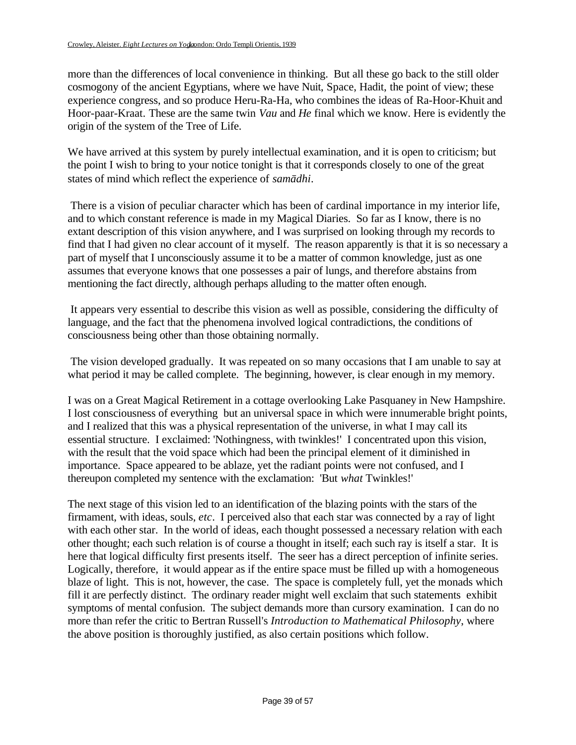more than the differences of local convenience in thinking. But all these go back to the still older cosmogony of the ancient Egyptians, where we have Nuit, Space, Hadit, the point of view; these experience congress, and so produce Heru-Ra-Ha, who combines the ideas of Ra-Hoor-Khuit and Hoor-paar-Kraat. These are the same twin *Vau* and *He* final which we know. Here is evidently the origin of the system of the Tree of Life.

We have arrived at this system by purely intellectual examination, and it is open to criticism; but the point I wish to bring to your notice tonight is that it corresponds closely to one of the great states of mind which reflect the experience of *samādhi*.

There is a vision of peculiar character which has been of cardinal importance in my interior life, and to which constant reference is made in my Magical Diaries. So far as I know, there is no extant description of this vision anywhere, and I was surprised on looking through my records to find that I had given no clear account of it myself. The reason apparently is that it is so necessary a part of myself that I unconsciously assume it to be a matter of common knowledge, just as one assumes that everyone knows that one possesses a pair of lungs, and therefore abstains from mentioning the fact directly, although perhaps alluding to the matter often enough.

It appears very essential to describe this vision as well as possible, considering the difficulty of language, and the fact that the phenomena involved logical contradictions, the conditions of consciousness being other than those obtaining normally.

The vision developed gradually. It was repeated on so many occasions that I am unable to say at what period it may be called complete. The beginning, however, is clear enough in my memory.

I was on a Great Magical Retirement in a cottage overlooking Lake Pasquaney in New Hampshire. I lost consciousness of everything but an universal space in which were innumerable bright points, and I realized that this was a physical representation of the universe, in what I may call its essential structure. I exclaimed: 'Nothingness, with twinkles!' I concentrated upon this vision, with the result that the void space which had been the principal element of it diminished in importance. Space appeared to be ablaze, yet the radiant points were not confused, and I thereupon completed my sentence with the exclamation: 'But *what* Twinkles!'

The next stage of this vision led to an identification of the blazing points with the stars of the firmament, with ideas, souls, *etc*. I perceived also that each star was connected by a ray of light with each other star. In the world of ideas, each thought possessed a necessary relation with each other thought; each such relation is of course a thought in itself; each such ray is itself a star. It is here that logical difficulty first presents itself. The seer has a direct perception of infinite series. Logically, therefore, it would appear as if the entire space must be filled up with a homogeneous blaze of light. This is not, however, the case. The space is completely full, yet the monads which fill it are perfectly distinct. The ordinary reader might well exclaim that such statements exhibit symptoms of mental confusion. The subject demands more than cursory examination. I can do no more than refer the critic to Bertran Russell's *Introduction to Mathematical Philosophy*, where the above position is thoroughly justified, as also certain positions which follow.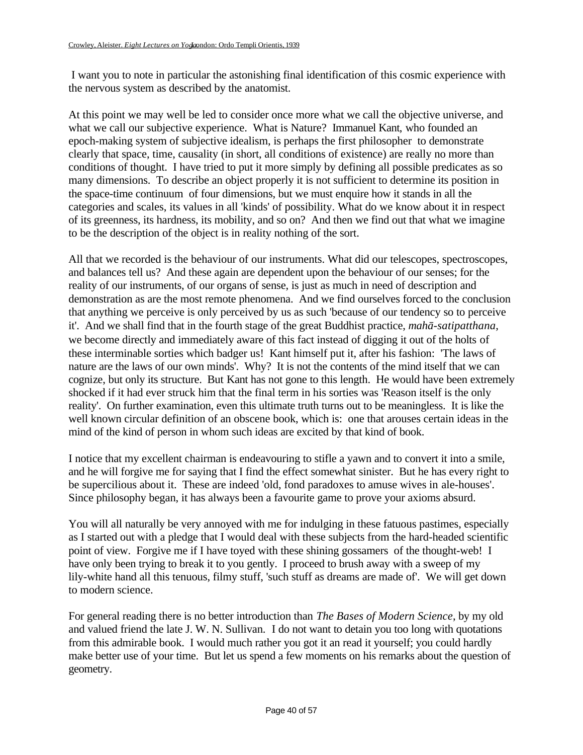I want you to note in particular the astonishing final identification of this cosmic experience with the nervous system as described by the anatomist.

At this point we may well be led to consider once more what we call the objective universe, and what we call our subjective experience. What is Nature? Immanuel Kant, who founded an epoch-making system of subjective idealism, is perhaps the first philosopher to demonstrate clearly that space, time, causality (in short, all conditions of existence) are really no more than conditions of thought. I have tried to put it more simply by defining all possible predicates as so many dimensions. To describe an object properly it is not sufficient to determine its position in the space-time continuum of four dimensions, but we must enquire how it stands in all the categories and scales, its values in all 'kinds' of possibility. What do we know about it in respect of its greenness, its hardness, its mobility, and so on? And then we find out that what we imagine to be the description of the object is in reality nothing of the sort.

All that we recorded is the behaviour of our instruments. What did our telescopes, spectroscopes, and balances tell us? And these again are dependent upon the behaviour of our senses; for the reality of our instruments, of our organs of sense, is just as much in need of description and demonstration as are the most remote phenomena. And we find ourselves forced to the conclusion that anything we perceive is only perceived by us as such 'because of our tendency so to perceive it'. And we shall find that in the fourth stage of the great Buddhist practice, *mahā-satipatthana*, we become directly and immediately aware of this fact instead of digging it out of the holts of these interminable sorties which badger us! Kant himself put it, after his fashion: 'The laws of nature are the laws of our own minds'. Why? It is not the contents of the mind itself that we can cognize, but only its structure. But Kant has not gone to this length. He would have been extremely shocked if it had ever struck him that the final term in his sorties was 'Reason itself is the only reality'. On further examination, even this ultimate truth turns out to be meaningless. It is like the well known circular definition of an obscene book, which is: one that arouses certain ideas in the mind of the kind of person in whom such ideas are excited by that kind of book.

I notice that my excellent chairman is endeavouring to stifle a yawn and to convert it into a smile, and he will forgive me for saying that I find the effect somewhat sinister. But he has every right to be supercilious about it. These are indeed 'old, fond paradoxes to amuse wives in ale-houses'. Since philosophy began, it has always been a favourite game to prove your axioms absurd.

You will all naturally be very annoyed with me for indulging in these fatuous pastimes, especially as I started out with a pledge that I would deal with these subjects from the hard-headed scientific point of view. Forgive me if I have toyed with these shining gossamers of the thought-web! I have only been trying to break it to you gently. I proceed to brush away with a sweep of my lily-white hand all this tenuous, filmy stuff, 'such stuff as dreams are made of'. We will get down to modern science.

For general reading there is no better introduction than *The Bases of Modern Science*, by my old and valued friend the late J. W. N. Sullivan. I do not want to detain you too long with quotations from this admirable book. I would much rather you got it an read it yourself; you could hardly make better use of your time. But let us spend a few moments on his remarks about the question of geometry.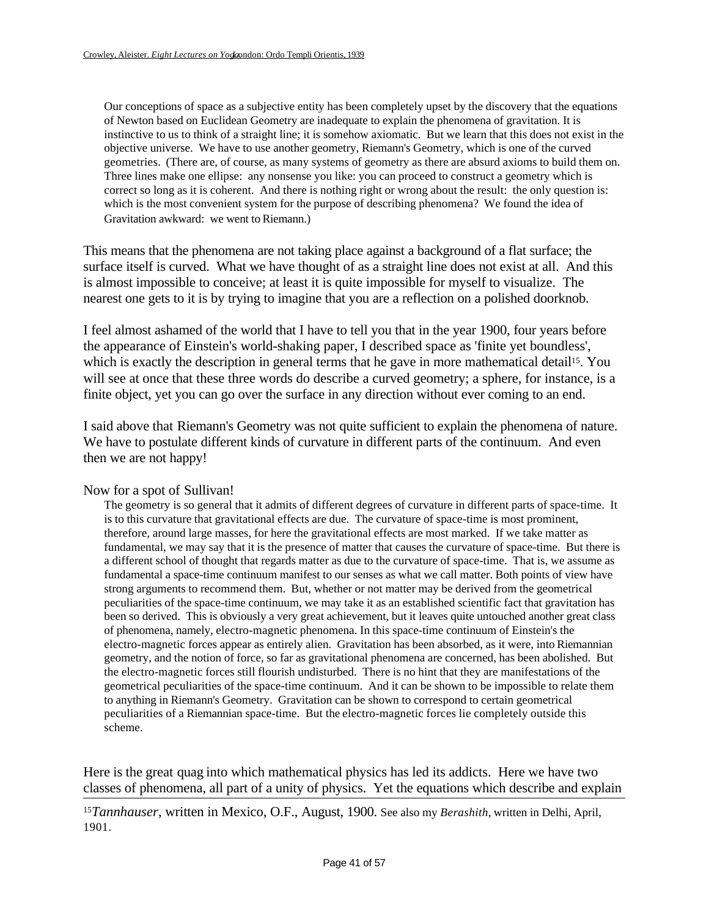> Our conceptions of space as a subjective entity has been completely upset by the discovery that the equations of Newton based on Euclidean Geometry are inadequate to explain the phenomena of gravitation. It is instinctive to us to think of a straight line; it is somehow axiomatic. But we learn that this does not exist in the objective universe. We have to use another geometry, Riemann's Geometry, which is one of the curved geometries. (There are, of course, as many systems of geometry as there are absurd axioms to build them on. Three lines make one ellipse: any nonsense you like: you can proceed to construct a geometry which is correct so long as it is coherent. And there is nothing right or wrong about the result: the only question is: which is the most convenient system for the purpose of describing phenomena? We found the idea of Gravitation awkward: we went to Riemann.)

This means that the phenomena are not taking place against a background of a flat surface; the surface itself is curved. What we have thought of as a straight line does not exist at all. And this is almost impossible to conceive; at least it is quite impossible for myself to visualize. The nearest one gets to it is by trying to imagine that you are a reflection on a polished doorknob.

I feel almost ashamed of the world that I have to tell you that in the year 1900, four years before the appearance of Einstein's world-shaking paper, I described space as 'finite yet boundless', which is exactly the description in general terms that he gave in more mathematical detail[15]. You will see at once that these three words do describe a curved geometry; a sphere, for instance, is a finite object, yet you can go over the surface in any direction without ever coming to an end.

I said above that Riemann's Geometry was not quite sufficient to explain the phenomena of nature. We have to postulate different kinds of curvature in different parts of the continuum. And even then we are not happy!

Now for a spot of Sullivan!

> The geometry is so general that it admits of different degrees of curvature in different parts of space-time. It is to this curvature that gravitational effects are due. The curvature of space-time is most prominent, therefore, around large masses, for here the gravitational effects are most marked. If we take matter as fundamental, we may say that it is the presence of matter that causes the curvature of space-time. But there is a different school of thought that regards matter as due to the curvature of space-time. That is, we assume as fundamental a space-time continuum manifest to our senses as what we call matter. Both points of view have strong arguments to recommend them. But, whether or not matter may be derived from the geometrical peculiarities of the space-time continuum, we may take it as an established scientific fact that gravitation has been so derived. This is obviously a very great achievement, but it leaves quite untouched another great class of phenomena, namely, electro-magnetic phenomena. In this space-time continuum of Einstein's the electro-magnetic forces appear as entirely alien. Gravitation has been absorbed, as it were, into Riemannian geometry, and the notion of force, so far as gravitational phenomena are concerned, has been abolished. But the electro-magnetic forces still flourish undisturbed. There is no hint that they are manifestations of the geometrical peculiarities of the space-time continuum. And it can be shown to be impossible to relate them to anything in Riemann's Geometry. Gravitation can be shown to correspond to certain geometrical peculiarities of a Riemannian space-time. But the electro-magnetic forces lie completely outside this scheme.

Here is the great quag into which mathematical physics has led its addicts. Here we have two classes of phenomena, all part of a unity of physics. Yet the equations which describe and explain

---

[15] *Tannhauser*, written in Mexico, O.F., August, 1900. See also my *Berashith*, written in Delhi, April, 1901.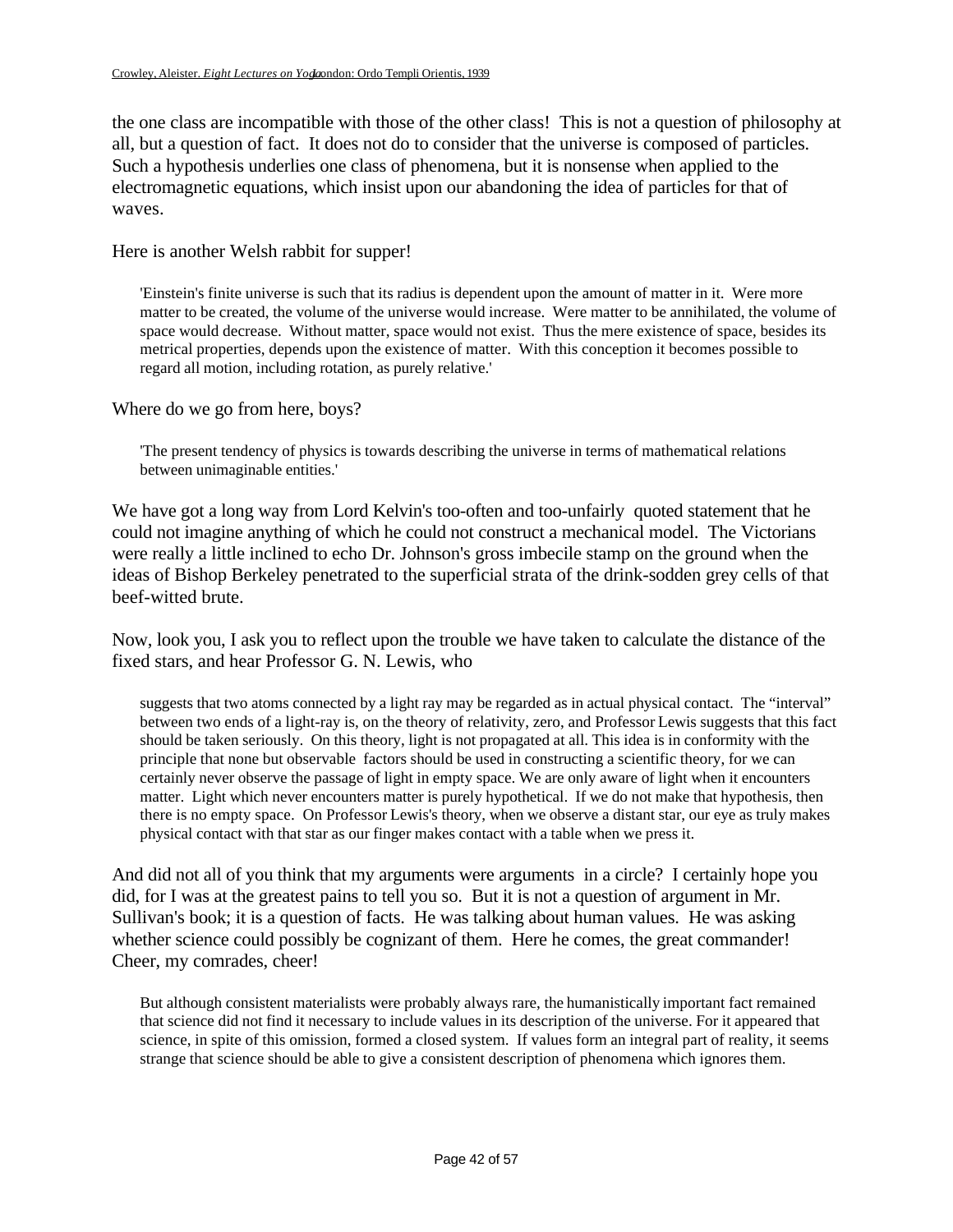the one class are incompatible with those of the other class! This is not a question of philosophy at all, but a question of fact. It does not do to consider that the universe is composed of particles. Such a hypothesis underlies one class of phenomena, but it is nonsense when applied to the electromagnetic equations, which insist upon our abandoning the idea of particles for that of waves.

Here is another Welsh rabbit for supper!

> 'Einstein's finite universe is such that its radius is dependent upon the amount of matter in it. Were more matter to be created, the volume of the universe would increase. Were matter to be annihilated, the volume of space would decrease. Without matter, space would not exist. Thus the mere existence of space, besides its metrical properties, depends upon the existence of matter. With this conception it becomes possible to regard all motion, including rotation, as purely relative.'

Where do we go from here, boys?

> 'The present tendency of physics is towards describing the universe in terms of mathematical relations between unimaginable entities.'

We have got a long way from Lord Kelvin's too-often and too-unfairly quoted statement that he could not imagine anything of which he could not construct a mechanical model. The Victorians were really a little inclined to echo Dr. Johnson's gross imbecile stamp on the ground when the ideas of Bishop Berkeley penetrated to the superficial strata of the drink-sodden grey cells of that beef-witted brute.

Now, look you, I ask you to reflect upon the trouble we have taken to calculate the distance of the fixed stars, and hear Professor G. N. Lewis, who

> suggests that two atoms connected by a light ray may be regarded as in actual physical contact. The "interval" between two ends of a light-ray is, on the theory of relativity, zero, and Professor Lewis suggests that this fact should be taken seriously. On this theory, light is not propagated at all. This idea is in conformity with the principle that none but observable factors should be used in constructing a scientific theory, for we can certainly never observe the passage of light in empty space. We are only aware of light when it encounters matter. Light which never encounters matter is purely hypothetical. If we do not make that hypothesis, then there is no empty space. On Professor Lewis's theory, when we observe a distant star, our eye as truly makes physical contact with that star as our finger makes contact with a table when we press it.

And did not all of you think that my arguments were arguments in a circle? I certainly hope you did, for I was at the greatest pains to tell you so. But it is not a question of argument in Mr. Sullivan's book; it is a question of facts. He was talking about human values. He was asking whether science could possibly be cognizant of them. Here he comes, the great commander! Cheer, my comrades, cheer!

> But although consistent materialists were probably always rare, the humanistically important fact remained that science did not find it necessary to include values in its description of the universe. For it appeared that science, in spite of this omission, formed a closed system. If values form an integral part of reality, it seems strange that science should be able to give a consistent description of phenomena which ignores them.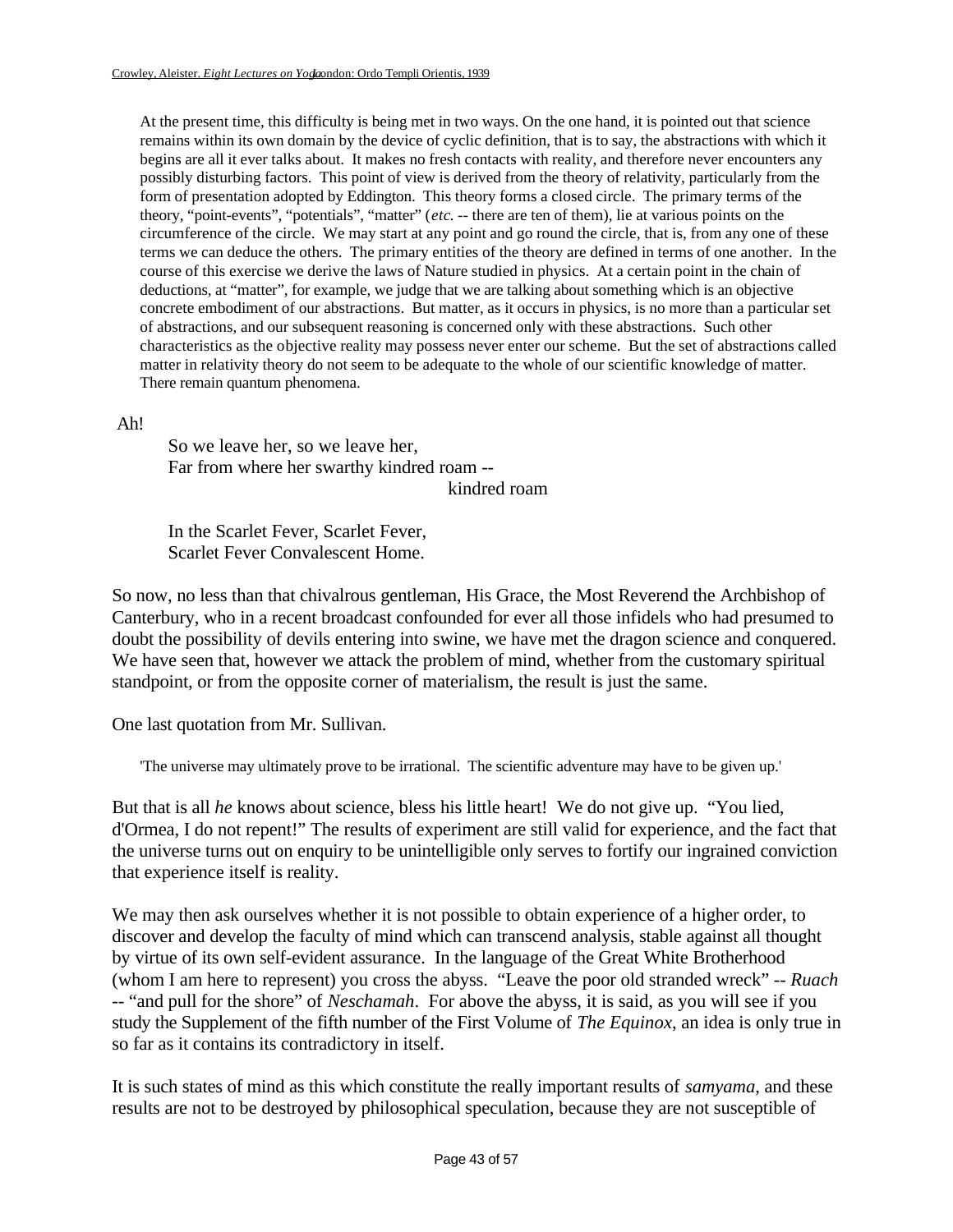> At the present time, this difficulty is being met in two ways. On the one hand, it is pointed out that science remains within its own domain by the device of cyclic definition, that is to say, the abstractions with which it begins are all it ever talks about. It makes no fresh contacts with reality, and therefore never encounters any possibly disturbing factors. This point of view is derived from the theory of relativity, particularly from the form of presentation adopted by Eddington. This theory forms a closed circle. The primary terms of the theory, "point-events", "potentials", "matter" (*etc.* -- there are ten of them), lie at various points on the circumference of the circle. We may start at any point and go round the circle, that is, from any one of these terms we can deduce the others. The primary entities of the theory are defined in terms of one another. In the course of this exercise we derive the laws of Nature studied in physics. At a certain point in the chain of deductions, at "matter", for example, we judge that we are talking about something which is an objective concrete embodiment of our abstractions. But matter, as it occurs in physics, is no more than a particular set of abstractions, and our subsequent reasoning is concerned only with these abstractions. Such other characteristics as the objective reality may possess never enter our scheme. But the set of abstractions called matter in relativity theory do not seem to be adequate to the whole of our scientific knowledge of matter. There remain quantum phenomena.

Ah!

> So we leave her, so we leave her,
> Far from where her swarthy kindred roam --
> kindred roam
>
> In the Scarlet Fever, Scarlet Fever,
> Scarlet Fever Convalescent Home.

So now, no less than that chivalrous gentleman, His Grace, the Most Reverend the Archbishop of Canterbury, who in a recent broadcast confounded for ever all those infidels who had presumed to doubt the possibility of devils entering into swine, we have met the dragon science and conquered. We have seen that, however we attack the problem of mind, whether from the customary spiritual standpoint, or from the opposite corner of materialism, the result is just the same.

One last quotation from Mr. Sullivan.

> 'The universe may ultimately prove to be irrational. The scientific adventure may have to be given up.'

But that is all *he* knows about science, bless his little heart! We do not give up. "You lied, d'Ormea, I do not repent!" The results of experiment are still valid for experience, and the fact that the universe turns out on enquiry to be unintelligible only serves to fortify our ingrained conviction that experience itself is reality.

We may then ask ourselves whether it is not possible to obtain experience of a higher order, to discover and develop the faculty of mind which can transcend analysis, stable against all thought by virtue of its own self-evident assurance. In the language of the Great White Brotherhood (whom I am here to represent) you cross the abyss. "Leave the poor old stranded wreck" -- *Ruach* -- "and pull for the shore" of *Neschamah*. For above the abyss, it is said, as you will see if you study the Supplement of the fifth number of the First Volume of *The Equinox*, an idea is only true in so far as it contains its contradictory in itself.

It is such states of mind as this which constitute the really important results of *samyama*, and these results are not to be destroyed by philosophical speculation, because they are not susceptible of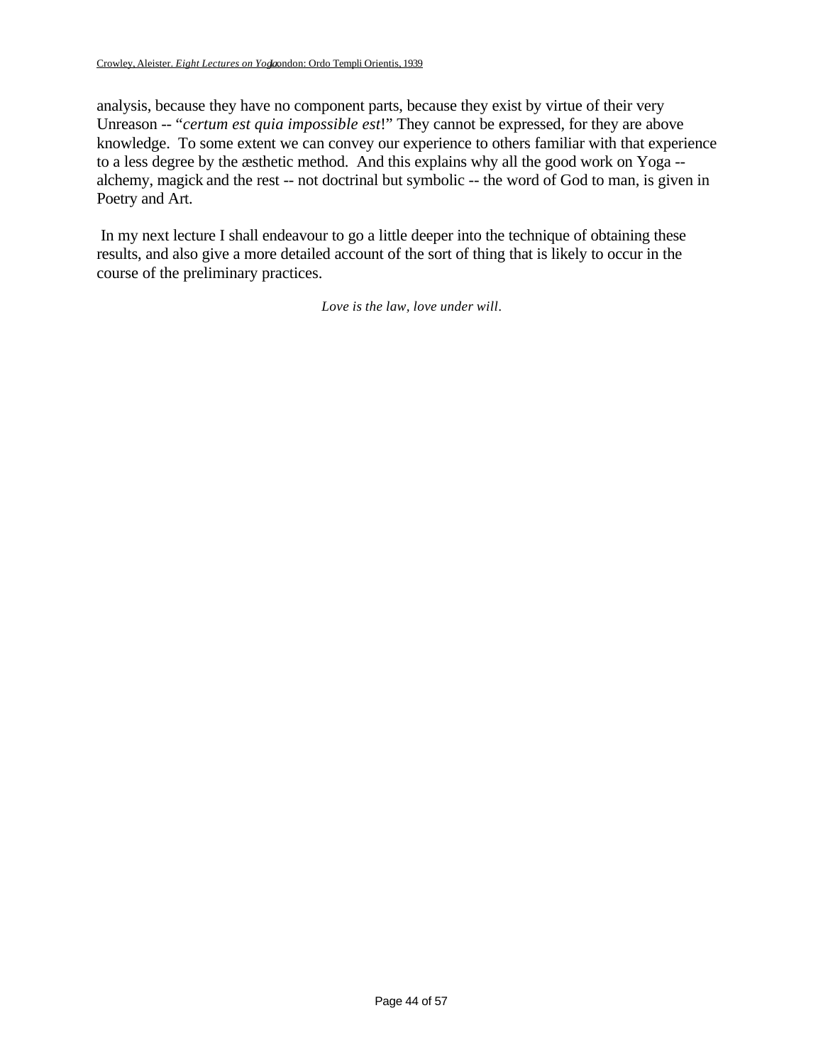analysis, because they have no component parts, because they exist by virtue of their very Unreason -- "*certum est quia impossible est*!" They cannot be expressed, for they are above knowledge. To some extent we can convey our experience to others familiar with that experience to a less degree by the æsthetic method. And this explains why all the good work on Yoga -- alchemy, magick and the rest -- not doctrinal but symbolic -- the word of God to man, is given in Poetry and Art.

In my next lecture I shall endeavour to go a little deeper into the technique of obtaining these results, and also give a more detailed account of the sort of thing that is likely to occur in the course of the preliminary practices.

*Love is the law, love under will.*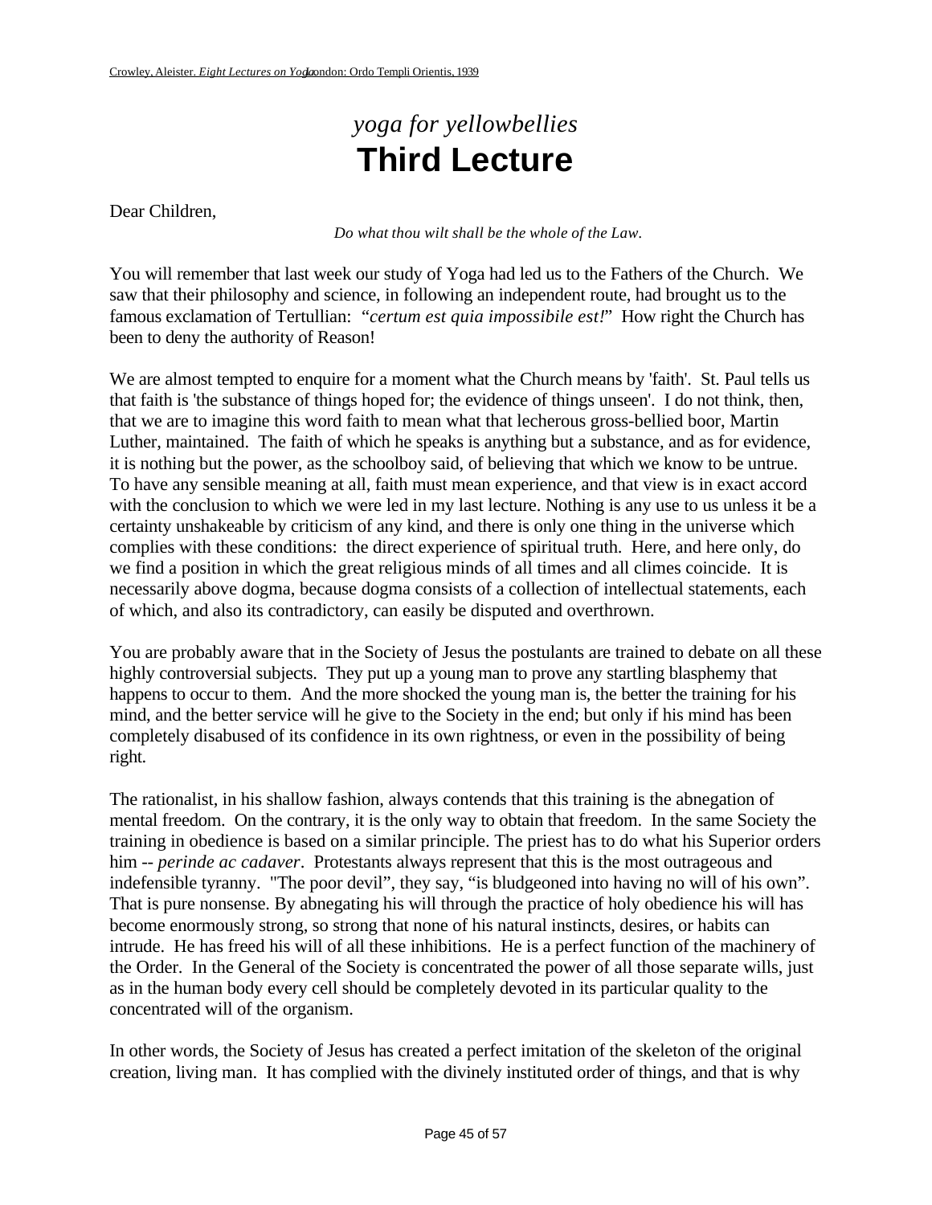# *yoga for yellowbellies*
# **Third Lecture**

Dear Children,

*Do what thou wilt shall be the whole of the Law.*

You will remember that last week our study of Yoga had led us to the Fathers of the Church. We saw that their philosophy and science, in following an independent route, had brought us to the famous exclamation of Tertullian: "*certum est quia impossibile est!*" How right the Church has been to deny the authority of Reason!

We are almost tempted to enquire for a moment what the Church means by 'faith'. St. Paul tells us that faith is 'the substance of things hoped for; the evidence of things unseen'. I do not think, then, that we are to imagine this word faith to mean what that lecherous gross-bellied boor, Martin Luther, maintained. The faith of which he speaks is anything but a substance, and as for evidence, it is nothing but the power, as the schoolboy said, of believing that which we know to be untrue. To have any sensible meaning at all, faith must mean experience, and that view is in exact accord with the conclusion to which we were led in my last lecture. Nothing is any use to us unless it be a certainty unshakeable by criticism of any kind, and there is only one thing in the universe which complies with these conditions: the direct experience of spiritual truth. Here, and here only, do we find a position in which the great religious minds of all times and all climes coincide. It is necessarily above dogma, because dogma consists of a collection of intellectual statements, each of which, and also its contradictory, can easily be disputed and overthrown.

You are probably aware that in the Society of Jesus the postulants are trained to debate on all these highly controversial subjects. They put up a young man to prove any startling blasphemy that happens to occur to them. And the more shocked the young man is, the better the training for his mind, and the better service will he give to the Society in the end; but only if his mind has been completely disabused of its confidence in its own rightness, or even in the possibility of being right.

The rationalist, in his shallow fashion, always contends that this training is the abnegation of mental freedom. On the contrary, it is the only way to obtain that freedom. In the same Society the training in obedience is based on a similar principle. The priest has to do what his Superior orders him -- *perinde ac cadaver*. Protestants always represent that this is the most outrageous and indefensible tyranny. "The poor devil", they say, "is bludgeoned into having no will of his own". That is pure nonsense. By abnegating his will through the practice of holy obedience his will has become enormously strong, so strong that none of his natural instincts, desires, or habits can intrude. He has freed his will of all these inhibitions. He is a perfect function of the machinery of the Order. In the General of the Society is concentrated the power of all those separate wills, just as in the human body every cell should be completely devoted in its particular quality to the concentrated will of the organism.

In other words, the Society of Jesus has created a perfect imitation of the skeleton of the original creation, living man. It has complied with the divinely instituted order of things, and that is why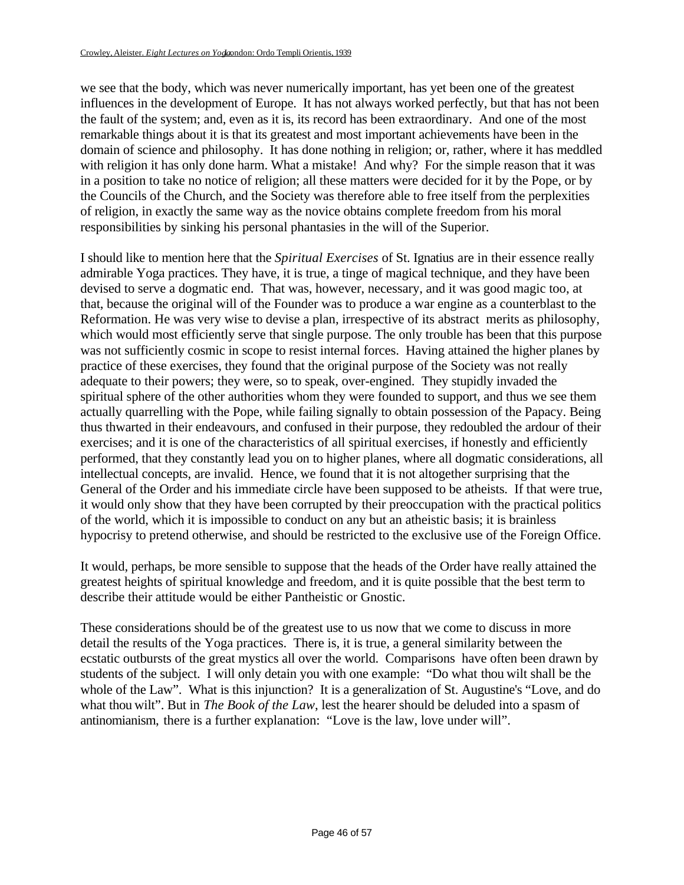we see that the body, which was never numerically important, has yet been one of the greatest influences in the development of Europe. It has not always worked perfectly, but that has not been the fault of the system; and, even as it is, its record has been extraordinary. And one of the most remarkable things about it is that its greatest and most important achievements have been in the domain of science and philosophy. It has done nothing in religion; or, rather, where it has meddled with religion it has only done harm. What a mistake! And why? For the simple reason that it was in a position to take no notice of religion; all these matters were decided for it by the Pope, or by the Councils of the Church, and the Society was therefore able to free itself from the perplexities of religion, in exactly the same way as the novice obtains complete freedom from his moral responsibilities by sinking his personal phantasies in the will of the Superior.

I should like to mention here that the *Spiritual Exercises* of St. Ignatius are in their essence really admirable Yoga practices. They have, it is true, a tinge of magical technique, and they have been devised to serve a dogmatic end. That was, however, necessary, and it was good magic too, at that, because the original will of the Founder was to produce a war engine as a counterblast to the Reformation. He was very wise to devise a plan, irrespective of its abstract merits as philosophy, which would most efficiently serve that single purpose. The only trouble has been that this purpose was not sufficiently cosmic in scope to resist internal forces. Having attained the higher planes by practice of these exercises, they found that the original purpose of the Society was not really adequate to their powers; they were, so to speak, over-engined. They stupidly invaded the spiritual sphere of the other authorities whom they were founded to support, and thus we see them actually quarrelling with the Pope, while failing signally to obtain possession of the Papacy. Being thus thwarted in their endeavours, and confused in their purpose, they redoubled the ardour of their exercises; and it is one of the characteristics of all spiritual exercises, if honestly and efficiently performed, that they constantly lead you on to higher planes, where all dogmatic considerations, all intellectual concepts, are invalid. Hence, we found that it is not altogether surprising that the General of the Order and his immediate circle have been supposed to be atheists. If that were true, it would only show that they have been corrupted by their preoccupation with the practical politics of the world, which it is impossible to conduct on any but an atheistic basis; it is brainless hypocrisy to pretend otherwise, and should be restricted to the exclusive use of the Foreign Office.

It would, perhaps, be more sensible to suppose that the heads of the Order have really attained the greatest heights of spiritual knowledge and freedom, and it is quite possible that the best term to describe their attitude would be either Pantheistic or Gnostic.

These considerations should be of the greatest use to us now that we come to discuss in more detail the results of the Yoga practices. There is, it is true, a general similarity between the ecstatic outbursts of the great mystics all over the world. Comparisons have often been drawn by students of the subject. I will only detain you with one example: "Do what thou wilt shall be the whole of the Law". What is this injunction? It is a generalization of St. Augustine's "Love, and do what thou wilt". But in *The Book of the Law*, lest the hearer should be deluded into a spasm of antinomianism, there is a further explanation: "Love is the law, love under will".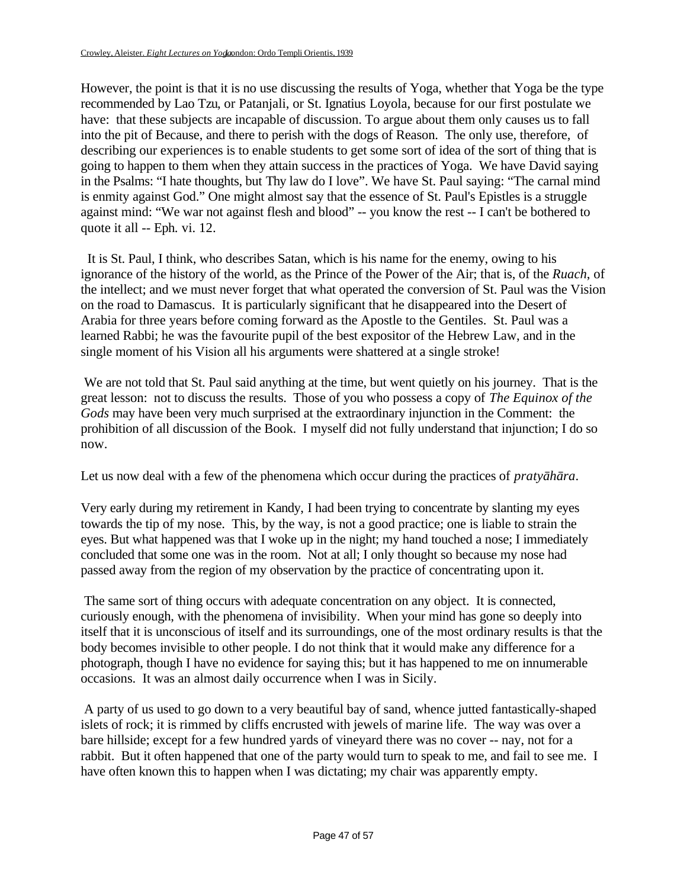However, the point is that it is no use discussing the results of Yoga, whether that Yoga be the type recommended by Lao Tzu, or Patanjali, or St. Ignatius Loyola, because for our first postulate we have: that these subjects are incapable of discussion. To argue about them only causes us to fall into the pit of Because, and there to perish with the dogs of Reason. The only use, therefore, of describing our experiences is to enable students to get some sort of idea of the sort of thing that is going to happen to them when they attain success in the practices of Yoga. We have David saying in the Psalms: "I hate thoughts, but Thy law do I love". We have St. Paul saying: "The carnal mind is enmity against God." One might almost say that the essence of St. Paul's Epistles is a struggle against mind: "We war not against flesh and blood" -- you know the rest -- I can't be bothered to quote it all -- Eph. vi. 12.

It is St. Paul, I think, who describes Satan, which is his name for the enemy, owing to his ignorance of the history of the world, as the Prince of the Power of the Air; that is, of the *Ruach*, of the intellect; and we must never forget that what operated the conversion of St. Paul was the Vision on the road to Damascus. It is particularly significant that he disappeared into the Desert of Arabia for three years before coming forward as the Apostle to the Gentiles. St. Paul was a learned Rabbi; he was the favourite pupil of the best expositor of the Hebrew Law, and in the single moment of his Vision all his arguments were shattered at a single stroke!

We are not told that St. Paul said anything at the time, but went quietly on his journey. That is the great lesson: not to discuss the results. Those of you who possess a copy of *The Equinox of the Gods* may have been very much surprised at the extraordinary injunction in the Comment: the prohibition of all discussion of the Book. I myself did not fully understand that injunction; I do so now.

Let us now deal with a few of the phenomena which occur during the practices of *pratyāhāra*.

Very early during my retirement in Kandy, I had been trying to concentrate by slanting my eyes towards the tip of my nose. This, by the way, is not a good practice; one is liable to strain the eyes. But what happened was that I woke up in the night; my hand touched a nose; I immediately concluded that some one was in the room. Not at all; I only thought so because my nose had passed away from the region of my observation by the practice of concentrating upon it.

The same sort of thing occurs with adequate concentration on any object. It is connected, curiously enough, with the phenomena of invisibility. When your mind has gone so deeply into itself that it is unconscious of itself and its surroundings, one of the most ordinary results is that the body becomes invisible to other people. I do not think that it would make any difference for a photograph, though I have no evidence for saying this; but it has happened to me on innumerable occasions. It was an almost daily occurrence when I was in Sicily.

A party of us used to go down to a very beautiful bay of sand, whence jutted fantastically-shaped islets of rock; it is rimmed by cliffs encrusted with jewels of marine life. The way was over a bare hillside; except for a few hundred yards of vineyard there was no cover -- nay, not for a rabbit. But it often happened that one of the party would turn to speak to me, and fail to see me. I have often known this to happen when I was dictating; my chair was apparently empty.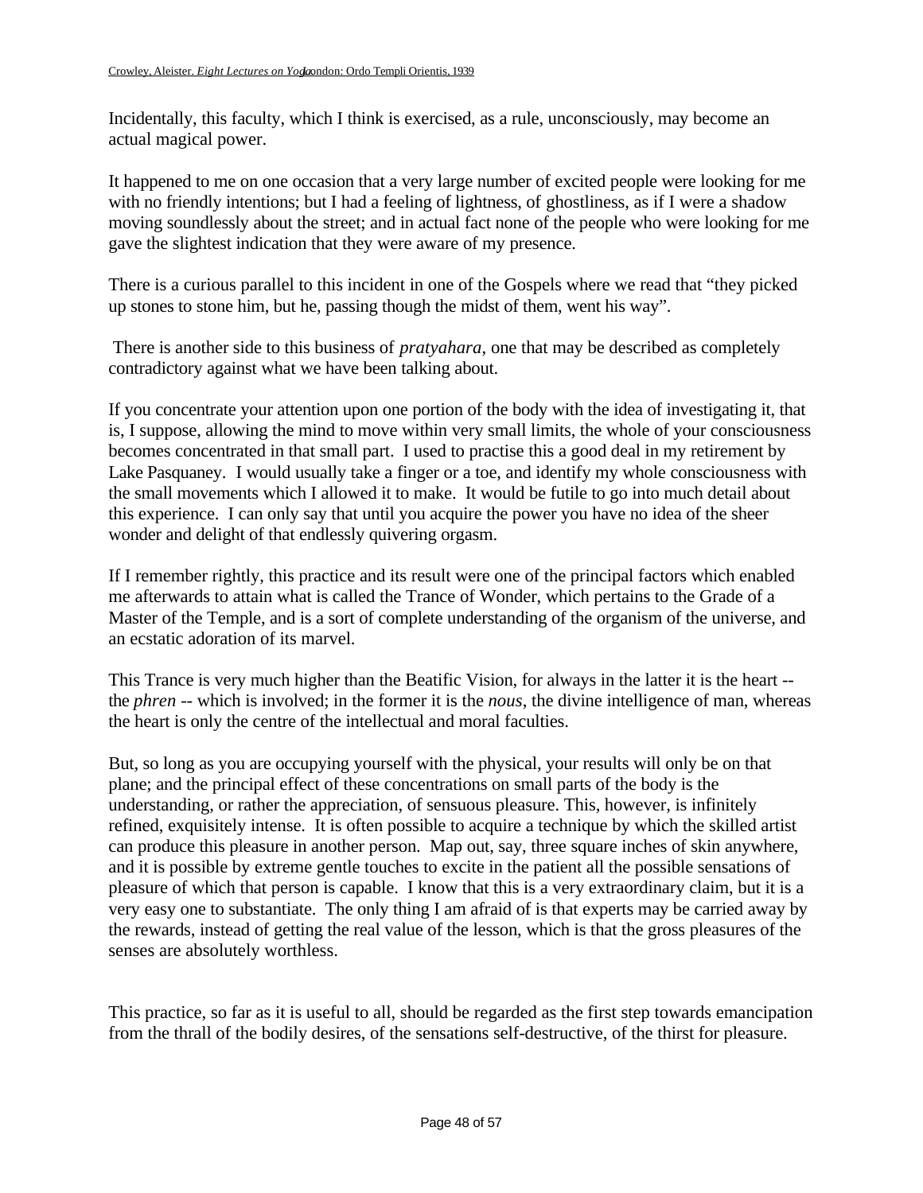Incidentally, this faculty, which I think is exercised, as a rule, unconsciously, may become an actual magical power.

It happened to me on one occasion that a very large number of excited people were looking for me with no friendly intentions; but I had a feeling of lightness, of ghostliness, as if I were a shadow moving soundlessly about the street; and in actual fact none of the people who were looking for me gave the slightest indication that they were aware of my presence.

There is a curious parallel to this incident in one of the Gospels where we read that "they picked up stones to stone him, but he, passing though the midst of them, went his way".

There is another side to this business of *pratyahara*, one that may be described as completely contradictory against what we have been talking about.

If you concentrate your attention upon one portion of the body with the idea of investigating it, that is, I suppose, allowing the mind to move within very small limits, the whole of your consciousness becomes concentrated in that small part. I used to practise this a good deal in my retirement by Lake Pasquaney. I would usually take a finger or a toe, and identify my whole consciousness with the small movements which I allowed it to make. It would be futile to go into much detail about this experience. I can only say that until you acquire the power you have no idea of the sheer wonder and delight of that endlessly quivering orgasm.

If I remember rightly, this practice and its result were one of the principal factors which enabled me afterwards to attain what is called the Trance of Wonder, which pertains to the Grade of a Master of the Temple, and is a sort of complete understanding of the organism of the universe, and an ecstatic adoration of its marvel.

This Trance is very much higher than the Beatific Vision, for always in the latter it is the heart -- the *phren* -- which is involved; in the former it is the *nous*, the divine intelligence of man, whereas the heart is only the centre of the intellectual and moral faculties.

But, so long as you are occupying yourself with the physical, your results will only be on that plane; and the principal effect of these concentrations on small parts of the body is the understanding, or rather the appreciation, of sensuous pleasure. This, however, is infinitely refined, exquisitely intense. It is often possible to acquire a technique by which the skilled artist can produce this pleasure in another person. Map out, say, three square inches of skin anywhere, and it is possible by extreme gentle touches to excite in the patient all the possible sensations of pleasure of which that person is capable. I know that this is a very extraordinary claim, but it is a very easy one to substantiate. The only thing I am afraid of is that experts may be carried away by the rewards, instead of getting the real value of the lesson, which is that the gross pleasures of the senses are absolutely worthless.

This practice, so far as it is useful to all, should be regarded as the first step towards emancipation from the thrall of the bodily desires, of the sensations self-destructive, of the thirst for pleasure.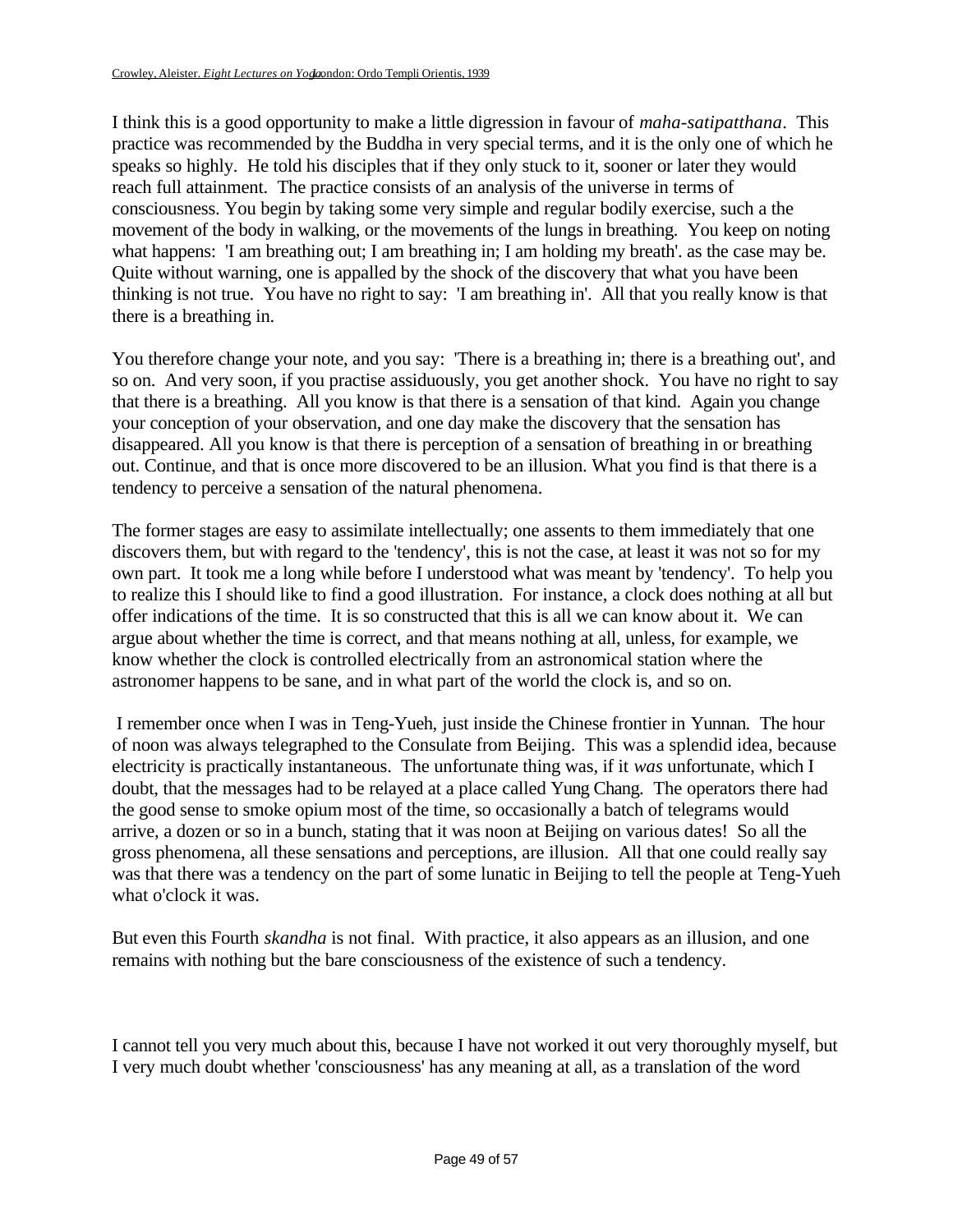I think this is a good opportunity to make a little digression in favour of *maha-satipatthana*. This practice was recommended by the Buddha in very special terms, and it is the only one of which he speaks so highly. He told his disciples that if they only stuck to it, sooner or later they would reach full attainment. The practice consists of an analysis of the universe in terms of consciousness. You begin by taking some very simple and regular bodily exercise, such a the movement of the body in walking, or the movements of the lungs in breathing. You keep on noting what happens: 'I am breathing out; I am breathing in; I am holding my breath'. as the case may be. Quite without warning, one is appalled by the shock of the discovery that what you have been thinking is not true. You have no right to say: 'I am breathing in'. All that you really know is that there is a breathing in.

You therefore change your note, and you say: 'There is a breathing in; there is a breathing out', and so on. And very soon, if you practise assiduously, you get another shock. You have no right to say that there is a breathing. All you know is that there is a sensation of that kind. Again you change your conception of your observation, and one day make the discovery that the sensation has disappeared. All you know is that there is perception of a sensation of breathing in or breathing out. Continue, and that is once more discovered to be an illusion. What you find is that there is a tendency to perceive a sensation of the natural phenomena.

The former stages are easy to assimilate intellectually; one assents to them immediately that one discovers them, but with regard to the 'tendency', this is not the case, at least it was not so for my own part. It took me a long while before I understood what was meant by 'tendency'. To help you to realize this I should like to find a good illustration. For instance, a clock does nothing at all but offer indications of the time. It is so constructed that this is all we can know about it. We can argue about whether the time is correct, and that means nothing at all, unless, for example, we know whether the clock is controlled electrically from an astronomical station where the astronomer happens to be sane, and in what part of the world the clock is, and so on.

I remember once when I was in Teng-Yueh, just inside the Chinese frontier in Yunnan. The hour of noon was always telegraphed to the Consulate from Beijing. This was a splendid idea, because electricity is practically instantaneous. The unfortunate thing was, if it *was* unfortunate, which I doubt, that the messages had to be relayed at a place called Yung Chang. The operators there had the good sense to smoke opium most of the time, so occasionally a batch of telegrams would arrive, a dozen or so in a bunch, stating that it was noon at Beijing on various dates! So all the gross phenomena, all these sensations and perceptions, are illusion. All that one could really say was that there was a tendency on the part of some lunatic in Beijing to tell the people at Teng-Yueh what o'clock it was.

But even this Fourth *skandha* is not final. With practice, it also appears as an illusion, and one remains with nothing but the bare consciousness of the existence of such a tendency.

I cannot tell you very much about this, because I have not worked it out very thoroughly myself, but I very much doubt whether 'consciousness' has any meaning at all, as a translation of the word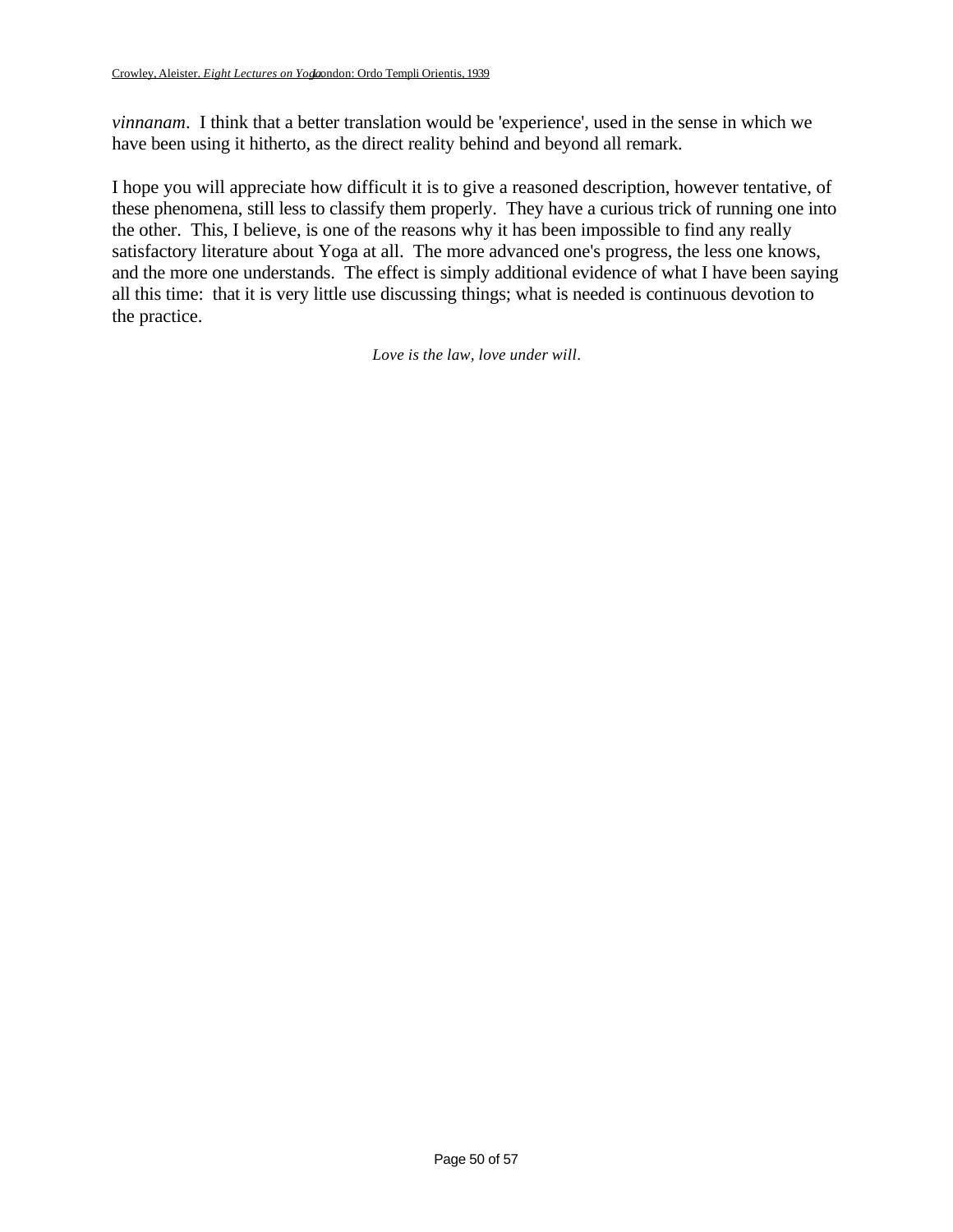*vinnanam*. I think that a better translation would be 'experience', used in the sense in which we have been using it hitherto, as the direct reality behind and beyond all remark.

I hope you will appreciate how difficult it is to give a reasoned description, however tentative, of these phenomena, still less to classify them properly. They have a curious trick of running one into the other. This, I believe, is one of the reasons why it has been impossible to find any really satisfactory literature about Yoga at all. The more advanced one's progress, the less one knows, and the more one understands. The effect is simply additional evidence of what I have been saying all this time: that it is very little use discussing things; what is needed is continuous devotion to the practice.

*Love is the law, love under will.*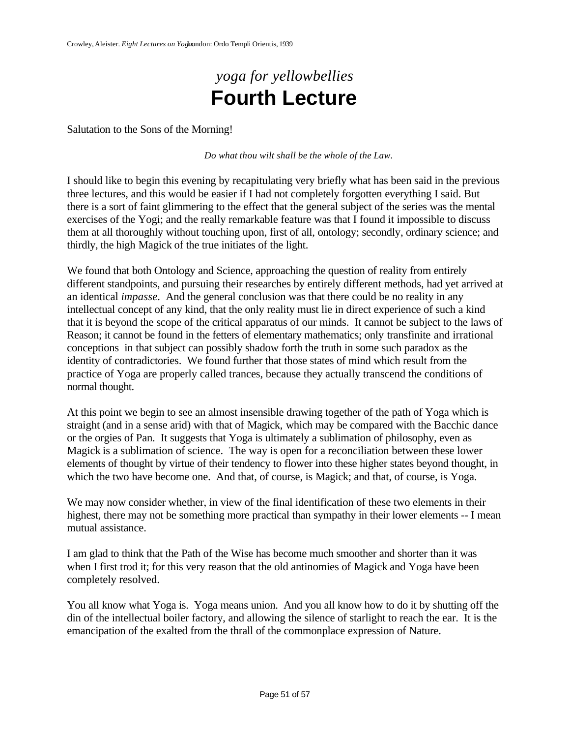*yoga for yellowbellies*

# Fourth Lecture

Salutation to the Sons of the Morning!

*Do what thou wilt shall be the whole of the Law.*

I should like to begin this evening by recapitulating very briefly what has been said in the previous three lectures, and this would be easier if I had not completely forgotten everything I said. But there is a sort of faint glimmering to the effect that the general subject of the series was the mental exercises of the Yogi; and the really remarkable feature was that I found it impossible to discuss them at all thoroughly without touching upon, first of all, ontology; secondly, ordinary science; and thirdly, the high Magick of the true initiates of the light.

We found that both Ontology and Science, approaching the question of reality from entirely different standpoints, and pursuing their researches by entirely different methods, had yet arrived at an identical *impasse*. And the general conclusion was that there could be no reality in any intellectual concept of any kind, that the only reality must lie in direct experience of such a kind that it is beyond the scope of the critical apparatus of our minds. It cannot be subject to the laws of Reason; it cannot be found in the fetters of elementary mathematics; only transfinite and irrational conceptions in that subject can possibly shadow forth the truth in some such paradox as the identity of contradictories. We found further that those states of mind which result from the practice of Yoga are properly called trances, because they actually transcend the conditions of normal thought.

At this point we begin to see an almost insensible drawing together of the path of Yoga which is straight (and in a sense arid) with that of Magick, which may be compared with the Bacchic dance or the orgies of Pan. It suggests that Yoga is ultimately a sublimation of philosophy, even as Magick is a sublimation of science. The way is open for a reconciliation between these lower elements of thought by virtue of their tendency to flower into these higher states beyond thought, in which the two have become one. And that, of course, is Magick; and that, of course, is Yoga.

We may now consider whether, in view of the final identification of these two elements in their highest, there may not be something more practical than sympathy in their lower elements -- I mean mutual assistance.

I am glad to think that the Path of the Wise has become much smoother and shorter than it was when I first trod it; for this very reason that the old antinomies of Magick and Yoga have been completely resolved.

You all know what Yoga is. Yoga means union. And you all know how to do it by shutting off the din of the intellectual boiler factory, and allowing the silence of starlight to reach the ear. It is the emancipation of the exalted from the thrall of the commonplace expression of Nature.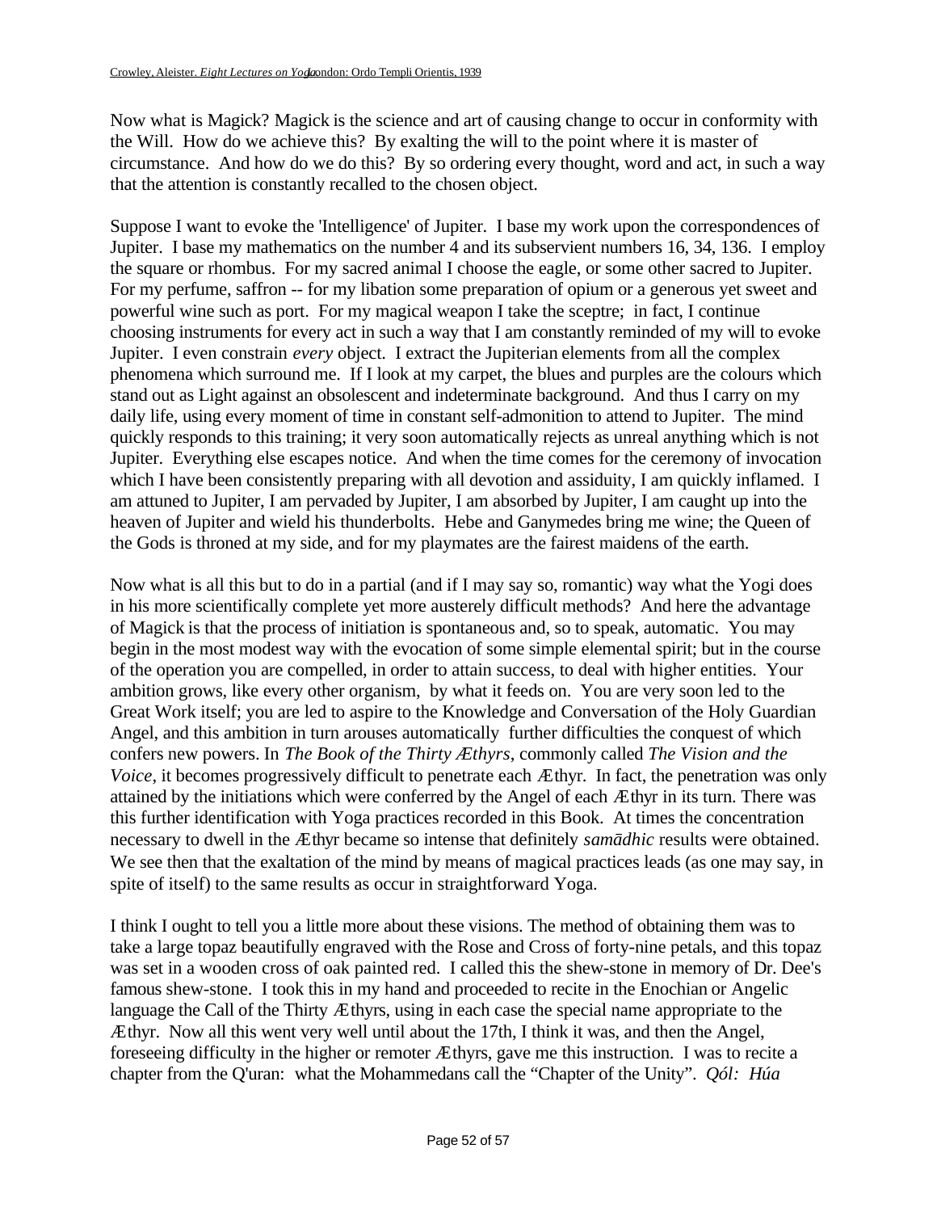Now what is Magick? Magick is the science and art of causing change to occur in conformity with the Will. How do we achieve this? By exalting the will to the point where it is master of circumstance. And how do we do this? By so ordering every thought, word and act, in such a way that the attention is constantly recalled to the chosen object.

Suppose I want to evoke the 'Intelligence' of Jupiter. I base my work upon the correspondences of Jupiter. I base my mathematics on the number 4 and its subservient numbers 16, 34, 136. I employ the square or rhombus. For my sacred animal I choose the eagle, or some other sacred to Jupiter. For my perfume, saffron -- for my libation some preparation of opium or a generous yet sweet and powerful wine such as port. For my magical weapon I take the sceptre; in fact, I continue choosing instruments for every act in such a way that I am constantly reminded of my will to evoke Jupiter. I even constrain *every* object. I extract the Jupiterian elements from all the complex phenomena which surround me. If I look at my carpet, the blues and purples are the colours which stand out as Light against an obsolescent and indeterminate background. And thus I carry on my daily life, using every moment of time in constant self-admonition to attend to Jupiter. The mind quickly responds to this training; it very soon automatically rejects as unreal anything which is not Jupiter. Everything else escapes notice. And when the time comes for the ceremony of invocation which I have been consistently preparing with all devotion and assiduity, I am quickly inflamed. I am attuned to Jupiter, I am pervaded by Jupiter, I am absorbed by Jupiter, I am caught up into the heaven of Jupiter and wield his thunderbolts. Hebe and Ganymedes bring me wine; the Queen of the Gods is throned at my side, and for my playmates are the fairest maidens of the earth.

Now what is all this but to do in a partial (and if I may say so, romantic) way what the Yogi does in his more scientifically complete yet more austerely difficult methods? And here the advantage of Magick is that the process of initiation is spontaneous and, so to speak, automatic. You may begin in the most modest way with the evocation of some simple elemental spirit; but in the course of the operation you are compelled, in order to attain success, to deal with higher entities. Your ambition grows, like every other organism, by what it feeds on. You are very soon led to the Great Work itself; you are led to aspire to the Knowledge and Conversation of the Holy Guardian Angel, and this ambition in turn arouses automatically further difficulties the conquest of which confers new powers. In *The Book of the Thirty Æthyrs*, commonly called *The Vision and the Voice*, it becomes progressively difficult to penetrate each Æthyr. In fact, the penetration was only attained by the initiations which were conferred by the Angel of each Æthyr in its turn. There was this further identification with Yoga practices recorded in this Book. At times the concentration necessary to dwell in the Æthyr became so intense that definitely *samādhic* results were obtained. We see then that the exaltation of the mind by means of magical practices leads (as one may say, in spite of itself) to the same results as occur in straightforward Yoga.

I think I ought to tell you a little more about these visions. The method of obtaining them was to take a large topaz beautifully engraved with the Rose and Cross of forty-nine petals, and this topaz was set in a wooden cross of oak painted red. I called this the shew-stone in memory of Dr. Dee's famous shew-stone. I took this in my hand and proceeded to recite in the Enochian or Angelic language the Call of the Thirty Æthyrs, using in each case the special name appropriate to the Æthyr. Now all this went very well until about the 17th, I think it was, and then the Angel, foreseeing difficulty in the higher or remoter Æthyrs, gave me this instruction. I was to recite a chapter from the Q'uran: what the Mohammedans call the "Chapter of the Unity". *Qól: Húa*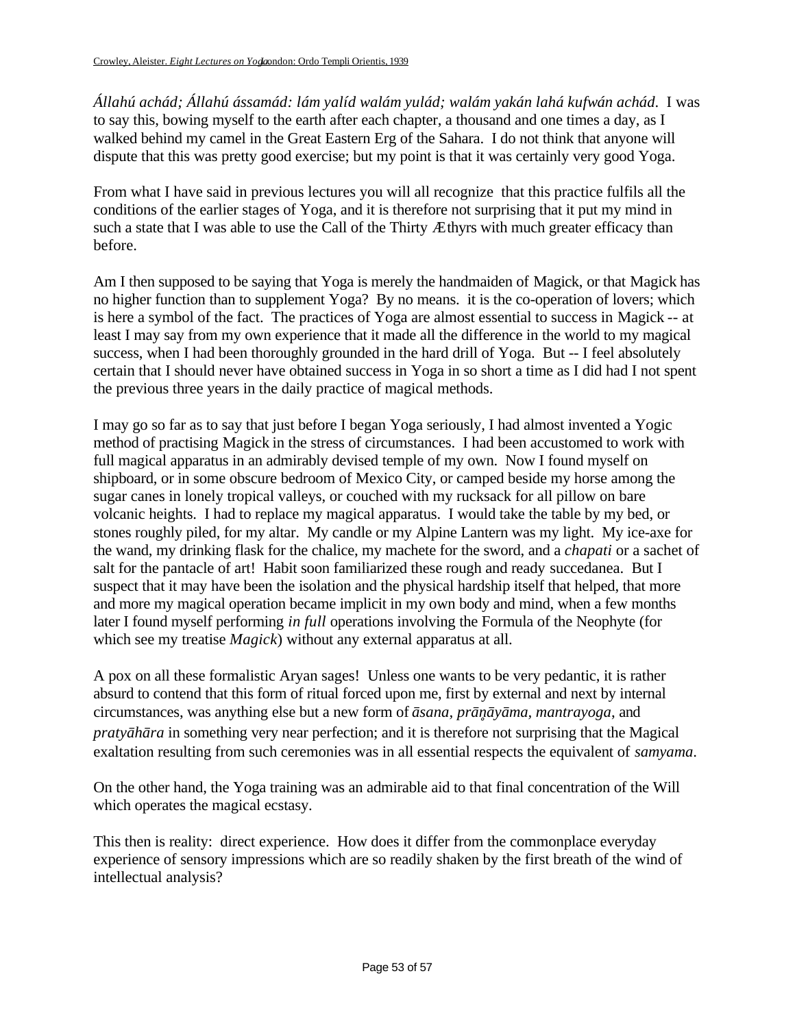*Állahú achád; Állahú ássamád: lám yalíd walám yulád; walám yakán lahá kufwán achád.* I was to say this, bowing myself to the earth after each chapter, a thousand and one times a day, as I walked behind my camel in the Great Eastern Erg of the Sahara. I do not think that anyone will dispute that this was pretty good exercise; but my point is that it was certainly very good Yoga.

From what I have said in previous lectures you will all recognize that this practice fulfils all the conditions of the earlier stages of Yoga, and it is therefore not surprising that it put my mind in such a state that I was able to use the Call of the Thirty Æthyrs with much greater efficacy than before.

Am I then supposed to be saying that Yoga is merely the handmaiden of Magick, or that Magick has no higher function than to supplement Yoga? By no means. it is the co-operation of lovers; which is here a symbol of the fact. The practices of Yoga are almost essential to success in Magick -- at least I may say from my own experience that it made all the difference in the world to my magical success, when I had been thoroughly grounded in the hard drill of Yoga. But -- I feel absolutely certain that I should never have obtained success in Yoga in so short a time as I did had I not spent the previous three years in the daily practice of magical methods.

I may go so far as to say that just before I began Yoga seriously, I had almost invented a Yogic method of practising Magick in the stress of circumstances. I had been accustomed to work with full magical apparatus in an admirably devised temple of my own. Now I found myself on shipboard, or in some obscure bedroom of Mexico City, or camped beside my horse among the sugar canes in lonely tropical valleys, or couched with my rucksack for all pillow on bare volcanic heights. I had to replace my magical apparatus. I would take the table by my bed, or stones roughly piled, for my altar. My candle or my Alpine Lantern was my light. My ice-axe for the wand, my drinking flask for the chalice, my machete for the sword, and a *chapati* or a sachet of salt for the pantacle of art! Habit soon familiarized these rough and ready succedanea. But I suspect that it may have been the isolation and the physical hardship itself that helped, that more and more my magical operation became implicit in my own body and mind, when a few months later I found myself performing *in full* operations involving the Formula of the Neophyte (for which see my treatise *Magick*) without any external apparatus at all.

A pox on all these formalistic Aryan sages! Unless one wants to be very pedantic, it is rather absurd to contend that this form of ritual forced upon me, first by external and next by internal circumstances, was anything else but a new form of *āsana*, *prāṇāyāma*, *mantrayoga*, and *pratyāhāra* in something very near perfection; and it is therefore not surprising that the Magical exaltation resulting from such ceremonies was in all essential respects the equivalent of *samyama*.

On the other hand, the Yoga training was an admirable aid to that final concentration of the Will which operates the magical ecstasy.

This then is reality: direct experience. How does it differ from the commonplace everyday experience of sensory impressions which are so readily shaken by the first breath of the wind of intellectual analysis?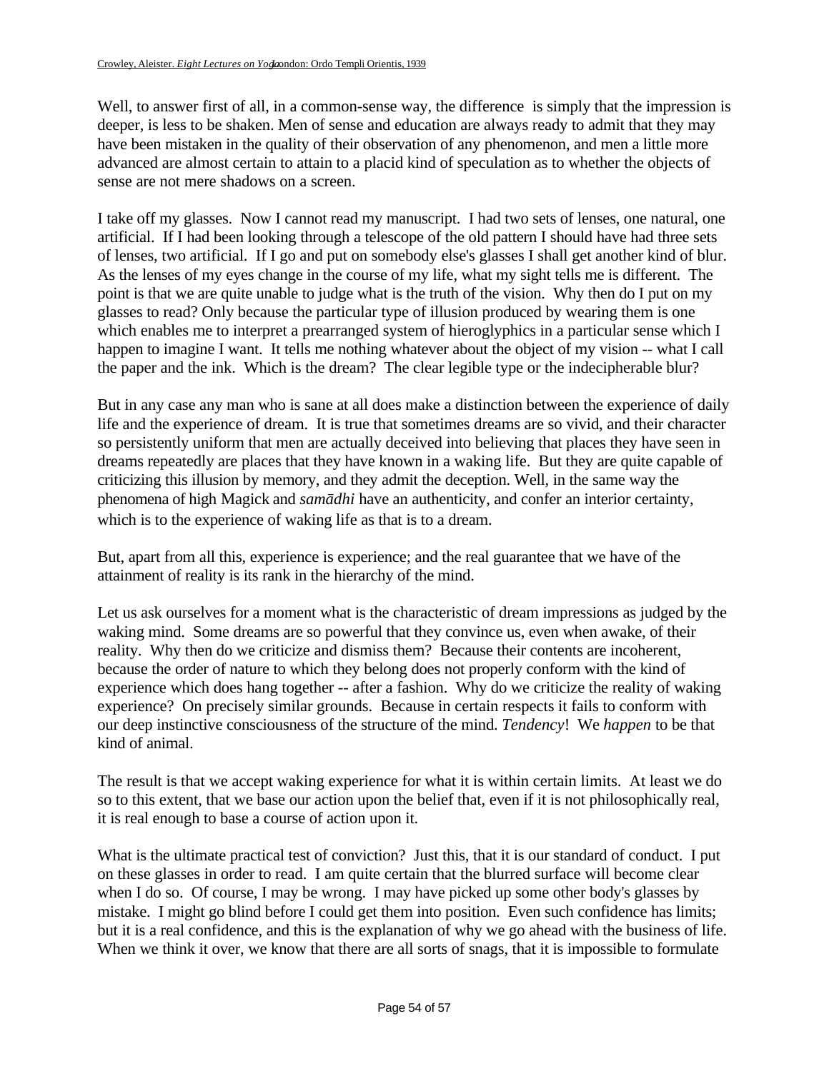Well, to answer first of all, in a common-sense way, the difference is simply that the impression is deeper, is less to be shaken. Men of sense and education are always ready to admit that they may have been mistaken in the quality of their observation of any phenomenon, and men a little more advanced are almost certain to attain to a placid kind of speculation as to whether the objects of sense are not mere shadows on a screen.

I take off my glasses. Now I cannot read my manuscript. I had two sets of lenses, one natural, one artificial. If I had been looking through a telescope of the old pattern I should have had three sets of lenses, two artificial. If I go and put on somebody else's glasses I shall get another kind of blur. As the lenses of my eyes change in the course of my life, what my sight tells me is different. The point is that we are quite unable to judge what is the truth of the vision. Why then do I put on my glasses to read? Only because the particular type of illusion produced by wearing them is one which enables me to interpret a prearranged system of hieroglyphics in a particular sense which I happen to imagine I want. It tells me nothing whatever about the object of my vision -- what I call the paper and the ink. Which is the dream? The clear legible type or the indecipherable blur?

But in any case any man who is sane at all does make a distinction between the experience of daily life and the experience of dream. It is true that sometimes dreams are so vivid, and their character so persistently uniform that men are actually deceived into believing that places they have seen in dreams repeatedly are places that they have known in a waking life. But they are quite capable of criticizing this illusion by memory, and they admit the deception. Well, in the same way the phenomena of high Magick and *samādhi* have an authenticity, and confer an interior certainty, which is to the experience of waking life as that is to a dream.

But, apart from all this, experience is experience; and the real guarantee that we have of the attainment of reality is its rank in the hierarchy of the mind.

Let us ask ourselves for a moment what is the characteristic of dream impressions as judged by the waking mind. Some dreams are so powerful that they convince us, even when awake, of their reality. Why then do we criticize and dismiss them? Because their contents are incoherent, because the order of nature to which they belong does not properly conform with the kind of experience which does hang together -- after a fashion. Why do we criticize the reality of waking experience? On precisely similar grounds. Because in certain respects it fails to conform with our deep instinctive consciousness of the structure of the mind. *Tendency*! We *happen* to be that kind of animal.

The result is that we accept waking experience for what it is within certain limits. At least we do so to this extent, that we base our action upon the belief that, even if it is not philosophically real, it is real enough to base a course of action upon it.

What is the ultimate practical test of conviction? Just this, that it is our standard of conduct. I put on these glasses in order to read. I am quite certain that the blurred surface will become clear when I do so. Of course, I may be wrong. I may have picked up some other body's glasses by mistake. I might go blind before I could get them into position. Even such confidence has limits; but it is a real confidence, and this is the explanation of why we go ahead with the business of life. When we think it over, we know that there are all sorts of snags, that it is impossible to formulate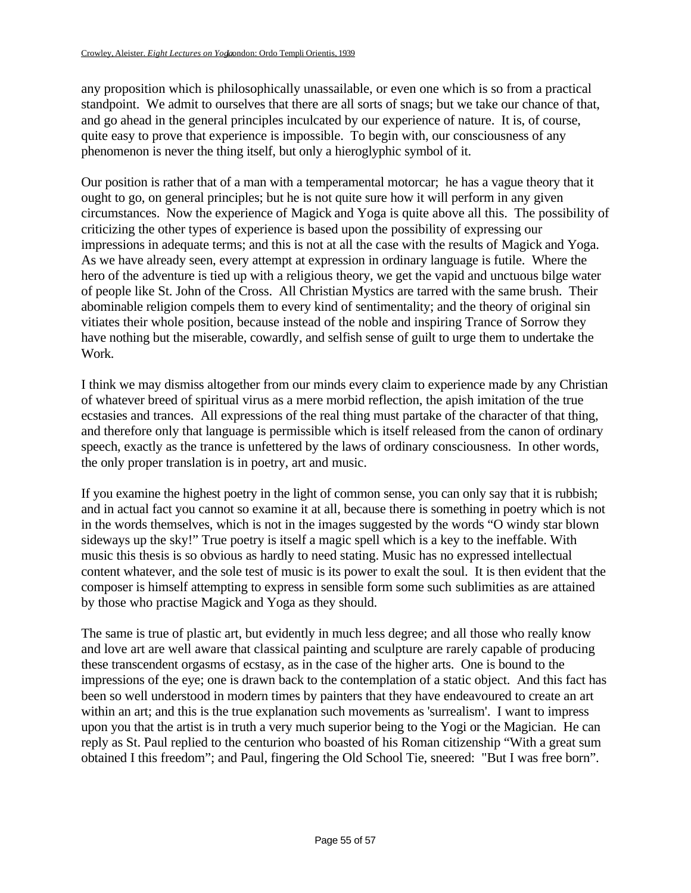any proposition which is philosophically unassailable, or even one which is so from a practical standpoint. We admit to ourselves that there are all sorts of snags; but we take our chance of that, and go ahead in the general principles inculcated by our experience of nature. It is, of course, quite easy to prove that experience is impossible. To begin with, our consciousness of any phenomenon is never the thing itself, but only a hieroglyphic symbol of it.

Our position is rather that of a man with a temperamental motorcar; he has a vague theory that it ought to go, on general principles; but he is not quite sure how it will perform in any given circumstances. Now the experience of Magick and Yoga is quite above all this. The possibility of criticizing the other types of experience is based upon the possibility of expressing our impressions in adequate terms; and this is not at all the case with the results of Magick and Yoga. As we have already seen, every attempt at expression in ordinary language is futile. Where the hero of the adventure is tied up with a religious theory, we get the vapid and unctuous bilge water of people like St. John of the Cross. All Christian Mystics are tarred with the same brush. Their abominable religion compels them to every kind of sentimentality; and the theory of original sin vitiates their whole position, because instead of the noble and inspiring Trance of Sorrow they have nothing but the miserable, cowardly, and selfish sense of guilt to urge them to undertake the Work.

I think we may dismiss altogether from our minds every claim to experience made by any Christian of whatever breed of spiritual virus as a mere morbid reflection, the apish imitation of the true ecstasies and trances. All expressions of the real thing must partake of the character of that thing, and therefore only that language is permissible which is itself released from the canon of ordinary speech, exactly as the trance is unfettered by the laws of ordinary consciousness. In other words, the only proper translation is in poetry, art and music.

If you examine the highest poetry in the light of common sense, you can only say that it is rubbish; and in actual fact you cannot so examine it at all, because there is something in poetry which is not in the words themselves, which is not in the images suggested by the words "O windy star blown sideways up the sky!" True poetry is itself a magic spell which is a key to the ineffable. With music this thesis is so obvious as hardly to need stating. Music has no expressed intellectual content whatever, and the sole test of music is its power to exalt the soul. It is then evident that the composer is himself attempting to express in sensible form some such sublimities as are attained by those who practise Magick and Yoga as they should.

The same is true of plastic art, but evidently in much less degree; and all those who really know and love art are well aware that classical painting and sculpture are rarely capable of producing these transcendent orgasms of ecstasy, as in the case of the higher arts. One is bound to the impressions of the eye; one is drawn back to the contemplation of a static object. And this fact has been so well understood in modern times by painters that they have endeavoured to create an art within an art; and this is the true explanation such movements as 'surrealism'. I want to impress upon you that the artist is in truth a very much superior being to the Yogi or the Magician. He can reply as St. Paul replied to the centurion who boasted of his Roman citizenship "With a great sum obtained I this freedom"; and Paul, fingering the Old School Tie, sneered: "But I was free born".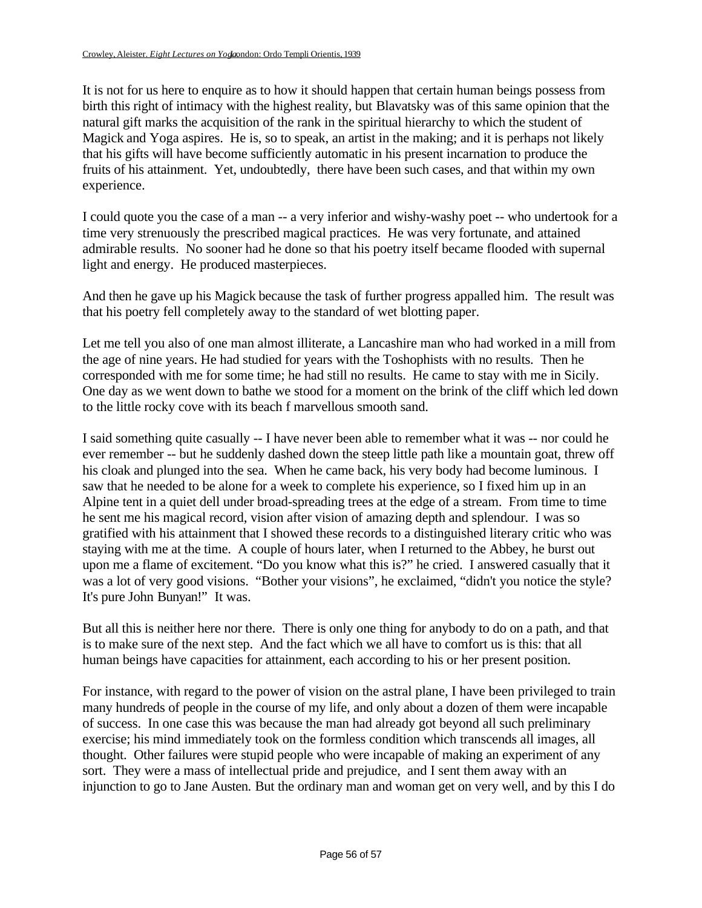It is not for us here to enquire as to how it should happen that certain human beings possess from birth this right of intimacy with the highest reality, but Blavatsky was of this same opinion that the natural gift marks the acquisition of the rank in the spiritual hierarchy to which the student of Magick and Yoga aspires. He is, so to speak, an artist in the making; and it is perhaps not likely that his gifts will have become sufficiently automatic in his present incarnation to produce the fruits of his attainment. Yet, undoubtedly, there have been such cases, and that within my own experience.

I could quote you the case of a man -- a very inferior and wishy-washy poet -- who undertook for a time very strenuously the prescribed magical practices. He was very fortunate, and attained admirable results. No sooner had he done so that his poetry itself became flooded with supernal light and energy. He produced masterpieces.

And then he gave up his Magick because the task of further progress appalled him. The result was that his poetry fell completely away to the standard of wet blotting paper.

Let me tell you also of one man almost illiterate, a Lancashire man who had worked in a mill from the age of nine years. He had studied for years with the Toshophists with no results. Then he corresponded with me for some time; he had still no results. He came to stay with me in Sicily. One day as we went down to bathe we stood for a moment on the brink of the cliff which led down to the little rocky cove with its beach f marvellous smooth sand.

I said something quite casually -- I have never been able to remember what it was -- nor could he ever remember -- but he suddenly dashed down the steep little path like a mountain goat, threw off his cloak and plunged into the sea. When he came back, his very body had become luminous. I saw that he needed to be alone for a week to complete his experience, so I fixed him up in an Alpine tent in a quiet dell under broad-spreading trees at the edge of a stream. From time to time he sent me his magical record, vision after vision of amazing depth and splendour. I was so gratified with his attainment that I showed these records to a distinguished literary critic who was staying with me at the time. A couple of hours later, when I returned to the Abbey, he burst out upon me a flame of excitement. "Do you know what this is?" he cried. I answered casually that it was a lot of very good visions. "Bother your visions", he exclaimed, "didn't you notice the style? It's pure John Bunyan!" It was.

But all this is neither here nor there. There is only one thing for anybody to do on a path, and that is to make sure of the next step. And the fact which we all have to comfort us is this: that all human beings have capacities for attainment, each according to his or her present position.

For instance, with regard to the power of vision on the astral plane, I have been privileged to train many hundreds of people in the course of my life, and only about a dozen of them were incapable of success. In one case this was because the man had already got beyond all such preliminary exercise; his mind immediately took on the formless condition which transcends all images, all thought. Other failures were stupid people who were incapable of making an experiment of any sort. They were a mass of intellectual pride and prejudice, and I sent them away with an injunction to go to Jane Austen. But the ordinary man and woman get on very well, and by this I do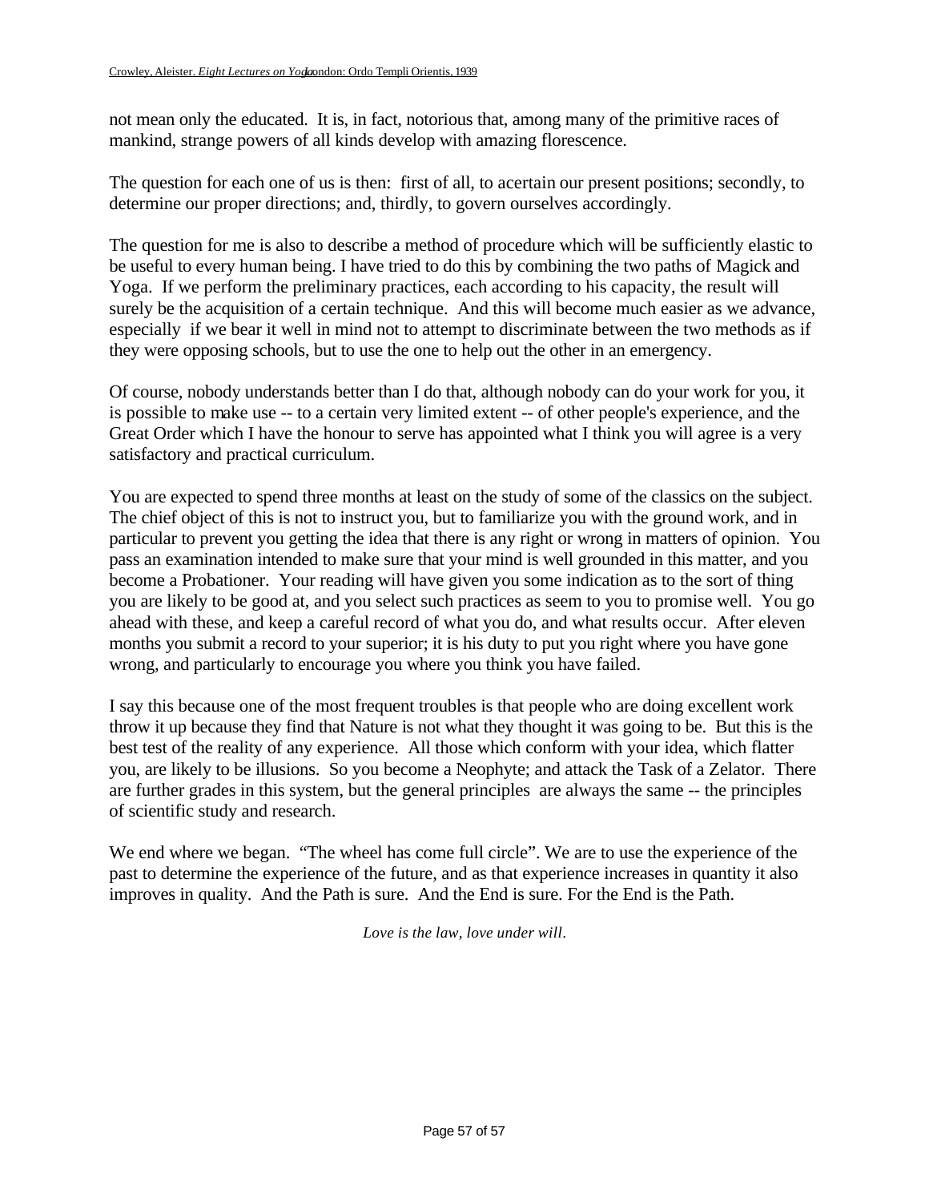not mean only the educated. It is, in fact, notorious that, among many of the primitive races of mankind, strange powers of all kinds develop with amazing florescence.

The question for each one of us is then: first of all, to acertain our present positions; secondly, to determine our proper directions; and, thirdly, to govern ourselves accordingly.

The question for me is also to describe a method of procedure which will be sufficiently elastic to be useful to every human being. I have tried to do this by combining the two paths of Magick and Yoga. If we perform the preliminary practices, each according to his capacity, the result will surely be the acquisition of a certain technique. And this will become much easier as we advance, especially if we bear it well in mind not to attempt to discriminate between the two methods as if they were opposing schools, but to use the one to help out the other in an emergency.

Of course, nobody understands better than I do that, although nobody can do your work for you, it is possible to make use -- to a certain very limited extent -- of other people's experience, and the Great Order which I have the honour to serve has appointed what I think you will agree is a very satisfactory and practical curriculum.

You are expected to spend three months at least on the study of some of the classics on the subject. The chief object of this is not to instruct you, but to familiarize you with the ground work, and in particular to prevent you getting the idea that there is any right or wrong in matters of opinion. You pass an examination intended to make sure that your mind is well grounded in this matter, and you become a Probationer. Your reading will have given you some indication as to the sort of thing you are likely to be good at, and you select such practices as seem to you to promise well. You go ahead with these, and keep a careful record of what you do, and what results occur. After eleven months you submit a record to your superior; it is his duty to put you right where you have gone wrong, and particularly to encourage you where you think you have failed.

I say this because one of the most frequent troubles is that people who are doing excellent work throw it up because they find that Nature is not what they thought it was going to be. But this is the best test of the reality of any experience. All those which conform with your idea, which flatter you, are likely to be illusions. So you become a Neophyte; and attack the Task of a Zelator. There are further grades in this system, but the general principles are always the same -- the principles of scientific study and research.

We end where we began. "The wheel has come full circle". We are to use the experience of the past to determine the experience of the future, and as that experience increases in quantity it also improves in quality. And the Path is sure. And the End is sure. For the End is the Path.

*Love is the law, love under will.*